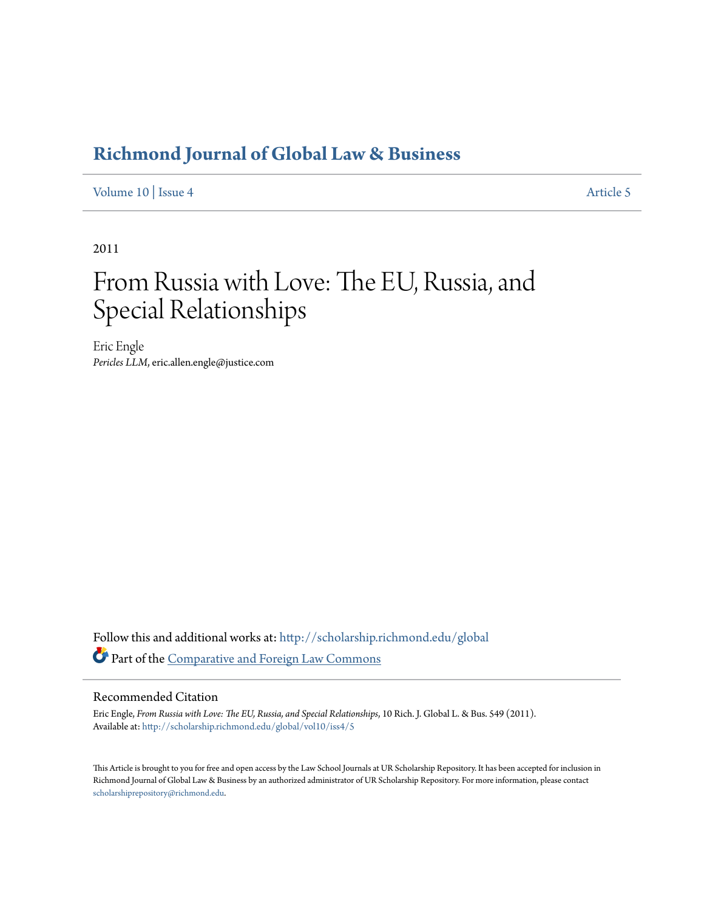# Richmond Journal of Global Law & Business

Volume 10 | Issue 4 Article 5

2011

# From Russia with Love: The EU, Russia, and Special Relationships

Eric Engle
*Pericles LLM*, eric.allen.engle@justice.com

Follow this and additional works at: http://scholarship.richmond.edu/global

Part of the Comparative and Foreign Law Commons

## Recommended Citation

Eric Engle, *From Russia with Love: The EU, Russia, and Special Relationships*, 10 Rich. J. Global L. & Bus. 549 (2011).
Available at: http://scholarship.richmond.edu/global/vol10/iss4/5

This Article is brought to you for free and open access by the Law School Journals at UR Scholarship Repository. It has been accepted for inclusion in Richmond Journal of Global Law & Business by an authorized administrator of UR Scholarship Repository. For more information, please contact scholarshiprepository@richmond.edu.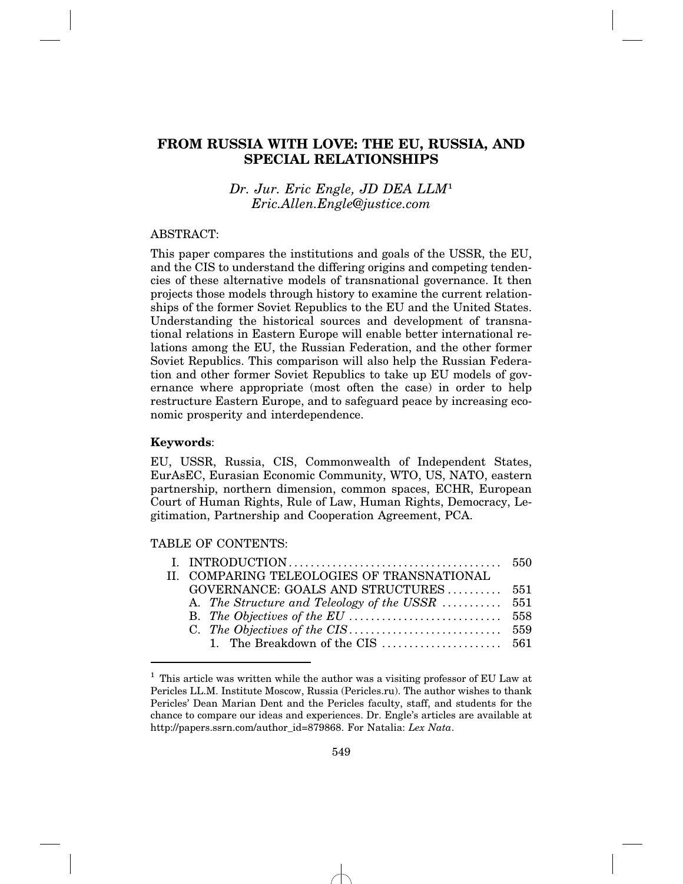# FROM RUSSIA WITH LOVE: THE EU, RUSSIA, AND SPECIAL RELATIONSHIPS

*Dr. Jur. Eric Engle, JD DEA LLM*[1]
*Eric.Allen.Engle@justice.com*

ABSTRACT:

This paper compares the institutions and goals of the USSR, the EU, and the CIS to understand the differing origins and competing tendencies of these alternative models of transnational governance. It then projects those models through history to examine the current relationships of the former Soviet Republics to the EU and the United States. Understanding the historical sources and development of transnational relations in Eastern Europe will enable better international relations among the EU, the Russian Federation, and the other former Soviet Republics. This comparison will also help the Russian Federation and other former Soviet Republics to take up EU models of governance where appropriate (most often the case) in order to help restructure Eastern Europe, and to safeguard peace by increasing economic prosperity and interdependence.

**Keywords**:

EU, USSR, Russia, CIS, Commonwealth of Independent States, EurAsEC, Eurasian Economic Community, WTO, US, NATO, eastern partnership, northern dimension, common spaces, ECHR, European Court of Human Rights, Rule of Law, Human Rights, Democracy, Legitimation, Partnership and Cooperation Agreement, PCA.

TABLE OF CONTENTS:

- I. INTRODUCTION .......................................... 550
- II. COMPARING TELEOLOGIES OF TRANSNATIONAL GOVERNANCE: GOALS AND STRUCTURES .......... 551
  - A. *The Structure and Teleology of the USSR* ........... 551
  - B. *The Objectives of the EU* ............................ 558
  - C. *The Objectives of the CIS* ............................ 559
    - 1. The Breakdown of the CIS ...................... 561

---

[1] This article was written while the author was a visiting professor of EU Law at Pericles LL.M. Institute Moscow, Russia (Pericles.ru). The author wishes to thank Pericles' Dean Marian Dent and the Pericles faculty, staff, and students for the chance to compare our ideas and experiences. Dr. Engle's articles are available at http://papers.ssrn.com/author_id=879868. For Natalia: *Lex Nata*.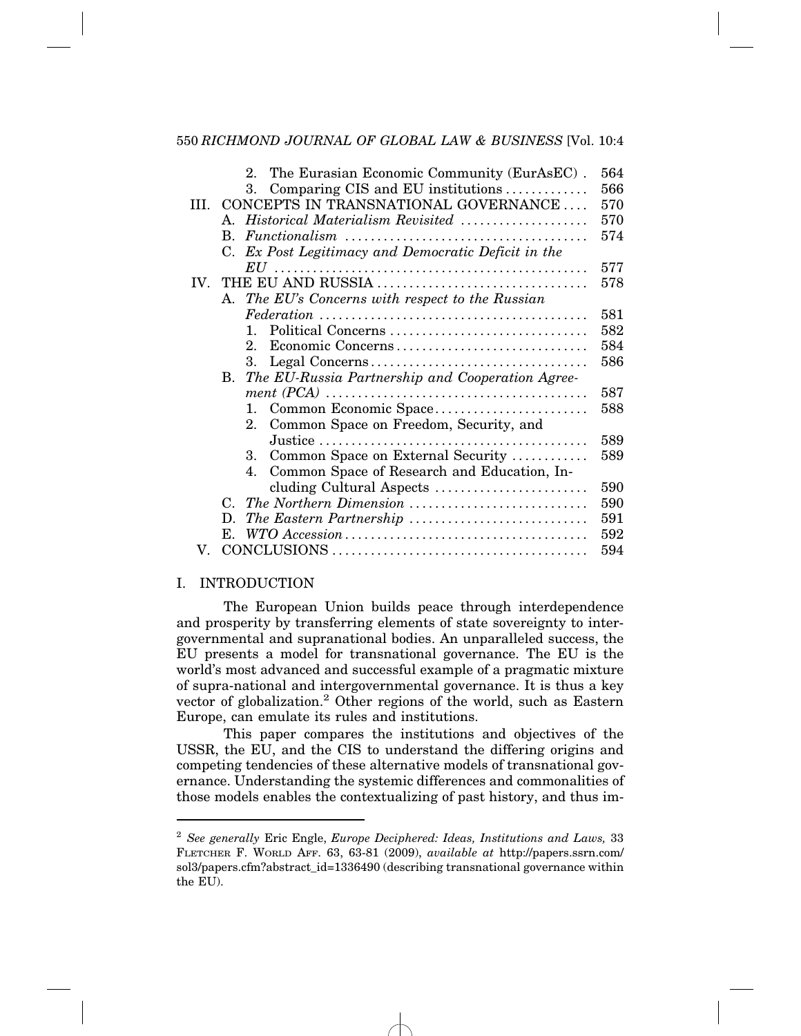| | | | |
|---|---|---|---|
| | | 2. The Eurasian Economic Community (EurAsEC) | 564 |
| | | 3. Comparing CIS and EU institutions | 566 |
| III. | CONCEPTS IN TRANSNATIONAL GOVERNANCE | | 570 |
| | A. *Historical Materialism Revisited* | | 570 |
| | B. *Functionalism* | | 574 |
| | C. *Ex Post Legitimacy and Democratic Deficit in the EU* | | 577 |
| IV. | THE EU AND RUSSIA | | 578 |
| | A. *The EU's Concerns with respect to the Russian Federation* | | 581 |
| | | 1. Political Concerns | 582 |
| | | 2. Economic Concerns | 584 |
| | | 3. Legal Concerns | 586 |
| | B. *The EU-Russia Partnership and Cooperation Agreement (PCA)* | | 587 |
| | | 1. Common Economic Space | 588 |
| | | 2. Common Space on Freedom, Security, and Justice | 589 |
| | | 3. Common Space on External Security | 589 |
| | | 4. Common Space of Research and Education, Including Cultural Aspects | 590 |
| | C. *The Northern Dimension* | | 590 |
| | D. *The Eastern Partnership* | | 591 |
| | E. *WTO Accession* | | 592 |
| V. | CONCLUSIONS | | 594 |

## I. INTRODUCTION

The European Union builds peace through interdependence and prosperity by transferring elements of state sovereignty to intergovernmental and supranational bodies. An unparalleled success, the EU presents a model for transnational governance. The EU is the world's most advanced and successful example of a pragmatic mixture of supra-national and intergovernmental governance. It is thus a key vector of globalization.[2] Other regions of the world, such as Eastern Europe, can emulate its rules and institutions.

This paper compares the institutions and objectives of the USSR, the EU, and the CIS to understand the differing origins and competing tendencies of these alternative models of transnational governance. Understanding the systemic differences and commonalities of those models enables the contextualizing of past history, and thus im-

---

[2] *See generally* Eric Engle, *Europe Deciphered: Ideas, Institutions and Laws,* 33 FLETCHER F. WORLD AFF. 63, 63-81 (2009), *available at* http://papers.ssrn.com/sol3/papers.cfm?abstract_id=1336490 (describing transnational governance within the EU).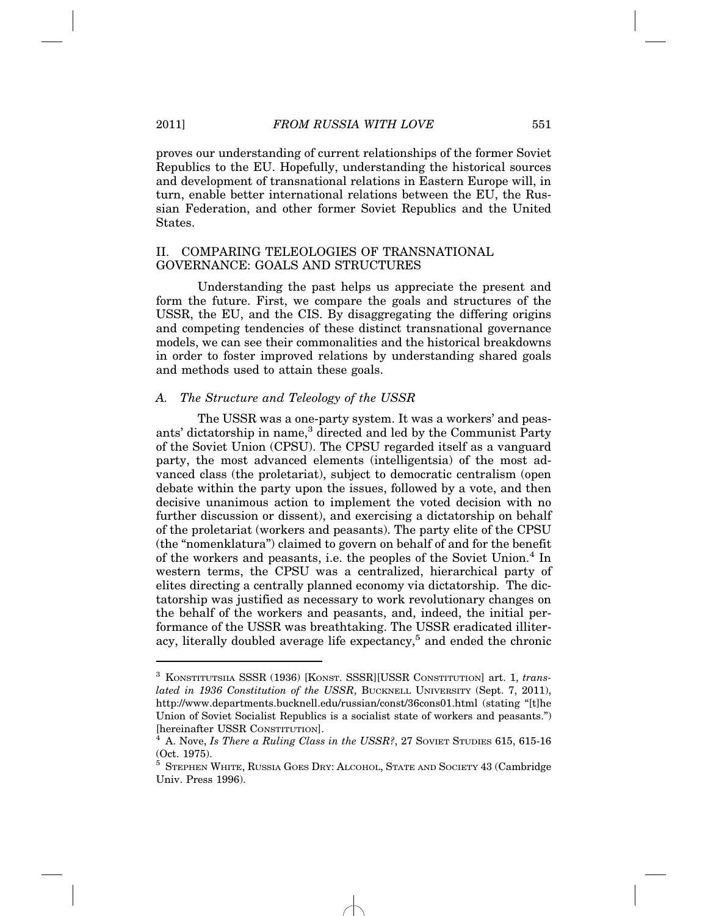proves our understanding of current relationships of the former Soviet Republics to the EU. Hopefully, understanding the historical sources and development of transnational relations in Eastern Europe will, in turn, enable better international relations between the EU, the Russian Federation, and other former Soviet Republics and the United States.

## II. COMPARING TELEOLOGIES OF TRANSNATIONAL GOVERNANCE: GOALS AND STRUCTURES

Understanding the past helps us appreciate the present and form the future. First, we compare the goals and structures of the USSR, the EU, and the CIS. By disaggregating the differing origins and competing tendencies of these distinct transnational governance models, we can see their commonalities and the historical breakdowns in order to foster improved relations by understanding shared goals and methods used to attain these goals.

### *A. The Structure and Teleology of the USSR*

The USSR was a one-party system. It was a workers' and peasants' dictatorship in name,[3] directed and led by the Communist Party of the Soviet Union (CPSU). The CPSU regarded itself as a vanguard party, the most advanced elements (intelligentsia) of the most advanced class (the proletariat), subject to democratic centralism (open debate within the party upon the issues, followed by a vote, and then decisive unanimous action to implement the voted decision with no further discussion or dissent), and exercising a dictatorship on behalf of the proletariat (workers and peasants). The party elite of the CPSU (the "nomenklatura") claimed to govern on behalf of and for the benefit of the workers and peasants, i.e. the peoples of the Soviet Union.[4] In western terms, the CPSU was a centralized, hierarchical party of elites directing a centrally planned economy via dictatorship. The dictatorship was justified as necessary to work revolutionary changes on the behalf of the workers and peasants, and, indeed, the initial performance of the USSR was breathtaking. The USSR eradicated illiteracy, literally doubled average life expectancy,[5] and ended the chronic

---

[3] KONSTITUTSIIA SSSR (1936) [KONST. SSSR][USSR CONSTITUTION] art. 1, *translated in 1936 Constitution of the USSR*, BUCKNELL UNIVERSITY (Sept. 7, 2011), http://www.departments.bucknell.edu/russian/const/36cons01.html (stating "[t]he Union of Soviet Socialist Republics is a socialist state of workers and peasants.") [hereinafter USSR CONSTITUTION].

[4] A. Nove, *Is There a Ruling Class in the USSR?*, 27 SOVIET STUDIES 615, 615-16 (Oct. 1975).

[5] STEPHEN WHITE, RUSSIA GOES DRY: ALCOHOL, STATE AND SOCIETY 43 (Cambridge Univ. Press 1996).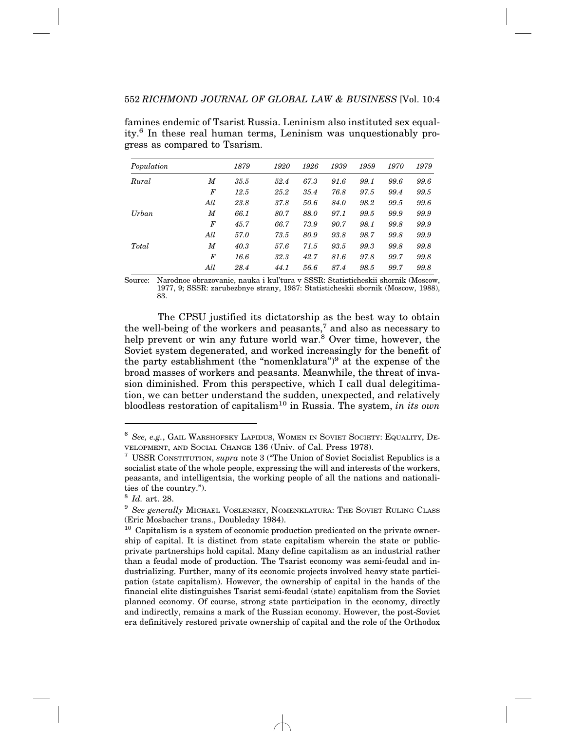famines endemic of Tsarist Russia. Leninism also instituted sex equality.[6] In these real human terms, Leninism was unquestionably progress as compared to Tsarism.

| *Population* | | *1879* | *1920* | *1926* | *1939* | *1959* | *1970* | *1979* |
|---|---|---|---|---|---|---|---|---|
| *Rural* | *M* | *35.5* | *52.4* | *67.3* | *91.6* | *99.1* | *99.6* | *99.6* |
| | *F* | *12.5* | *25.2* | *35.4* | *76.8* | *97.5* | *99.4* | *99.5* |
| | *All* | *23.8* | *37.8* | *50.6* | *84.0* | *98.2* | *99.5* | *99.6* |
| *Urban* | *M* | *66.1* | *80.7* | *88.0* | *97.1* | *99.5* | *99.9* | *99.9* |
| | *F* | *45.7* | *66.7* | *73.9* | *90.7* | *98.1* | *99.8* | *99.9* |
| | *All* | *57.0* | *73.5* | *80.9* | *93.8* | *98.7* | *99.8* | *99.9* |
| *Total* | *M* | *40.3* | *57.6* | *71.5* | *93.5* | *99.3* | *99.8* | *99.8* |
| | *F* | *16.6* | *32.3* | *42.7* | *81.6* | *97.8* | *99.7* | *99.8* |
| | *All* | *28.4* | *44.1* | *56.6* | *87.4* | *98.5* | *99.7* | *99.8* |

Source: Narodnoe obrazovanie, nauka i kul'tura v SSSR: Statisticheskii shornik (Moscow, 1977, 9; SSSR: zarubezbnye strany, 1987: Statisticheskii sbornik (Moscow, 1988), 83.

The CPSU justified its dictatorship as the best way to obtain the well-being of the workers and peasants,[7] and also as necessary to help prevent or win any future world war.[8] Over time, however, the Soviet system degenerated, and worked increasingly for the benefit of the party establishment (the "nomenklatura")[9] at the expense of the broad masses of workers and peasants. Meanwhile, the threat of invasion diminished. From this perspective, which I call dual delegitimation, we can better understand the sudden, unexpected, and relatively bloodless restoration of capitalism[10] in Russia. The system, *in its own*

---

[6] *See, e.g.*, GAIL WARSHOFSKY LAPIDUS, WOMEN IN SOVIET SOCIETY: EQUALITY, DEVELOPMENT, AND SOCIAL CHANGE 136 (Univ. of Cal. Press 1978).

[7] USSR CONSTITUTION, *supra* note 3 ("The Union of Soviet Socialist Republics is a socialist state of the whole people, expressing the will and interests of the workers, peasants, and intelligentsia, the working people of all the nations and nationalities of the country.").

[8] *Id.* art. 28.

[9] *See generally* MICHAEL VOSLENSKY, NOMENKLATURA: THE SOVIET RULING CLASS (Eric Mosbacher trans., Doubleday 1984).

[10] Capitalism is a system of economic production predicated on the private ownership of capital. It is distinct from state capitalism wherein the state or public-private partnerships hold capital. Many define capitalism as an industrial rather than a feudal mode of production. The Tsarist economy was semi-feudal and industrializing. Further, many of its economic projects involved heavy state participation (state capitalism). However, the ownership of capital in the hands of the financial elite distinguishes Tsarist semi-feudal (state) capitalism from the Soviet planned economy. Of course, strong state participation in the economy, directly and indirectly, remains a mark of the Russian economy. However, the post-Soviet era definitively restored private ownership of capital and the role of the Orthodox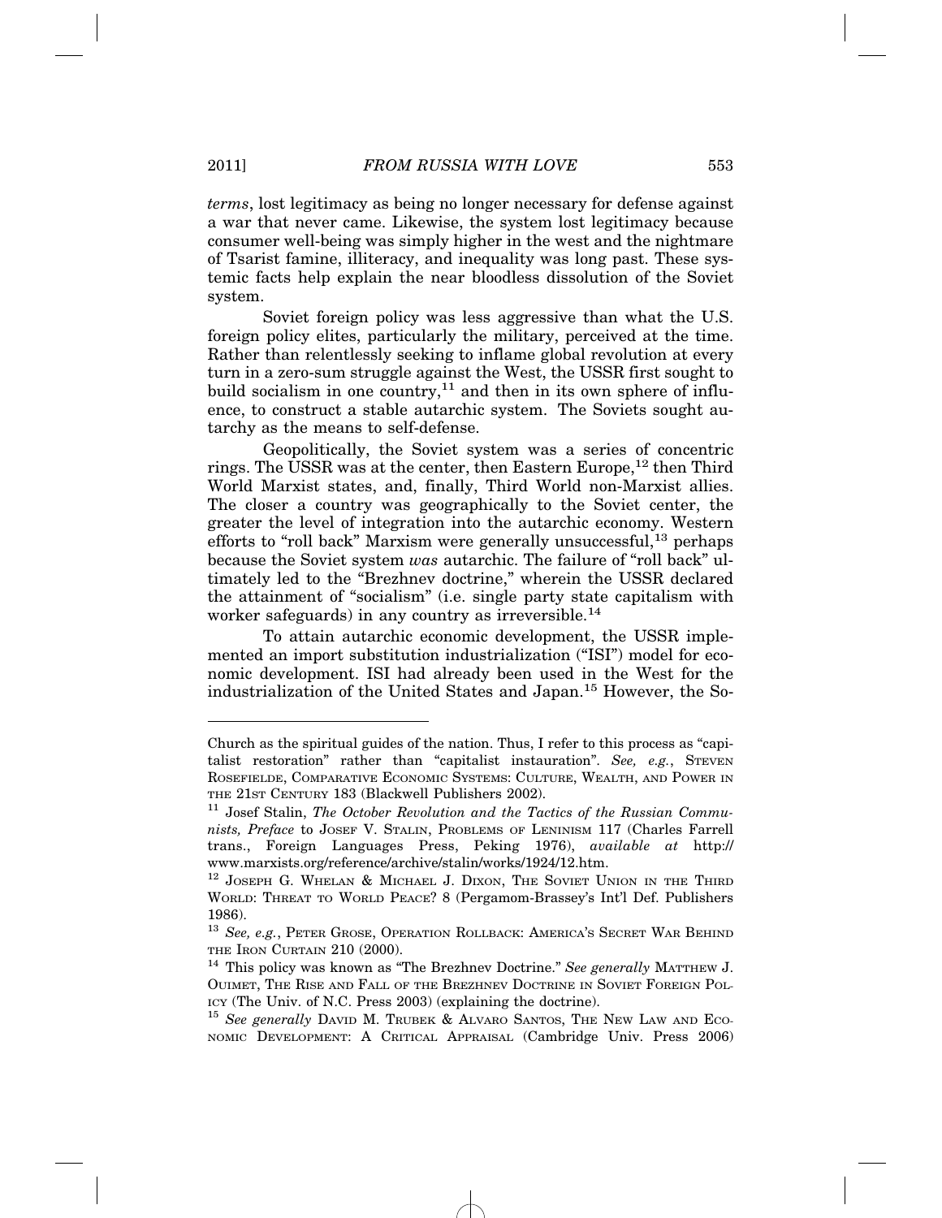*terms*, lost legitimacy as being no longer necessary for defense against a war that never came. Likewise, the system lost legitimacy because consumer well-being was simply higher in the west and the nightmare of Tsarist famine, illiteracy, and inequality was long past. These systemic facts help explain the near bloodless dissolution of the Soviet system.

Soviet foreign policy was less aggressive than what the U.S. foreign policy elites, particularly the military, perceived at the time. Rather than relentlessly seeking to inflame global revolution at every turn in a zero-sum struggle against the West, the USSR first sought to build socialism in one country,[11] and then in its own sphere of influence, to construct a stable autarchic system. The Soviets sought autarchy as the means to self-defense.

Geopolitically, the Soviet system was a series of concentric rings. The USSR was at the center, then Eastern Europe,[12] then Third World Marxist states, and, finally, Third World non-Marxist allies. The closer a country was geographically to the Soviet center, the greater the level of integration into the autarchic economy. Western efforts to "roll back" Marxism were generally unsuccessful,[13] perhaps because the Soviet system *was* autarchic. The failure of "roll back" ultimately led to the "Brezhnev doctrine," wherein the USSR declared the attainment of "socialism" (i.e. single party state capitalism with worker safeguards) in any country as irreversible.[14]

To attain autarchic economic development, the USSR implemented an import substitution industrialization ("ISI") model for economic development. ISI had already been used in the West for the industrialization of the United States and Japan.[15] However, the So-

---

Church as the spiritual guides of the nation. Thus, I refer to this process as "capitalist restoration" rather than "capitalist instauration". *See, e.g.*, STEVEN ROSEFIELDE, COMPARATIVE ECONOMIC SYSTEMS: CULTURE, WEALTH, AND POWER IN THE 21ST CENTURY 183 (Blackwell Publishers 2002).

[11] Josef Stalin, *The October Revolution and the Tactics of the Russian Communists, Preface* to JOSEF V. STALIN, PROBLEMS OF LENINISM 117 (Charles Farrell trans., Foreign Languages Press, Peking 1976), *available at* http://www.marxists.org/reference/archive/stalin/works/1924/12.htm.

[12] JOSEPH G. WHELAN & MICHAEL J. DIXON, THE SOVIET UNION IN THE THIRD WORLD: THREAT TO WORLD PEACE? 8 (Pergamom-Brassey's Int'l Def. Publishers 1986).

[13] *See, e.g.*, PETER GROSE, OPERATION ROLLBACK: AMERICA'S SECRET WAR BEHIND THE IRON CURTAIN 210 (2000).

[14] This policy was known as "The Brezhnev Doctrine." *See generally* MATTHEW J. OUIMET, THE RISE AND FALL OF THE BREZHNEV DOCTRINE IN SOVIET FOREIGN POLICY (The Univ. of N.C. Press 2003) (explaining the doctrine).

[15] *See generally* DAVID M. TRUBEK & ALVARO SANTOS, THE NEW LAW AND ECONOMIC DEVELOPMENT: A CRITICAL APPRAISAL (Cambridge Univ. Press 2006)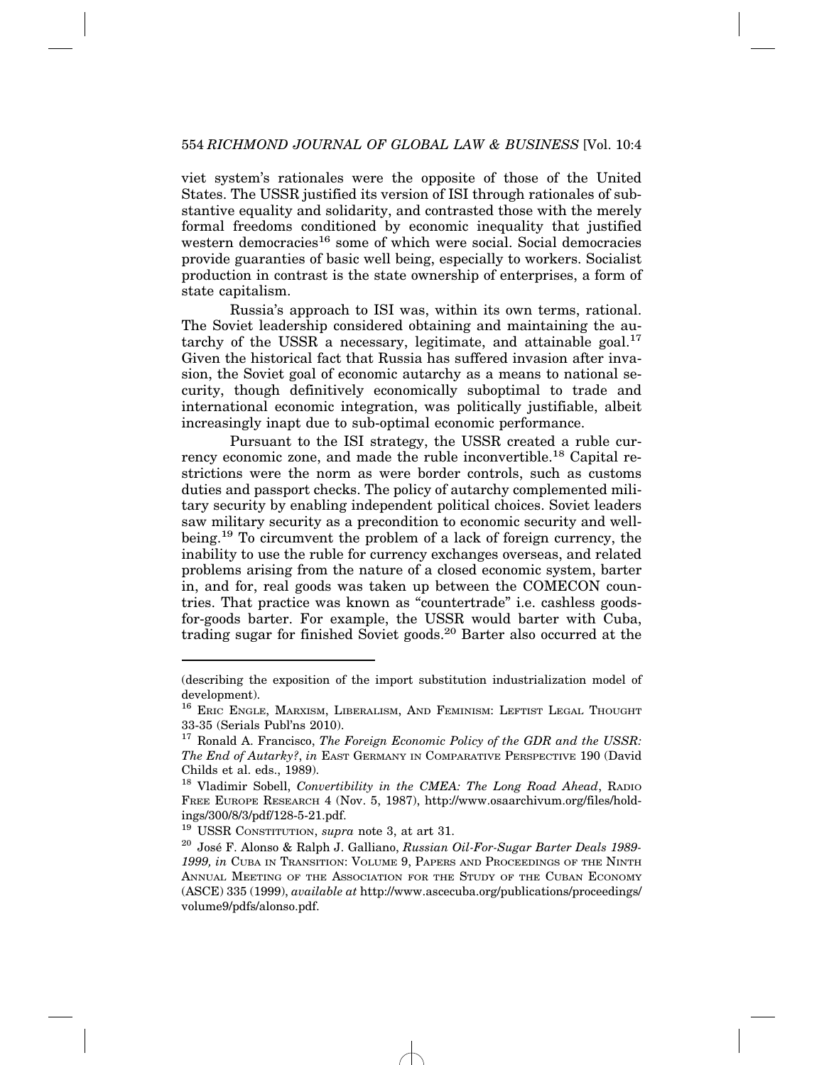viet system's rationales were the opposite of those of the United States. The USSR justified its version of ISI through rationales of substantive equality and solidarity, and contrasted those with the merely formal freedoms conditioned by economic inequality that justified western democracies[16] some of which were social. Social democracies provide guaranties of basic well being, especially to workers. Socialist production in contrast is the state ownership of enterprises, a form of state capitalism.

Russia's approach to ISI was, within its own terms, rational. The Soviet leadership considered obtaining and maintaining the autarchy of the USSR a necessary, legitimate, and attainable goal.[17] Given the historical fact that Russia has suffered invasion after invasion, the Soviet goal of economic autarchy as a means to national security, though definitively economically suboptimal to trade and international economic integration, was politically justifiable, albeit increasingly inapt due to sub-optimal economic performance.

Pursuant to the ISI strategy, the USSR created a ruble currency economic zone, and made the ruble inconvertible.[18] Capital restrictions were the norm as were border controls, such as customs duties and passport checks. The policy of autarchy complemented military security by enabling independent political choices. Soviet leaders saw military security as a precondition to economic security and wellbeing.[19] To circumvent the problem of a lack of foreign currency, the inability to use the ruble for currency exchanges overseas, and related problems arising from the nature of a closed economic system, barter in, and for, real goods was taken up between the COMECON countries. That practice was known as "countertrade" i.e. cashless goods-for-goods barter. For example, the USSR would barter with Cuba, trading sugar for finished Soviet goods.[20] Barter also occurred at the

---

(describing the exposition of the import substitution industrialization model of development).

[16] ERIC ENGLE, MARXISM, LIBERALISM, AND FEMINISM: LEFTIST LEGAL THOUGHT 33-35 (Serials Publ'ns 2010).

[17] Ronald A. Francisco, *The Foreign Economic Policy of the GDR and the USSR: The End of Autarky?*, *in* EAST GERMANY IN COMPARATIVE PERSPECTIVE 190 (David Childs et al. eds., 1989).

[18] Vladimir Sobell, *Convertibility in the CMEA: The Long Road Ahead*, RADIO FREE EUROPE RESEARCH 4 (Nov. 5, 1987), http://www.osaarchivum.org/files/holdings/300/8/3/pdf/128-5-21.pdf.

[19] USSR CONSTITUTION, *supra* note 3, at art 31.

[20] José F. Alonso & Ralph J. Galliano, *Russian Oil-For-Sugar Barter Deals 1989-1999, in* CUBA IN TRANSITION: VOLUME 9, PAPERS AND PROCEEDINGS OF THE NINTH ANNUAL MEETING OF THE ASSOCIATION FOR THE STUDY OF THE CUBAN ECONOMY (ASCE) 335 (1999), *available at* http://www.ascecuba.org/publications/proceedings/volume9/pdfs/alonso.pdf.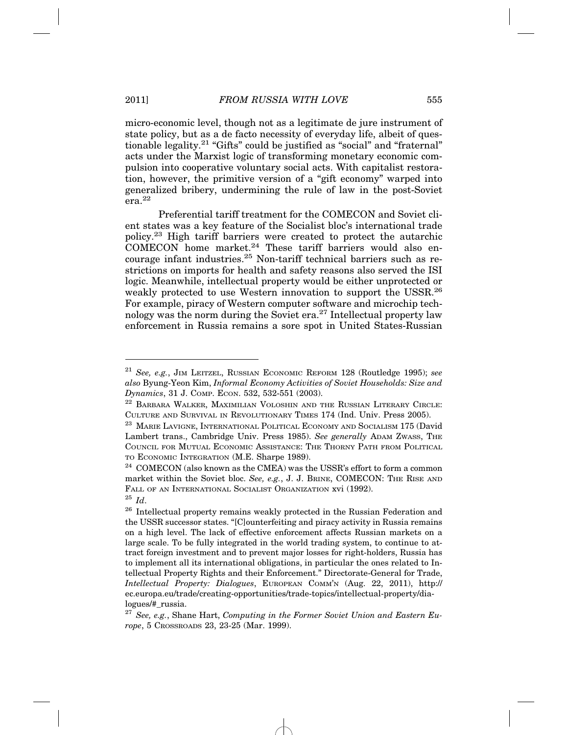micro-economic level, though not as a legitimate de jure instrument of state policy, but as a de facto necessity of everyday life, albeit of questionable legality.[21] "Gifts" could be justified as "social" and "fraternal" acts under the Marxist logic of transforming monetary economic compulsion into cooperative voluntary social acts. With capitalist restoration, however, the primitive version of a "gift economy" warped into generalized bribery, undermining the rule of law in the post-Soviet era.[22]

Preferential tariff treatment for the COMECON and Soviet client states was a key feature of the Socialist bloc's international trade policy.[23] High tariff barriers were created to protect the autarchic COMECON home market.[24] These tariff barriers would also encourage infant industries.[25] Non-tariff technical barriers such as restrictions on imports for health and safety reasons also served the ISI logic. Meanwhile, intellectual property would be either unprotected or weakly protected to use Western innovation to support the USSR.[26] For example, piracy of Western computer software and microchip technology was the norm during the Soviet era.[27] Intellectual property law enforcement in Russia remains a sore spot in United States-Russian

---

[21] *See, e.g.*, JIM LEITZEL, RUSSIAN ECONOMIC REFORM 128 (Routledge 1995); *see also* Byung-Yeon Kim, *Informal Economy Activities of Soviet Households: Size and Dynamics*, 31 J. COMP. ECON. 532, 532-551 (2003).

[22] BARBARA WALKER, MAXIMILIAN VOLOSHIN AND THE RUSSIAN LITERARY CIRCLE: CULTURE AND SURVIVAL IN REVOLUTIONARY TIMES 174 (Ind. Univ. Press 2005).

[23] MARIE LAVIGNE, INTERNATIONAL POLITICAL ECONOMY AND SOCIALISM 175 (David Lambert trans., Cambridge Univ. Press 1985). *See generally* ADAM ZWASS, THE COUNCIL FOR MUTUAL ECONOMIC ASSISTANCE: THE THORNY PATH FROM POLITICAL TO ECONOMIC INTEGRATION (M.E. Sharpe 1989).

[24] COMECON (also known as the CMEA) was the USSR's effort to form a common market within the Soviet bloc. *See, e.g.*, J. J. BRINE, COMECON: THE RISE AND FALL OF AN INTERNATIONAL SOCIALIST ORGANIZATION xvi (1992).

[25] *Id*.

[26] Intellectual property remains weakly protected in the Russian Federation and the USSR successor states. "[C]ounterfeiting and piracy activity in Russia remains on a high level. The lack of effective enforcement affects Russian markets on a large scale. To be fully integrated in the world trading system, to continue to attract foreign investment and to prevent major losses for right-holders, Russia has to implement all its international obligations, in particular the ones related to Intellectual Property Rights and their Enforcement." Directorate-General for Trade, *Intellectual Property: Dialogues*, EUROPEAN COMM'N (Aug. 22, 2011), http://ec.europa.eu/trade/creating-opportunities/trade-topics/intellectual-property/dialogues/#_russia.

[27] *See, e.g.*, Shane Hart, *Computing in the Former Soviet Union and Eastern Europe*, 5 CROSSROADS 23, 23-25 (Mar. 1999).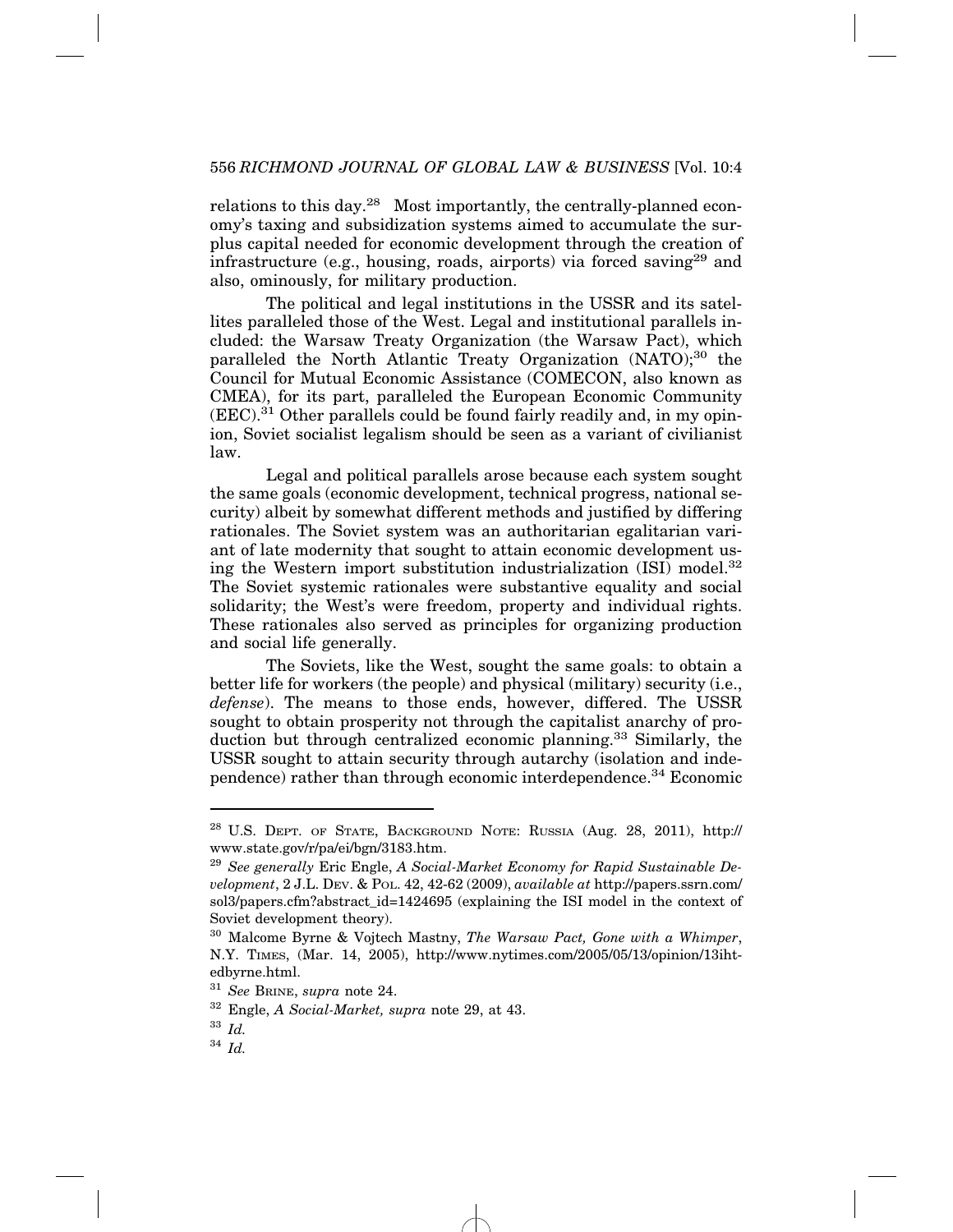relations to this day.[28] Most importantly, the centrally-planned economy's taxing and subsidization systems aimed to accumulate the surplus capital needed for economic development through the creation of infrastructure (e.g., housing, roads, airports) via forced saving[29] and also, ominously, for military production.

The political and legal institutions in the USSR and its satellites paralleled those of the West. Legal and institutional parallels included: the Warsaw Treaty Organization (the Warsaw Pact), which paralleled the North Atlantic Treaty Organization (NATO);[30] the Council for Mutual Economic Assistance (COMECON, also known as CMEA), for its part, paralleled the European Economic Community (EEC).[31] Other parallels could be found fairly readily and, in my opinion, Soviet socialist legalism should be seen as a variant of civilianist law.

Legal and political parallels arose because each system sought the same goals (economic development, technical progress, national security) albeit by somewhat different methods and justified by differing rationales. The Soviet system was an authoritarian egalitarian variant of late modernity that sought to attain economic development using the Western import substitution industrialization (ISI) model.[32] The Soviet systemic rationales were substantive equality and social solidarity; the West's were freedom, property and individual rights. These rationales also served as principles for organizing production and social life generally.

The Soviets, like the West, sought the same goals: to obtain a better life for workers (the people) and physical (military) security (i.e., *defense*). The means to those ends, however, differed. The USSR sought to obtain prosperity not through the capitalist anarchy of production but through centralized economic planning.[33] Similarly, the USSR sought to attain security through autarchy (isolation and independence) rather than through economic interdependence.[34] Economic

---

[28] U.S. DEPT. OF STATE, BACKGROUND NOTE: RUSSIA (Aug. 28, 2011), http://www.state.gov/r/pa/ei/bgn/3183.htm.

[29] *See generally* Eric Engle, *A Social-Market Economy for Rapid Sustainable Development*, 2 J.L. DEV. & POL. 42, 42-62 (2009), *available at* http://papers.ssrn.com/sol3/papers.cfm?abstract_id=1424695 (explaining the ISI model in the context of Soviet development theory).

[30] Malcome Byrne & Vojtech Mastny, *The Warsaw Pact, Gone with a Whimper*, N.Y. TIMES, (Mar. 14, 2005), http://www.nytimes.com/2005/05/13/opinion/13iht-edbyrne.html.

[31] *See* BRINE, *supra* note 24.

[32] Engle, *A Social-Market, supra* note 29, at 43.

[33] *Id.*

[34] *Id.*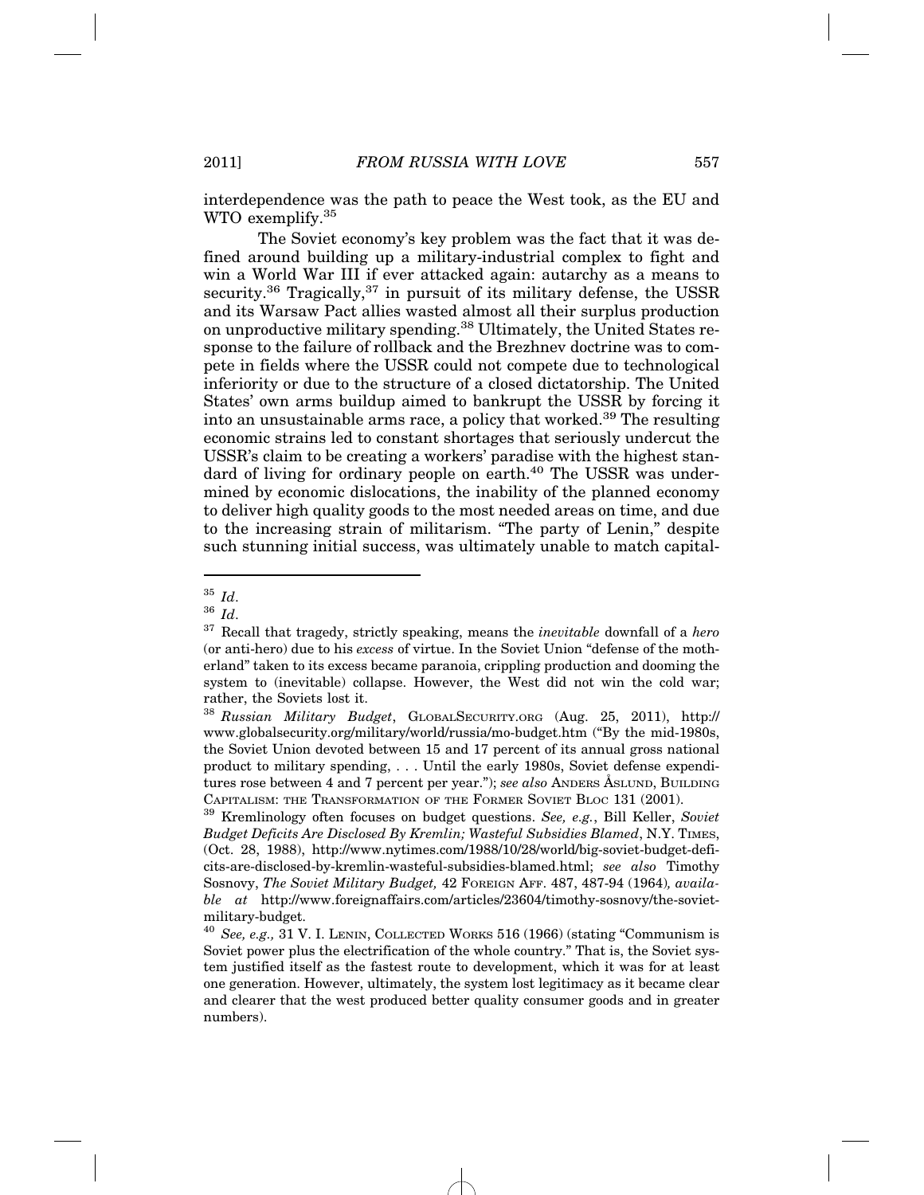interdependence was the path to peace the West took, as the EU and WTO exemplify.[35]

The Soviet economy's key problem was the fact that it was defined around building up a military-industrial complex to fight and win a World War III if ever attacked again: autarchy as a means to security.[36] Tragically,[37] in pursuit of its military defense, the USSR and its Warsaw Pact allies wasted almost all their surplus production on unproductive military spending.[38] Ultimately, the United States response to the failure of rollback and the Brezhnev doctrine was to compete in fields where the USSR could not compete due to technological inferiority or due to the structure of a closed dictatorship. The United States' own arms buildup aimed to bankrupt the USSR by forcing it into an unsustainable arms race, a policy that worked.[39] The resulting economic strains led to constant shortages that seriously undercut the USSR's claim to be creating a workers' paradise with the highest standard of living for ordinary people on earth.[40] The USSR was undermined by economic dislocations, the inability of the planned economy to deliver high quality goods to the most needed areas on time, and due to the increasing strain of militarism. "The party of Lenin," despite such stunning initial success, was ultimately unable to match capital-

---

[35] *Id*.

[36] *Id*.

[37] Recall that tragedy, strictly speaking, means the *inevitable* downfall of a *hero* (or anti-hero) due to his *excess* of virtue. In the Soviet Union "defense of the motherland" taken to its excess became paranoia, crippling production and dooming the system to (inevitable) collapse. However, the West did not win the cold war; rather, the Soviets lost it.

[38] *Russian Military Budget*, GLOBALSECURITY.ORG (Aug. 25, 2011), http://www.globalsecurity.org/military/world/russia/mo-budget.htm ("By the mid-1980s, the Soviet Union devoted between 15 and 17 percent of its annual gross national product to military spending, . . . Until the early 1980s, Soviet defense expenditures rose between 4 and 7 percent per year."); *see also* ANDERS ÅSLUND, BUILDING CAPITALISM: THE TRANSFORMATION OF THE FORMER SOVIET BLOC 131 (2001).

[39] Kremlinology often focuses on budget questions. *See, e.g.*, Bill Keller, *Soviet Budget Deficits Are Disclosed By Kremlin; Wasteful Subsidies Blamed*, N.Y. TIMES, (Oct. 28, 1988), http://www.nytimes.com/1988/10/28/world/big-soviet-budget-deficits-are-disclosed-by-kremlin-wasteful-subsidies-blamed.html; *see also* Timothy Sosnovy, *The Soviet Military Budget,* 42 FOREIGN AFF. 487, 487-94 (1964)*, available at* http://www.foreignaffairs.com/articles/23604/timothy-sosnovy/the-soviet-military-budget.

[40] *See, e.g.,* 31 V. I. LENIN, COLLECTED WORKS 516 (1966) (stating "Communism is Soviet power plus the electrification of the whole country." That is, the Soviet system justified itself as the fastest route to development, which it was for at least one generation. However, ultimately, the system lost legitimacy as it became clear and clearer that the west produced better quality consumer goods and in greater numbers).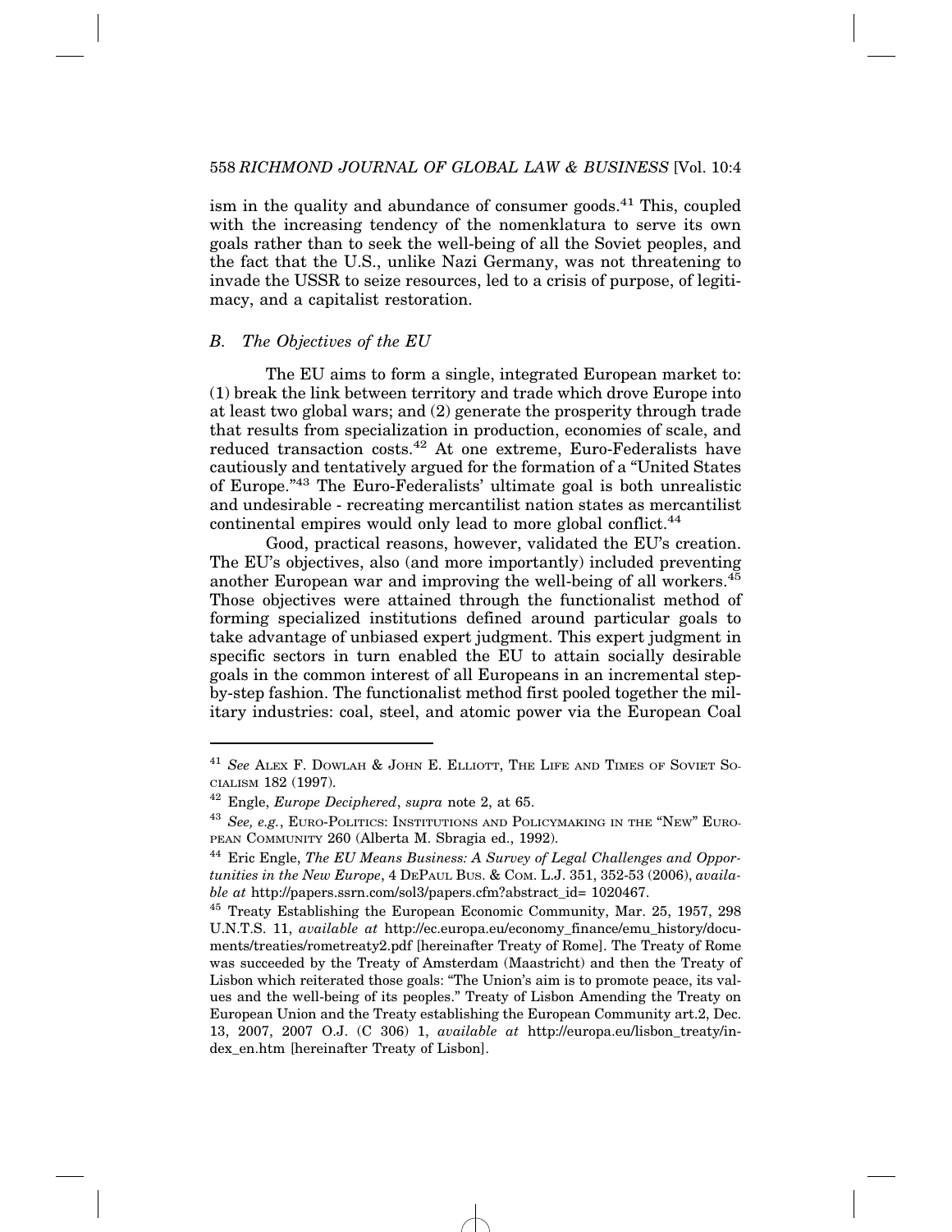ism in the quality and abundance of consumer goods.[41] This, coupled with the increasing tendency of the nomenklatura to serve its own goals rather than to seek the well-being of all the Soviet peoples, and the fact that the U.S., unlike Nazi Germany, was not threatening to invade the USSR to seize resources, led to a crisis of purpose, of legitimacy, and a capitalist restoration.

### *B. The Objectives of the EU*

The EU aims to form a single, integrated European market to: (1) break the link between territory and trade which drove Europe into at least two global wars; and (2) generate the prosperity through trade that results from specialization in production, economies of scale, and reduced transaction costs.[42] At one extreme, Euro-Federalists have cautiously and tentatively argued for the formation of a "United States of Europe."[43] The Euro-Federalists' ultimate goal is both unrealistic and undesirable - recreating mercantilist nation states as mercantilist continental empires would only lead to more global conflict.[44]

Good, practical reasons, however, validated the EU's creation. The EU's objectives, also (and more importantly) included preventing another European war and improving the well-being of all workers.[45] Those objectives were attained through the functionalist method of forming specialized institutions defined around particular goals to take advantage of unbiased expert judgment. This expert judgment in specific sectors in turn enabled the EU to attain socially desirable goals in the common interest of all Europeans in an incremental step-by-step fashion. The functionalist method first pooled together the military industries: coal, steel, and atomic power via the European Coal

---

[41] *See* Alex F. Dowlah & John E. Elliott, The Life and Times of Soviet Socialism 182 (1997).

[42] Engle, *Europe Deciphered*, *supra* note 2, at 65.

[43] *See, e.g.*, Euro-Politics: Institutions and Policymaking in the "New" European Community 260 (Alberta M. Sbragia ed., 1992).

[44] Eric Engle, *The EU Means Business: A Survey of Legal Challenges and Opportunities in the New Europe*, 4 DePaul Bus. & Com. L.J. 351, 352-53 (2006), *available at* http://papers.ssrn.com/sol3/papers.cfm?abstract_id= 1020467.

[45] Treaty Establishing the European Economic Community, Mar. 25, 1957, 298 U.N.T.S. 11, *available at* http://ec.europa.eu/economy_finance/emu_history/documents/treaties/rometreaty2.pdf [hereinafter Treaty of Rome]. The Treaty of Rome was succeeded by the Treaty of Amsterdam (Maastricht) and then the Treaty of Lisbon which reiterated those goals: "The Union's aim is to promote peace, its values and the well-being of its peoples." Treaty of Lisbon Amending the Treaty on European Union and the Treaty establishing the European Community art.2, Dec. 13, 2007, 2007 O.J. (C 306) 1, *available at* http://europa.eu/lisbon_treaty/index_en.htm [hereinafter Treaty of Lisbon].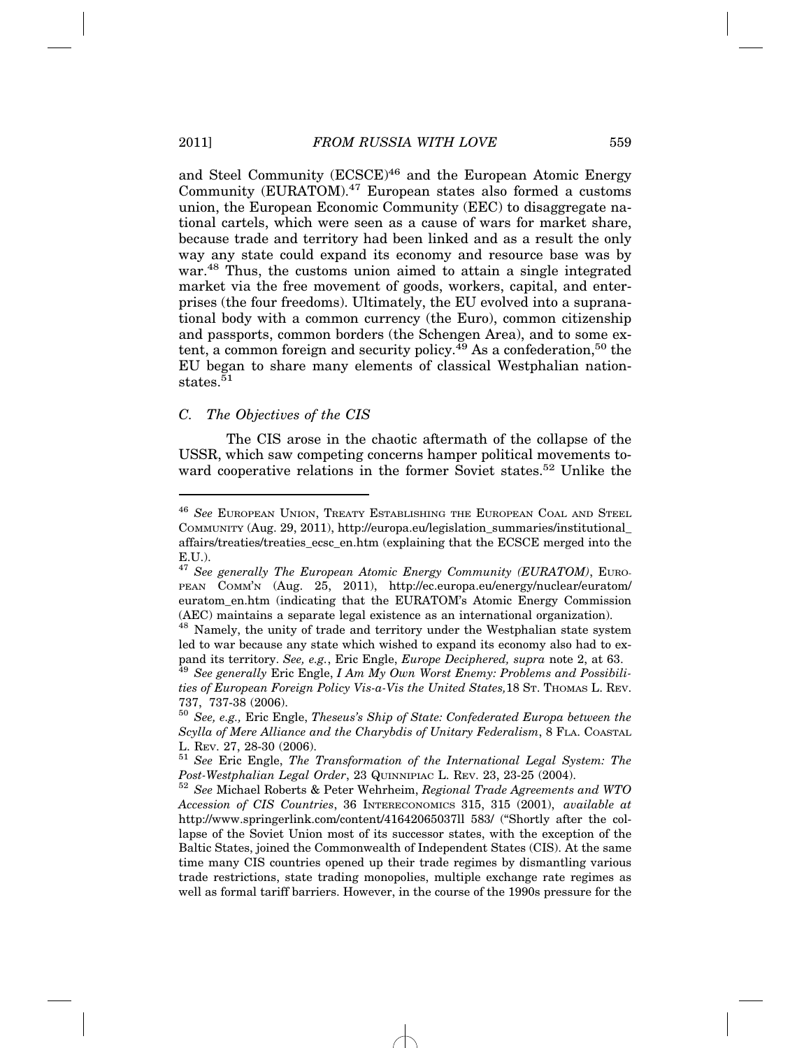and Steel Community (ECSCE)[46] and the European Atomic Energy Community (EURATOM).[47] European states also formed a customs union, the European Economic Community (EEC) to disaggregate national cartels, which were seen as a cause of wars for market share, because trade and territory had been linked and as a result the only way any state could expand its economy and resource base was by war.[48] Thus, the customs union aimed to attain a single integrated market via the free movement of goods, workers, capital, and enterprises (the four freedoms). Ultimately, the EU evolved into a supranational body with a common currency (the Euro), common citizenship and passports, common borders (the Schengen Area), and to some extent, a common foreign and security policy.[49] As a confederation,[50] the EU began to share many elements of classical Westphalian nation-states.[51]

### *C. The Objectives of the CIS*

The CIS arose in the chaotic aftermath of the collapse of the USSR, which saw competing concerns hamper political movements toward cooperative relations in the former Soviet states.[52] Unlike the

---

[46] *See* EUROPEAN UNION, TREATY ESTABLISHING THE EUROPEAN COAL AND STEEL COMMUNITY (Aug. 29, 2011), http://europa.eu/legislation_summaries/institutional_affairs/treaties/treaties_ecsc_en.htm (explaining that the ECSCE merged into the E.U.).

[47] *See generally The European Atomic Energy Community (EURATOM)*, EUROPEAN COMM'N (Aug. 25, 2011), http://ec.europa.eu/energy/nuclear/euratom/euratom_en.htm (indicating that the EURATOM's Atomic Energy Commission (AEC) maintains a separate legal existence as an international organization).

[48] Namely, the unity of trade and territory under the Westphalian state system led to war because any state which wished to expand its economy also had to expand its territory. *See, e.g.*, Eric Engle, *Europe Deciphered, supra* note 2, at 63.

[49] *See generally* Eric Engle, *I Am My Own Worst Enemy: Problems and Possibilities of European Foreign Policy Vis-a-Vis the United States,* 18 ST. THOMAS L. REV. 737, 737-38 (2006).

[50] *See, e.g.,* Eric Engle, *Theseus's Ship of State: Confederated Europa between the Scylla of Mere Alliance and the Charybdis of Unitary Federalism*, 8 FLA. COASTAL L. REV. 27, 28-30 (2006).

[51] *See* Eric Engle, *The Transformation of the International Legal System: The Post-Westphalian Legal Order*, 23 QUINNIPIAC L. REV. 23, 23-25 (2004).

[52] *See* Michael Roberts & Peter Wehrheim, *Regional Trade Agreements and WTO Accession of CIS Countries*, 36 INTERECONOMICS 315, 315 (2001), *available at* http://www.springerlink.com/content/41642065037ll 583/ ("Shortly after the collapse of the Soviet Union most of its successor states, with the exception of the Baltic States, joined the Commonwealth of Independent States (CIS). At the same time many CIS countries opened up their trade regimes by dismantling various trade restrictions, state trading monopolies, multiple exchange rate regimes as well as formal tariff barriers. However, in the course of the 1990s pressure for the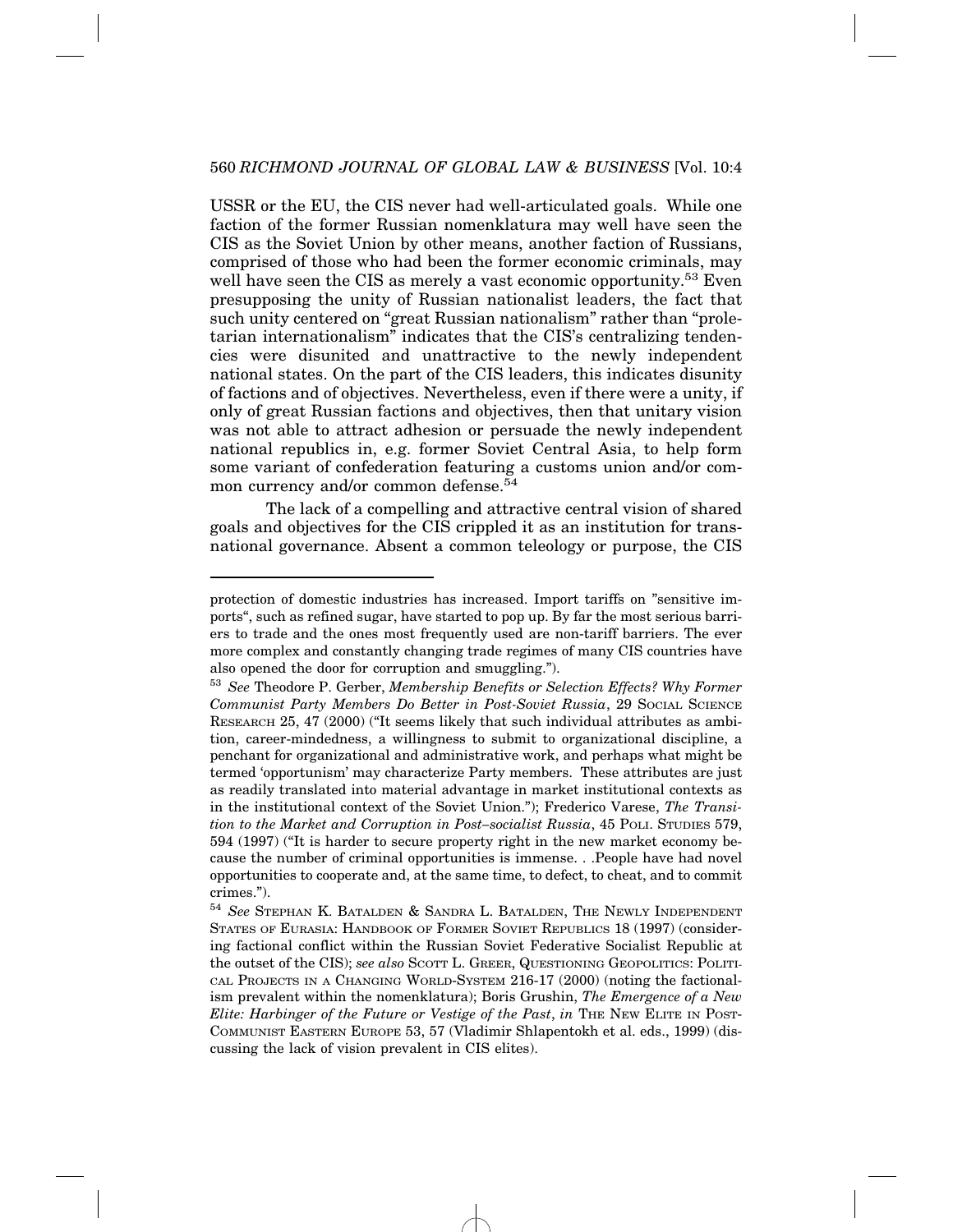USSR or the EU, the CIS never had well-articulated goals. While one faction of the former Russian nomenklatura may well have seen the CIS as the Soviet Union by other means, another faction of Russians, comprised of those who had been the former economic criminals, may well have seen the CIS as merely a vast economic opportunity.[53] Even presupposing the unity of Russian nationalist leaders, the fact that such unity centered on "great Russian nationalism" rather than "proletarian internationalism" indicates that the CIS's centralizing tendencies were disunited and unattractive to the newly independent national states. On the part of the CIS leaders, this indicates disunity of factions and of objectives. Nevertheless, even if there were a unity, if only of great Russian factions and objectives, then that unitary vision was not able to attract adhesion or persuade the newly independent national republics in, e.g. former Soviet Central Asia, to help form some variant of confederation featuring a customs union and/or common currency and/or common defense.[54]

The lack of a compelling and attractive central vision of shared goals and objectives for the CIS crippled it as an institution for transnational governance. Absent a common teleology or purpose, the CIS

---

protection of domestic industries has increased. Import tariffs on "sensitive imports", such as refined sugar, have started to pop up. By far the most serious barriers to trade and the ones most frequently used are non-tariff barriers. The ever more complex and constantly changing trade regimes of many CIS countries have also opened the door for corruption and smuggling.").

[53] *See* Theodore P. Gerber, *Membership Benefits or Selection Effects? Why Former Communist Party Members Do Better in Post-Soviet Russia*, 29 SOCIAL SCIENCE RESEARCH 25, 47 (2000) ("It seems likely that such individual attributes as ambition, career-mindedness, a willingness to submit to organizational discipline, a penchant for organizational and administrative work, and perhaps what might be termed 'opportunism' may characterize Party members. These attributes are just as readily translated into material advantage in market institutional contexts as in the institutional context of the Soviet Union."); Frederico Varese, *The Transition to the Market and Corruption in Post–socialist Russia*, 45 POLI. STUDIES 579, 594 (1997) ("It is harder to secure property right in the new market economy because the number of criminal opportunities is immense. . .People have had novel opportunities to cooperate and, at the same time, to defect, to cheat, and to commit crimes.").

[54] *See* STEPHAN K. BATALDEN & SANDRA L. BATALDEN, THE NEWLY INDEPENDENT STATES OF EURASIA: HANDBOOK OF FORMER SOVIET REPUBLICS 18 (1997) (considering factional conflict within the Russian Soviet Federative Socialist Republic at the outset of the CIS); *see also* SCOTT L. GREER, QUESTIONING GEOPOLITICS: POLITICAL PROJECTS IN A CHANGING WORLD-SYSTEM 216-17 (2000) (noting the factionalism prevalent within the nomenklatura); Boris Grushin, *The Emergence of a New Elite: Harbinger of the Future or Vestige of the Past*, *in* THE NEW ELITE IN POST-COMMUNIST EASTERN EUROPE 53, 57 (Vladimir Shlapentokh et al. eds., 1999) (discussing the lack of vision prevalent in CIS elites).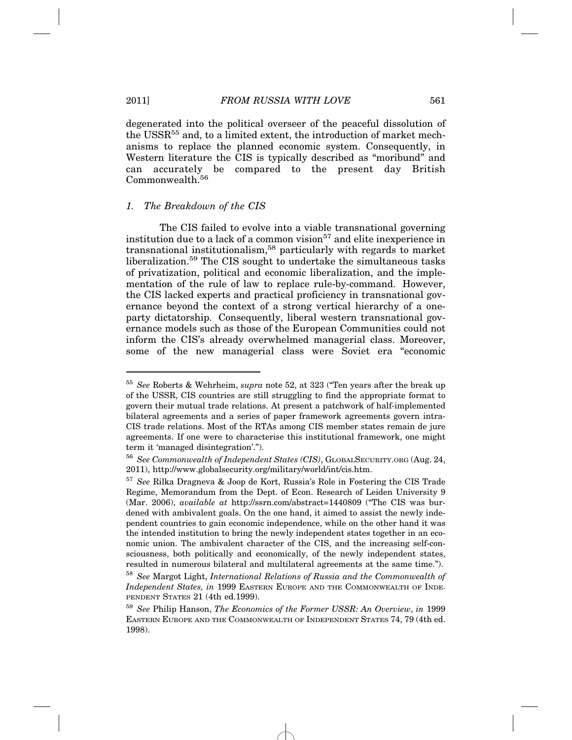degenerated into the political overseer of the peaceful dissolution of the USSR[55] and, to a limited extent, the introduction of market mechanisms to replace the planned economic system. Consequently, in Western literature the CIS is typically described as "moribund" and can accurately be compared to the present day British Commonwealth.[56]

### *1. The Breakdown of the CIS*

The CIS failed to evolve into a viable transnational governing institution due to a lack of a common vision[57] and elite inexperience in transnational institutionalism,[58] particularly with regards to market liberalization.[59] The CIS sought to undertake the simultaneous tasks of privatization, political and economic liberalization, and the implementation of the rule of law to replace rule-by-command. However, the CIS lacked experts and practical proficiency in transnational governance beyond the context of a strong vertical hierarchy of a one-party dictatorship. Consequently, liberal western transnational governance models such as those of the European Communities could not inform the CIS's already overwhelmed managerial class. Moreover, some of the new managerial class were Soviet era "economic

---

[55] *See* Roberts & Wehrheim, *supra* note 52, at 323 ("Ten years after the break up of the USSR, CIS countries are still struggling to find the appropriate format to govern their mutual trade relations. At present a patchwork of half-implemented bilateral agreements and a series of paper framework agreements govern intra-CIS trade relations. Most of the RTAs among CIS member states remain de jure agreements. If one were to characterise this institutional framework, one might term it 'managed disintegration'.").

[56] *See Commonwealth of Independent States (CIS)*, GLOBALSECURITY.ORG (Aug. 24, 2011), http://www.globalsecurity.org/military/world/int/cis.htm.

[57] *See* Rilka Dragneva & Joop de Kort, Russia's Role in Fostering the CIS Trade Regime, Memorandum from the Dept. of Econ. Research of Leiden University 9 (Mar. 2006), *available at* http://ssrn.com/abstract=1440809 ("The CIS was burdened with ambivalent goals. On the one hand, it aimed to assist the newly independent countries to gain economic independence, while on the other hand it was the intended institution to bring the newly independent states together in an economic union. The ambivalent character of the CIS, and the increasing self-consciousness, both politically and economically, of the newly independent states, resulted in numerous bilateral and multilateral agreements at the same time.").

[58] *See* Margot Light, *International Relations of Russia and the Commonwealth of Independent States, in* 1999 EASTERN EUROPE AND THE COMMONWEALTH OF INDEPENDENT STATES 21 (4th ed.1999).

[59] *See* Philip Hanson, *The Economics of the Former USSR: An Overview*, *in* 1999 EASTERN EUROPE AND THE COMMONWEALTH OF INDEPENDENT STATES 74, 79 (4th ed. 1998).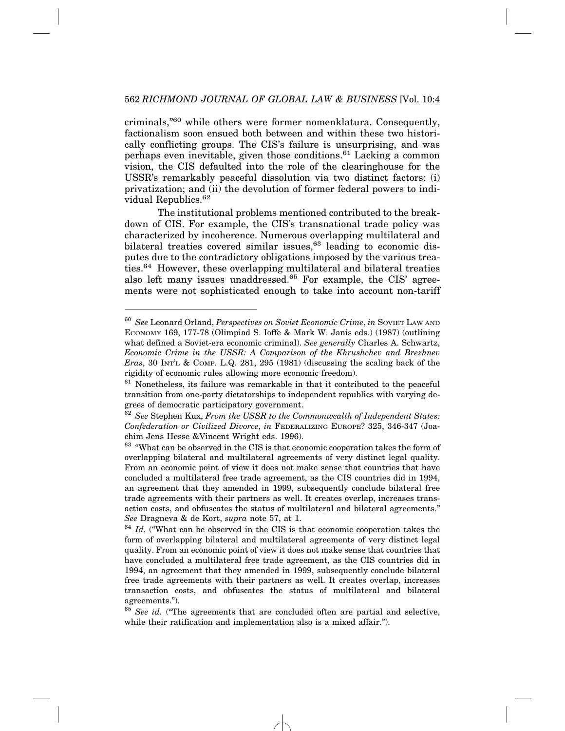criminals,"[60] while others were former nomenklatura. Consequently, factionalism soon ensued both between and within these two historically conflicting groups. The CIS's failure is unsurprising, and was perhaps even inevitable, given those conditions.[61] Lacking a common vision, the CIS defaulted into the role of the clearinghouse for the USSR's remarkably peaceful dissolution via two distinct factors: (i) privatization; and (ii) the devolution of former federal powers to individual Republics.[62]

The institutional problems mentioned contributed to the breakdown of CIS. For example, the CIS's transnational trade policy was characterized by incoherence. Numerous overlapping multilateral and bilateral treaties covered similar issues,[63] leading to economic disputes due to the contradictory obligations imposed by the various treaties.[64] However, these overlapping multilateral and bilateral treaties also left many issues unaddressed.[65] For example, the CIS' agreements were not sophisticated enough to take into account non-tariff

---

[60] *See* Leonard Orland, *Perspectives on Soviet Economic Crime*, *in* SOVIET LAW AND ECONOMY 169, 177-78 (Olimpiad S. Ioffe & Mark W. Janis eds.) (1987) (outlining what defined a Soviet-era economic criminal). *See generally* Charles A. Schwartz, *Economic Crime in the USSR: A Comparison of the Khrushchev and Brezhnev Eras*, 30 INT'L & COMP. L.Q. 281, 295 (1981) (discussing the scaling back of the rigidity of economic rules allowing more economic freedom).

[61] Nonetheless, its failure was remarkable in that it contributed to the peaceful transition from one-party dictatorships to independent republics with varying degrees of democratic participatory government.

[62] *See* Stephen Kux, *From the USSR to the Commonwealth of Independent States: Confederation or Civilized Divorce*, *in* FEDERALIZING EUROPE? 325, 346-347 (Joachim Jens Hesse &Vincent Wright eds. 1996).

[63] "What can be observed in the CIS is that economic cooperation takes the form of overlapping bilateral and multilateral agreements of very distinct legal quality. From an economic point of view it does not make sense that countries that have concluded a multilateral free trade agreement, as the CIS countries did in 1994, an agreement that they amended in 1999, subsequently conclude bilateral free trade agreements with their partners as well. It creates overlap, increases transaction costs, and obfuscates the status of multilateral and bilateral agreements." *See* Dragneva & de Kort, *supra* note 57, at 1.

[64] *Id.* ("What can be observed in the CIS is that economic cooperation takes the form of overlapping bilateral and multilateral agreements of very distinct legal quality. From an economic point of view it does not make sense that countries that have concluded a multilateral free trade agreement, as the CIS countries did in 1994, an agreement that they amended in 1999, subsequently conclude bilateral free trade agreements with their partners as well. It creates overlap, increases transaction costs, and obfuscates the status of multilateral and bilateral agreements.").

[65] *See id.* ("The agreements that are concluded often are partial and selective, while their ratification and implementation also is a mixed affair.").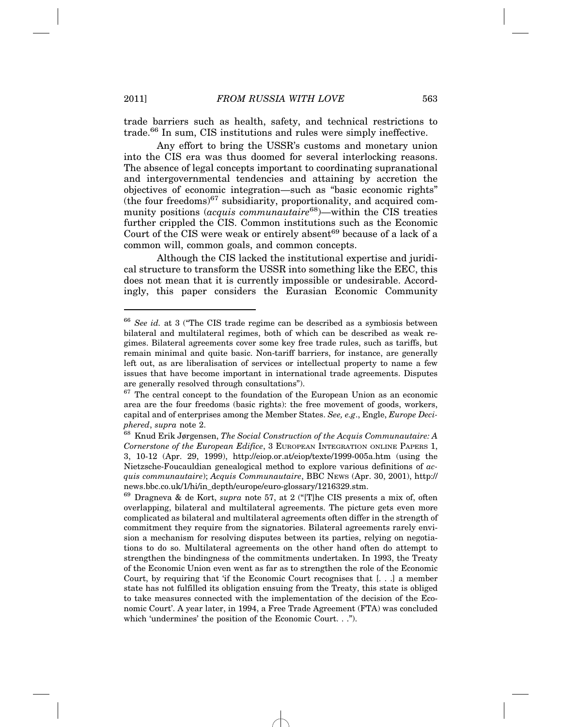trade barriers such as health, safety, and technical restrictions to trade.[66] In sum, CIS institutions and rules were simply ineffective.

Any effort to bring the USSR's customs and monetary union into the CIS era was thus doomed for several interlocking reasons. The absence of legal concepts important to coordinating supranational and intergovernmental tendencies and attaining by accretion the objectives of economic integration—such as "basic economic rights" (the four freedoms)[67] subsidiarity, proportionality, and acquired community positions (*acquis communautaire*[68])—within the CIS treaties further crippled the CIS. Common institutions such as the Economic Court of the CIS were weak or entirely absent[69] because of a lack of a common will, common goals, and common concepts.

Although the CIS lacked the institutional expertise and juridical structure to transform the USSR into something like the EEC, this does not mean that it is currently impossible or undesirable. Accordingly, this paper considers the Eurasian Economic Community

---

[66] *See id.* at 3 ("The CIS trade regime can be described as a symbiosis between bilateral and multilateral regimes, both of which can be described as weak regimes. Bilateral agreements cover some key free trade rules, such as tariffs, but remain minimal and quite basic. Non-tariff barriers, for instance, are generally left out, as are liberalisation of services or intellectual property to name a few issues that have become important in international trade agreements. Disputes are generally resolved through consultations").

[67] The central concept to the foundation of the European Union as an economic area are the four freedoms (basic rights): the free movement of goods, workers, capital and of enterprises among the Member States. *See, e.g*., Engle, *Europe Deciphered*, *supra* note 2.

[68] Knud Erik Jørgensen, *The Social Construction of the Acquis Communautaire: A Cornerstone of the European Edifice*, 3 European Integration online Papers 1, 3, 10-12 (Apr. 29, 1999), http://eiop.or.at/eiop/texte/1999-005a.htm (using the Nietzsche-Foucauldian genealogical method to explore various definitions of *acquis communautaire*); *Acquis Communautaire*, BBC News (Apr. 30, 2001), http://news.bbc.co.uk/1/hi/in_depth/europe/euro-glossary/1216329.stm.

[69] Dragneva & de Kort, *supra* note 57, at 2 ("[T]he CIS presents a mix of, often overlapping, bilateral and multilateral agreements. The picture gets even more complicated as bilateral and multilateral agreements often differ in the strength of commitment they require from the signatories. Bilateral agreements rarely envision a mechanism for resolving disputes between its parties, relying on negotiations to do so. Multilateral agreements on the other hand often do attempt to strengthen the bindingness of the commitments undertaken. In 1993, the Treaty of the Economic Union even went as far as to strengthen the role of the Economic Court, by requiring that 'if the Economic Court recognises that [. . .] a member state has not fulfilled its obligation ensuing from the Treaty, this state is obliged to take measures connected with the implementation of the decision of the Economic Court'. A year later, in 1994, a Free Trade Agreement (FTA) was concluded which 'undermines' the position of the Economic Court. . .").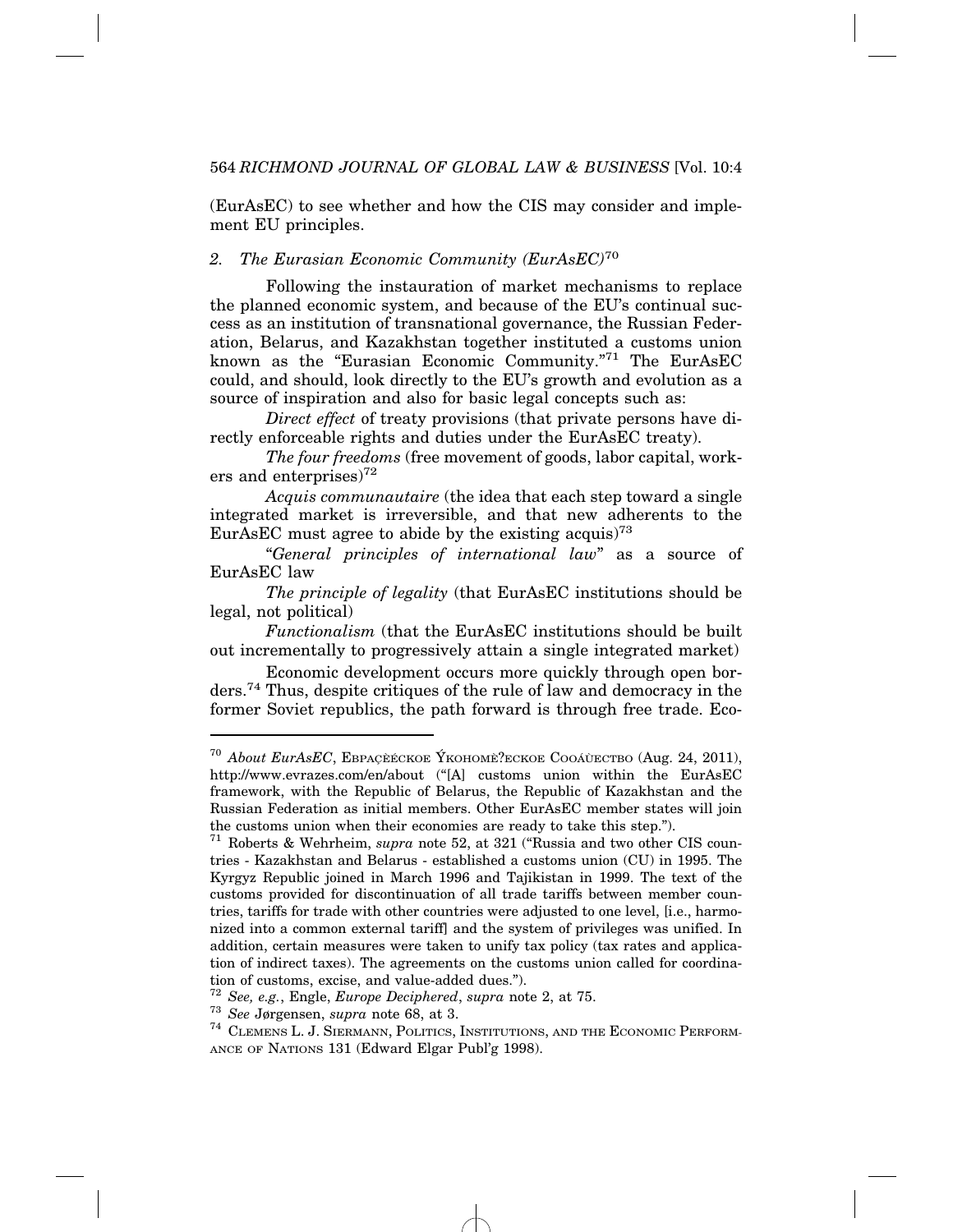(EurAsEC) to see whether and how the CIS may consider and implement EU principles.

### *2. The Eurasian Economic Community (EurAsEC)*[70]

Following the instauration of market mechanisms to replace the planned economic system, and because of the EU's continual success as an institution of transnational governance, the Russian Federation, Belarus, and Kazakhstan together instituted a customs union known as the "Eurasian Economic Community."[71] The EurAsEC could, and should, look directly to the EU's growth and evolution as a source of inspiration and also for basic legal concepts such as:

*Direct effect* of treaty provisions (that private persons have directly enforceable rights and duties under the EurAsEC treaty).

*The four freedoms* (free movement of goods, labor capital, workers and enterprises)[72]

*Acquis communautaire* (the idea that each step toward a single integrated market is irreversible, and that new adherents to the EurAsEC must agree to abide by the existing acquis)[73]

"*General principles of international law*" as a source of EurAsEC law

*The principle of legality* (that EurAsEC institutions should be legal, not political)

*Functionalism* (that the EurAsEC institutions should be built out incrementally to progressively attain a single integrated market)

Economic development occurs more quickly through open borders.[74] Thus, despite critiques of the rule of law and democracy in the former Soviet republics, the path forward is through free trade. Eco-

---

[70] *About EurAsEC*, ЕВРАÇÈÉСКОЕ ÝКОНОМÈ?ЕСКОЕ СООÁÙЕСТВО (Aug. 24, 2011), http://www.evrazes.com/en/about ("[A] customs union within the EurAsEC framework, with the Republic of Belarus, the Republic of Kazakhstan and the Russian Federation as initial members. Other EurAsEC member states will join the customs union when their economies are ready to take this step.").

[71] Roberts & Wehrheim, *supra* note 52, at 321 ("Russia and two other CIS countries - Kazakhstan and Belarus - established a customs union (CU) in 1995. The Kyrgyz Republic joined in March 1996 and Tajikistan in 1999. The text of the customs provided for discontinuation of all trade tariffs between member countries, tariffs for trade with other countries were adjusted to one level, [i.e., harmonized into a common external tariff] and the system of privileges was unified. In addition, certain measures were taken to unify tax policy (tax rates and application of indirect taxes). The agreements on the customs union called for coordination of customs, excise, and value-added dues.").

[72] *See, e.g.*, Engle, *Europe Deciphered*, *supra* note 2, at 75.

[73] *See* Jørgensen, *supra* note 68, at 3.

[74] CLEMENS L. J. SIERMANN, POLITICS, INSTITUTIONS, AND THE ECONOMIC PERFORMANCE OF NATIONS 131 (Edward Elgar Publ'g 1998).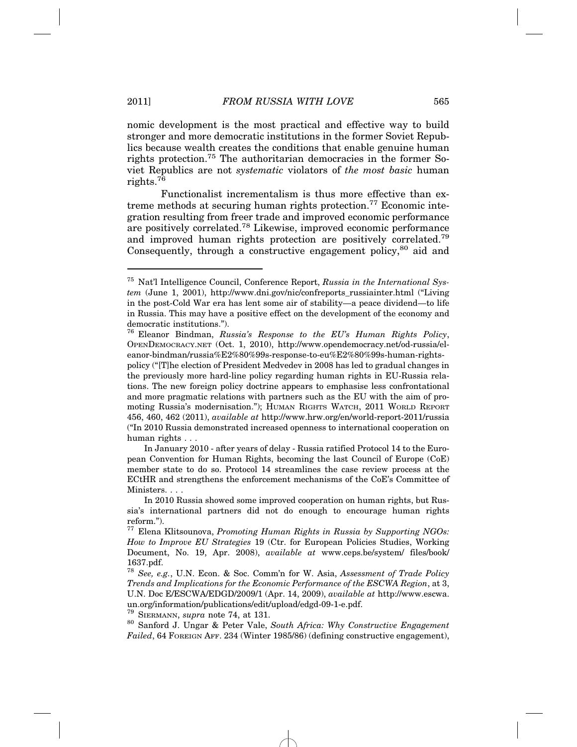nomic development is the most practical and effective way to build stronger and more democratic institutions in the former Soviet Republics because wealth creates the conditions that enable genuine human rights protection.[75] The authoritarian democracies in the former Soviet Republics are not *systematic* violators of *the most basic* human rights.[76]

Functionalist incrementalism is thus more effective than extreme methods at securing human rights protection.[77] Economic integration resulting from freer trade and improved economic performance are positively correlated.[78] Likewise, improved economic performance and improved human rights protection are positively correlated.[79] Consequently, through a constructive engagement policy,[80] aid and

---

[75] Nat'l Intelligence Council, Conference Report, *Russia in the International System* (June 1, 2001), http://www.dni.gov/nic/confreports_russiainter.html ("Living in the post-Cold War era has lent some air of stability—a peace dividend—to life in Russia. This may have a positive effect on the development of the economy and democratic institutions.").

[76] Eleanor Bindman, *Russia's Response to the EU's Human Rights Policy*, OPENDEMOCRACY.NET (Oct. 1, 2010), http://www.opendemocracy.net/od-russia/eleanor-bindman/russia%E2%80%99s-response-to-eu%E2%80%99s-human-rights-policy ("[T]he election of President Medvedev in 2008 has led to gradual changes in the previously more hard-line policy regarding human rights in EU-Russia relations. The new foreign policy doctrine appears to emphasise less confrontational and more pragmatic relations with partners such as the EU with the aim of promoting Russia's modernisation."); HUMAN RIGHTS WATCH, 2011 WORLD REPORT 456, 460, 462 (2011), *available at* http://www.hrw.org/en/world-report-2011/russia ("In 2010 Russia demonstrated increased openness to international cooperation on human rights . . .

In January 2010 - after years of delay - Russia ratified Protocol 14 to the European Convention for Human Rights, becoming the last Council of Europe (CoE) member state to do so. Protocol 14 streamlines the case review process at the ECtHR and strengthens the enforcement mechanisms of the CoE's Committee of Ministers. . . .

In 2010 Russia showed some improved cooperation on human rights, but Russia's international partners did not do enough to encourage human rights reform.").

[77] Elena Klitsounova, *Promoting Human Rights in Russia by Supporting NGOs: How to Improve EU Strategies* 19 (Ctr. for European Policies Studies, Working Document, No. 19, Apr. 2008), *available at* www.ceps.be/system/ files/book/ 1637.pdf.

[78] *See, e.g.*, U.N. Econ. & Soc. Comm'n for W. Asia, *Assessment of Trade Policy Trends and Implications for the Economic Performance of the ESCWA Region*, at 3, U.N. Doc E/ESCWA/EDGD/2009/1 (Apr. 14, 2009), *available at* http://www.escwa.un.org/information/publications/edit/upload/edgd-09-1-e.pdf.

[79] SIERMANN, *supra* note 74, at 131.

[80] Sanford J. Ungar & Peter Vale, *South Africa: Why Constructive Engagement Failed*, 64 FOREIGN AFF. 234 (Winter 1985/86) (defining constructive engagement),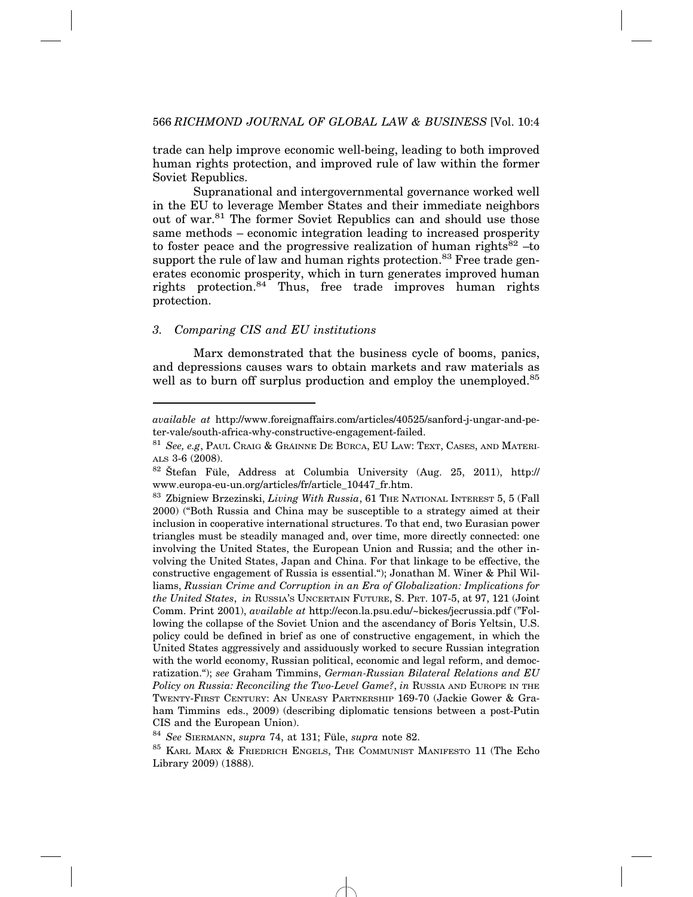trade can help improve economic well-being, leading to both improved human rights protection, and improved rule of law within the former Soviet Republics.

Supranational and intergovernmental governance worked well in the EU to leverage Member States and their immediate neighbors out of war.[81] The former Soviet Republics can and should use those same methods – economic integration leading to increased prosperity to foster peace and the progressive realization of human rights[82] –to support the rule of law and human rights protection.[83] Free trade generates economic prosperity, which in turn generates improved human rights protection.[84] Thus, free trade improves human rights protection.

### *3. Comparing CIS and EU institutions*

Marx demonstrated that the business cycle of booms, panics, and depressions causes wars to obtain markets and raw materials as well as to burn off surplus production and employ the unemployed.[85]

---

*available at* http://www.foreignaffairs.com/articles/40525/sanford-j-ungar-and-peter-vale/south-africa-why-constructive-engagement-failed.

[81] *See, e.g*, PAUL CRAIG & GRÁINNE DE BÚRCA, EU LAW: TEXT, CASES, AND MATERIALS 3-6 (2008).

[82] Štefan Füle, Address at Columbia University (Aug. 25, 2011), http://www.europa-eu-un.org/articles/fr/article_10447_fr.htm.

[83] Zbigniew Brzezinski, *Living With Russia*, 61 THE NATIONAL INTEREST 5, 5 (Fall 2000) ("Both Russia and China may be susceptible to a strategy aimed at their inclusion in cooperative international structures. To that end, two Eurasian power triangles must be steadily managed and, over time, more directly connected: one involving the United States, the European Union and Russia; and the other involving the United States, Japan and China. For that linkage to be effective, the constructive engagement of Russia is essential."); Jonathan M. Winer & Phil Williams, *Russian Crime and Corruption in an Era of Globalization: Implications for the United States*, *in* RUSSIA'S UNCERTAIN FUTURE, S. PRT. 107-5, at 97, 121 (Joint Comm. Print 2001), *available at* http://econ.la.psu.edu/~bickes/jecrussia.pdf ("Following the collapse of the Soviet Union and the ascendancy of Boris Yeltsin, U.S. policy could be defined in brief as one of constructive engagement, in which the United States aggressively and assiduously worked to secure Russian integration with the world economy, Russian political, economic and legal reform, and democratization."); *see* Graham Timmins, *German-Russian Bilateral Relations and EU Policy on Russia: Reconciling the Two-Level Game?*, *in* RUSSIA AND EUROPE IN THE TWENTY-FIRST CENTURY: AN UNEASY PARTNERSHIP 169-70 (Jackie Gower & Graham Timmins eds., 2009) (describing diplomatic tensions between a post-Putin CIS and the European Union).

[84] *See* SIERMANN, *supra* 74, at 131; Füle, *supra* note 82.

[85] KARL MARX & FRIEDRICH ENGELS, THE COMMUNIST MANIFESTO 11 (The Echo Library 2009) (1888).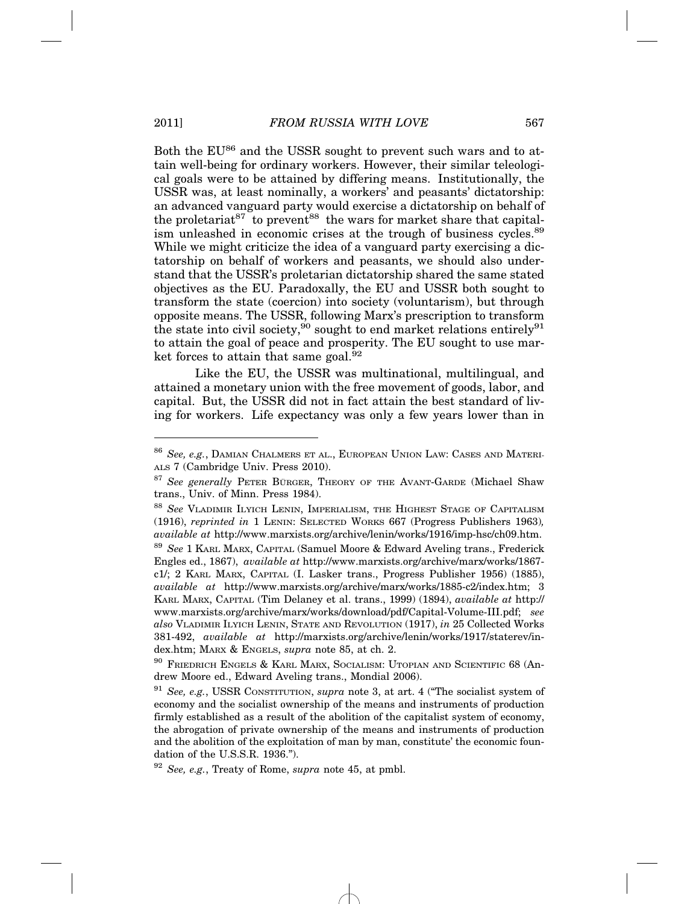Both the EU[86] and the USSR sought to prevent such wars and to attain well-being for ordinary workers. However, their similar teleological goals were to be attained by differing means. Institutionally, the USSR was, at least nominally, a workers' and peasants' dictatorship: an advanced vanguard party would exercise a dictatorship on behalf of the proletariat[87] to prevent[88] the wars for market share that capitalism unleashed in economic crises at the trough of business cycles.[89] While we might criticize the idea of a vanguard party exercising a dictatorship on behalf of workers and peasants, we should also understand that the USSR's proletarian dictatorship shared the same stated objectives as the EU. Paradoxally, the EU and USSR both sought to transform the state (coercion) into society (voluntarism), but through opposite means. The USSR, following Marx's prescription to transform the state into civil society,[90] sought to end market relations entirely[91] to attain the goal of peace and prosperity. The EU sought to use market forces to attain that same goal.[92]

Like the EU, the USSR was multinational, multilingual, and attained a monetary union with the free movement of goods, labor, and capital. But, the USSR did not in fact attain the best standard of living for workers. Life expectancy was only a few years lower than in

---

[86] *See, e.g.*, DAMIAN CHALMERS ET AL., EUROPEAN UNION LAW: CASES AND MATERIALS 7 (Cambridge Univ. Press 2010).

[87] *See generally* PETER BÜRGER, THEORY OF THE AVANT-GARDE (Michael Shaw trans., Univ. of Minn. Press 1984).

[88] *See* VLADIMIR ILYICH LENIN, IMPERIALISM, THE HIGHEST STAGE OF CAPITALISM (1916), *reprinted in* 1 LENIN: SELECTED WORKS 667 (Progress Publishers 1963), *available at* http://www.marxists.org/archive/lenin/works/1916/imp-hsc/ch09.htm.

[89] *See* 1 KARL MARX, CAPITAL (Samuel Moore & Edward Aveling trans., Frederick Engles ed., 1867), *available at* http://www.marxists.org/archive/marx/works/1867-c1/; 2 KARL MARX, CAPITAL (I. Lasker trans., Progress Publisher 1956) (1885), *available at* http://www.marxists.org/archive/marx/works/1885-c2/index.htm; 3 KARL MARX, CAPITAL (Tim Delaney et al. trans., 1999) (1894), *available at* http://www.marxists.org/archive/marx/works/download/pdf/Capital-Volume-III.pdf; *see also* VLADIMIR ILYICH LENIN, STATE AND REVOLUTION (1917), *in* 25 Collected Works 381-492, *available at* http://marxists.org/archive/lenin/works/1917/staterev/index.htm; MARX & ENGELS, *supra* note 85, at ch. 2.

[90] FRIEDRICH ENGELS & KARL MARX, SOCIALISM: UTOPIAN AND SCIENTIFIC 68 (Andrew Moore ed., Edward Aveling trans., Mondial 2006).

[91] *See, e.g.*, USSR CONSTITUTION, *supra* note 3, at art. 4 ("The socialist system of economy and the socialist ownership of the means and instruments of production firmly established as a result of the abolition of the capitalist system of economy, the abrogation of private ownership of the means and instruments of production and the abolition of the exploitation of man by man, constitute' the economic foundation of the U.S.S.R. 1936.").

[92] *See, e.g.*, Treaty of Rome, *supra* note 45, at pmbl.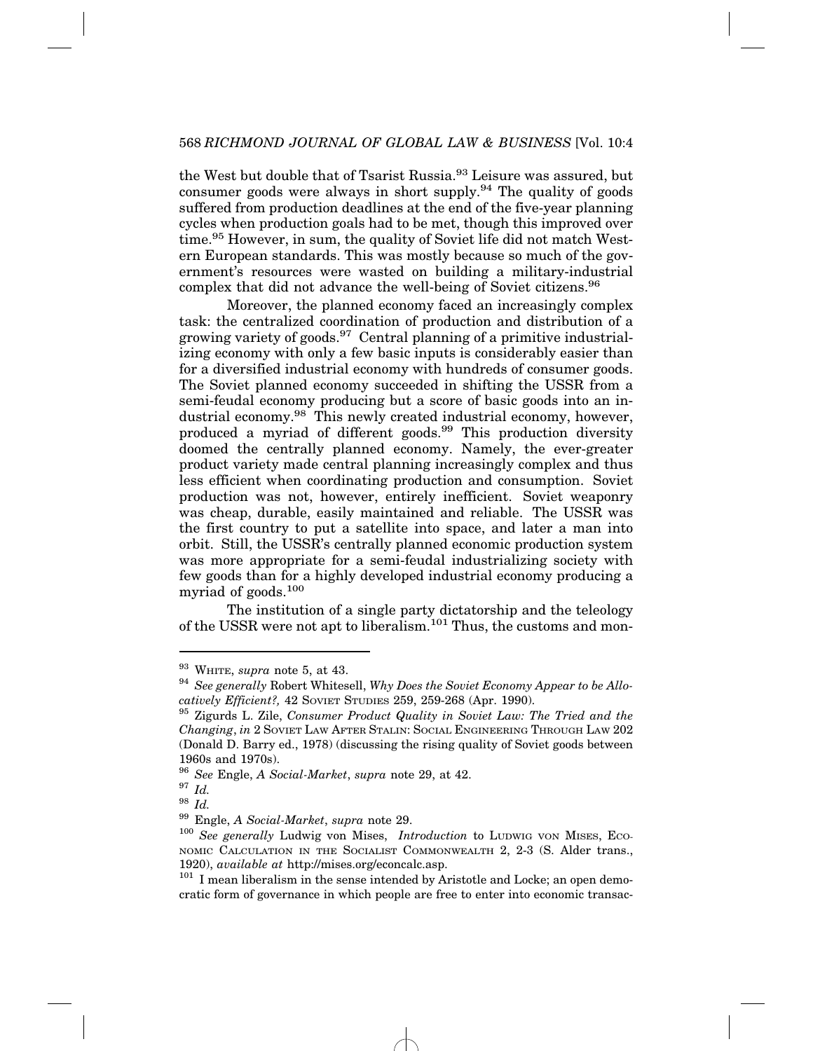the West but double that of Tsarist Russia.[93] Leisure was assured, but consumer goods were always in short supply.[94] The quality of goods suffered from production deadlines at the end of the five-year planning cycles when production goals had to be met, though this improved over time.[95] However, in sum, the quality of Soviet life did not match Western European standards. This was mostly because so much of the government's resources were wasted on building a military-industrial complex that did not advance the well-being of Soviet citizens.[96]

Moreover, the planned economy faced an increasingly complex task: the centralized coordination of production and distribution of a growing variety of goods.[97] Central planning of a primitive industrializing economy with only a few basic inputs is considerably easier than for a diversified industrial economy with hundreds of consumer goods. The Soviet planned economy succeeded in shifting the USSR from a semi-feudal economy producing but a score of basic goods into an industrial economy.[98] This newly created industrial economy, however, produced a myriad of different goods.[99] This production diversity doomed the centrally planned economy. Namely, the ever-greater product variety made central planning increasingly complex and thus less efficient when coordinating production and consumption. Soviet production was not, however, entirely inefficient. Soviet weaponry was cheap, durable, easily maintained and reliable. The USSR was the first country to put a satellite into space, and later a man into orbit. Still, the USSR's centrally planned economic production system was more appropriate for a semi-feudal industrializing society with few goods than for a highly developed industrial economy producing a myriad of goods.[100]

The institution of a single party dictatorship and the teleology of the USSR were not apt to liberalism.[101] Thus, the customs and mon-

---

[93] WHITE, *supra* note 5, at 43.

[94] *See generally* Robert Whitesell, *Why Does the Soviet Economy Appear to be Allocatively Efficient?,* 42 SOVIET STUDIES 259, 259-268 (Apr. 1990).

[95] Zigurds L. Zile, *Consumer Product Quality in Soviet Law: The Tried and the Changing*, *in* 2 SOVIET LAW AFTER STALIN: SOCIAL ENGINEERING THROUGH LAW 202 (Donald D. Barry ed., 1978) (discussing the rising quality of Soviet goods between 1960s and 1970s).

[96] *See* Engle, *A Social-Market*, *supra* note 29, at 42.

[97] *Id.*

[98] *Id.*

[99] Engle, *A Social-Market*, *supra* note 29.

[100] *See generally* Ludwig von Mises, *Introduction* to LUDWIG VON MISES, ECONOMIC CALCULATION IN THE SOCIALIST COMMONWEALTH 2, 2-3 (S. Alder trans., 1920), *available at* http://mises.org/econcalc.asp.

[101] I mean liberalism in the sense intended by Aristotle and Locke; an open democratic form of governance in which people are free to enter into economic transac-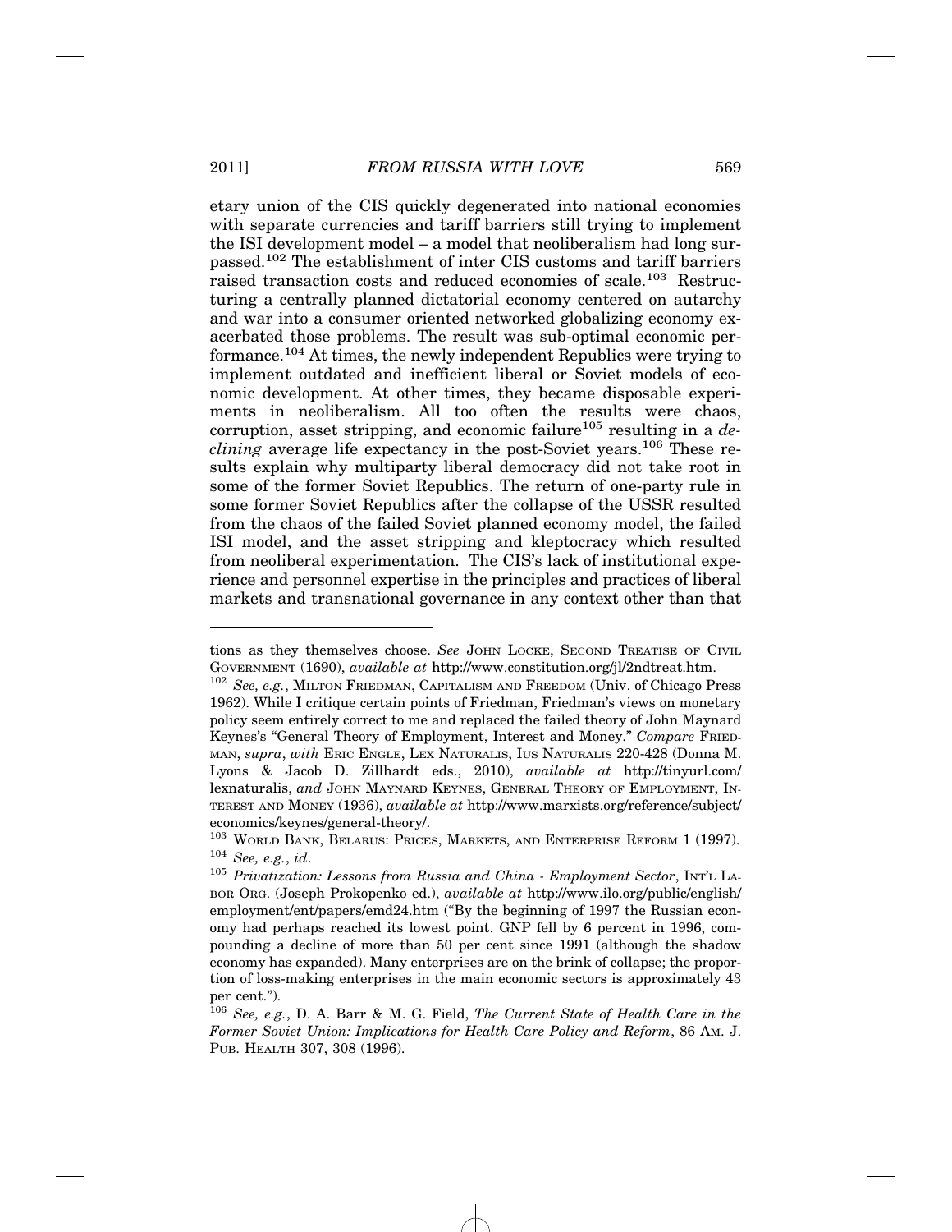etary union of the CIS quickly degenerated into national economies with separate currencies and tariff barriers still trying to implement the ISI development model – a model that neoliberalism had long surpassed.[102] The establishment of inter CIS customs and tariff barriers raised transaction costs and reduced economies of scale.[103] Restructuring a centrally planned dictatorial economy centered on autarchy and war into a consumer oriented networked globalizing economy exacerbated those problems. The result was sub-optimal economic performance.[104] At times, the newly independent Republics were trying to implement outdated and inefficient liberal or Soviet models of economic development. At other times, they became disposable experiments in neoliberalism. All too often the results were chaos, corruption, asset stripping, and economic failure[105] resulting in a *declining* average life expectancy in the post-Soviet years.[106] These results explain why multiparty liberal democracy did not take root in some of the former Soviet Republics. The return of one-party rule in some former Soviet Republics after the collapse of the USSR resulted from the chaos of the failed Soviet planned economy model, the failed ISI model, and the asset stripping and kleptocracy which resulted from neoliberal experimentation. The CIS's lack of institutional experience and personnel expertise in the principles and practices of liberal markets and transnational governance in any context other than that

---

tions as they themselves choose. *See* JOHN LOCKE, SECOND TREATISE OF CIVIL GOVERNMENT (1690), *available at* http://www.constitution.org/jl/2ndtreat.htm.

[102] *See, e.g.*, MILTON FRIEDMAN, CAPITALISM AND FREEDOM (Univ. of Chicago Press 1962). While I critique certain points of Friedman, Friedman's views on monetary policy seem entirely correct to me and replaced the failed theory of John Maynard Keynes's "General Theory of Employment, Interest and Money." *Compare* FRIEDMAN, *supra*, *with* ERIC ENGLE, LEX NATURALIS, IUS NATURALIS 220-428 (Donna M. Lyons & Jacob D. Zillhardt eds., 2010), *available at* http://tinyurl.com/lexnaturalis, *and* JOHN MAYNARD KEYNES, GENERAL THEORY OF EMPLOYMENT, INTEREST AND MONEY (1936), *available at* http://www.marxists.org/reference/subject/economics/keynes/general-theory/.

[103] WORLD BANK, BELARUS: PRICES, MARKETS, AND ENTERPRISE REFORM 1 (1997).

[104] *See, e.g.*, *id*.

[105] *Privatization: Lessons from Russia and China - Employment Sector*, INT'L LABOR ORG. (Joseph Prokopenko ed.), *available at* http://www.ilo.org/public/english/employment/ent/papers/emd24.htm ("By the beginning of 1997 the Russian economy had perhaps reached its lowest point. GNP fell by 6 percent in 1996, compounding a decline of more than 50 per cent since 1991 (although the shadow economy has expanded). Many enterprises are on the brink of collapse; the proportion of loss-making enterprises in the main economic sectors is approximately 43 per cent.").

[106] *See, e.g.*, D. A. Barr & M. G. Field, *The Current State of Health Care in the Former Soviet Union: Implications for Health Care Policy and Reform*, 86 AM. J. PUB. HEALTH 307, 308 (1996).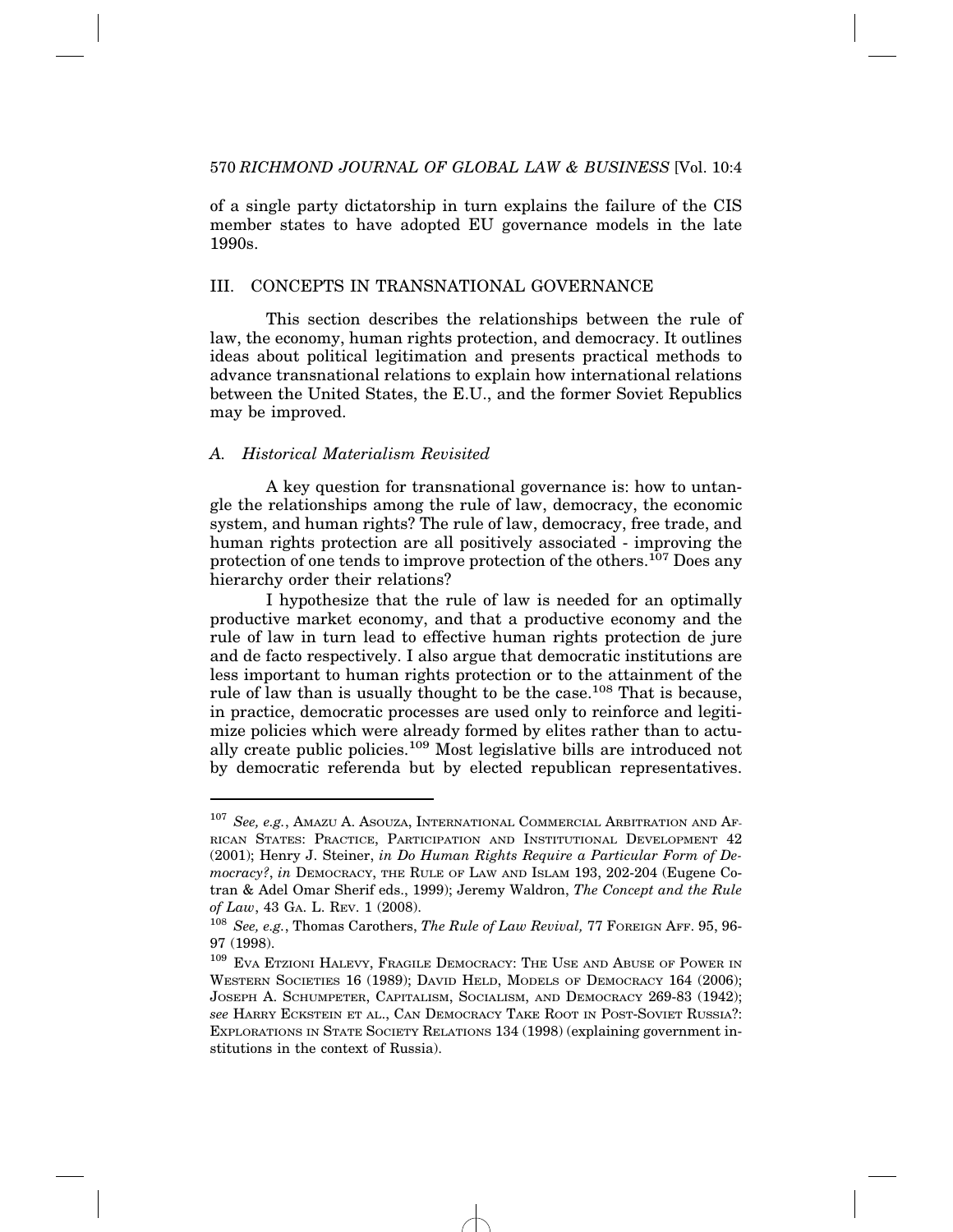of a single party dictatorship in turn explains the failure of the CIS member states to have adopted EU governance models in the late 1990s.

## III. CONCEPTS IN TRANSNATIONAL GOVERNANCE

This section describes the relationships between the rule of law, the economy, human rights protection, and democracy. It outlines ideas about political legitimation and presents practical methods to advance transnational relations to explain how international relations between the United States, the E.U., and the former Soviet Republics may be improved.

### *A. Historical Materialism Revisited*

A key question for transnational governance is: how to untangle the relationships among the rule of law, democracy, the economic system, and human rights? The rule of law, democracy, free trade, and human rights protection are all positively associated - improving the protection of one tends to improve protection of the others.[107] Does any hierarchy order their relations?

I hypothesize that the rule of law is needed for an optimally productive market economy, and that a productive economy and the rule of law in turn lead to effective human rights protection de jure and de facto respectively. I also argue that democratic institutions are less important to human rights protection or to the attainment of the rule of law than is usually thought to be the case.[108] That is because, in practice, democratic processes are used only to reinforce and legitimize policies which were already formed by elites rather than to actually create public policies.[109] Most legislative bills are introduced not by democratic referenda but by elected republican representatives.

---

[107] *See, e.g.*, AMAZU A. ASOUZA, INTERNATIONAL COMMERCIAL ARBITRATION AND AFRICAN STATES: PRACTICE, PARTICIPATION AND INSTITUTIONAL DEVELOPMENT 42 (2001); Henry J. Steiner, *in Do Human Rights Require a Particular Form of Democracy?*, *in* DEMOCRACY, THE RULE OF LAW AND ISLAM 193, 202-204 (Eugene Cotran & Adel Omar Sherif eds., 1999); Jeremy Waldron, *The Concept and the Rule of Law*, 43 GA. L. REV. 1 (2008).

[108] *See, e.g.*, Thomas Carothers, *The Rule of Law Revival,* 77 FOREIGN AFF. 95, 96-97 (1998).

[109] EVA ETZIONI HALEVY, FRAGILE DEMOCRACY: THE USE AND ABUSE OF POWER IN WESTERN SOCIETIES 16 (1989); DAVID HELD, MODELS OF DEMOCRACY 164 (2006); JOSEPH A. SCHUMPETER, CAPITALISM, SOCIALISM, AND DEMOCRACY 269-83 (1942); *see* HARRY ECKSTEIN ET AL., CAN DEMOCRACY TAKE ROOT IN POST-SOVIET RUSSIA?: EXPLORATIONS IN STATE SOCIETY RELATIONS 134 (1998) (explaining government institutions in the context of Russia).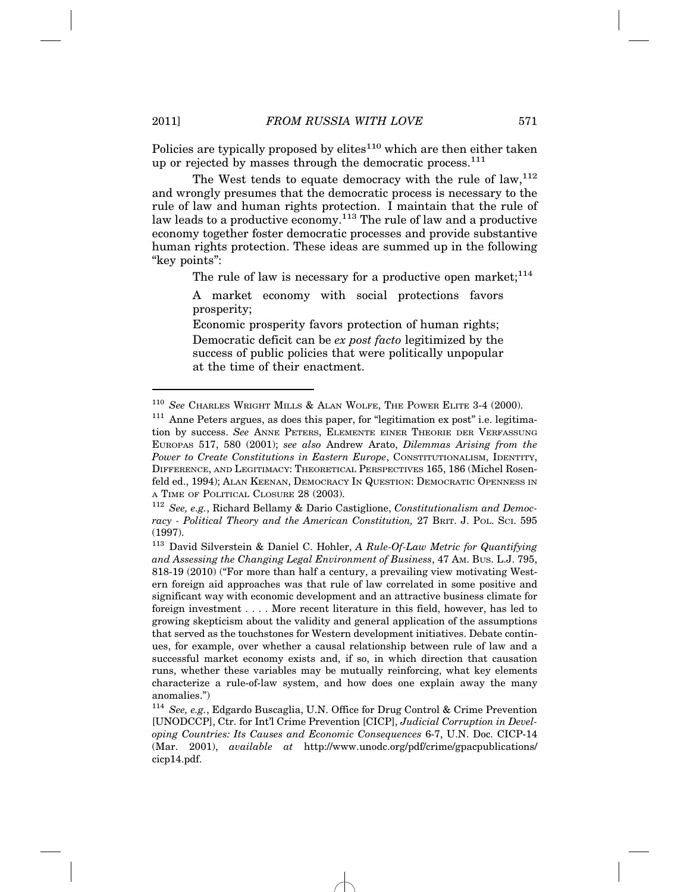Policies are typically proposed by elites[110] which are then either taken up or rejected by masses through the democratic process.[111]

The West tends to equate democracy with the rule of law,[112] and wrongly presumes that the democratic process is necessary to the rule of law and human rights protection. I maintain that the rule of law leads to a productive economy.[113] The rule of law and a productive economy together foster democratic processes and provide substantive human rights protection. These ideas are summed up in the following "key points":

> The rule of law is necessary for a productive open market;[114]
>
> A market economy with social protections favors prosperity;
>
> Economic prosperity favors protection of human rights;
>
> Democratic deficit can be *ex post facto* legitimized by the success of public policies that were politically unpopular at the time of their enactment.

---

[110] *See* CHARLES WRIGHT MILLS & ALAN WOLFE, THE POWER ELITE 3-4 (2000).

[111] Anne Peters argues, as does this paper, for "legitimation ex post" i.e. legitimation by success. *See* ANNE PETERS, ELEMENTE EINER THEORIE DER VERFASSUNG EUROPAS 517, 580 (2001); *see also* Andrew Arato, *Dilemmas Arising from the Power to Create Constitutions in Eastern Europe*, CONSTITUTIONALISM, IDENTITY, DIFFERENCE, AND LEGITIMACY: THEORETICAL PERSPECTIVES 165, 186 (Michel Rosenfeld ed., 1994); ALAN KEENAN, DEMOCRACY IN QUESTION: DEMOCRATIC OPENNESS IN A TIME OF POLITICAL CLOSURE 28 (2003).

[112] *See, e.g.*, Richard Bellamy & Dario Castiglione, *Constitutionalism and Democracy - Political Theory and the American Constitution,* 27 BRIT. J. POL. SCI. 595 (1997).

[113] David Silverstein & Daniel C. Hohler, *A Rule-Of-Law Metric for Quantifying and Assessing the Changing Legal Environment of Business*, 47 AM. BUS. L.J. 795, 818-19 (2010) ("For more than half a century, a prevailing view motivating Western foreign aid approaches was that rule of law correlated in some positive and significant way with economic development and an attractive business climate for foreign investment . . . . More recent literature in this field, however, has led to growing skepticism about the validity and general application of the assumptions that served as the touchstones for Western development initiatives. Debate continues, for example, over whether a causal relationship between rule of law and a successful market economy exists and, if so, in which direction that causation runs, whether these variables may be mutually reinforcing, what key elements characterize a rule-of-law system, and how does one explain away the many anomalies.")

[114] *See, e.g.*, Edgardo Buscaglia, U.N. Office for Drug Control & Crime Prevention [UNODCCP], Ctr. for Int'l Crime Prevention [CICP], *Judicial Corruption in Developing Countries: Its Causes and Economic Consequences* 6-7, U.N. Doc. CICP-14 (Mar. 2001), *available at* http://www.unodc.org/pdf/crime/gpacpublications/cicp14.pdf.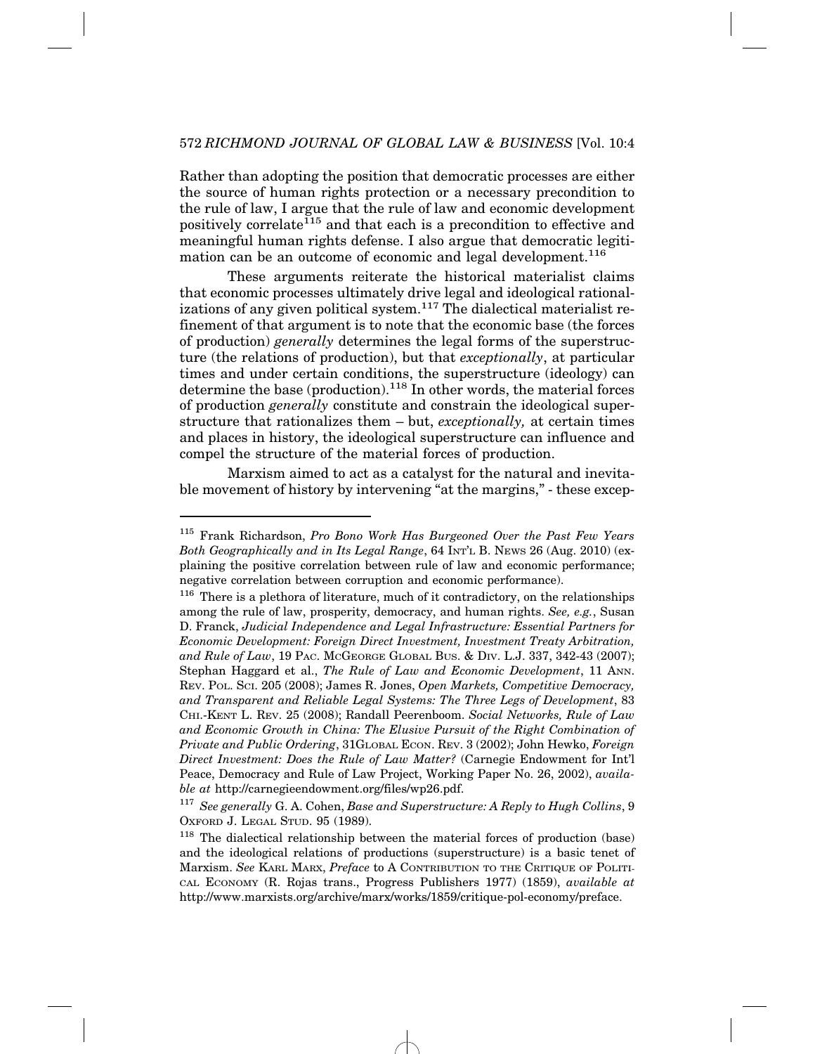Rather than adopting the position that democratic processes are either the source of human rights protection or a necessary precondition to the rule of law, I argue that the rule of law and economic development positively correlate[115] and that each is a precondition to effective and meaningful human rights defense. I also argue that democratic legitimation can be an outcome of economic and legal development.[116]

These arguments reiterate the historical materialist claims that economic processes ultimately drive legal and ideological rationalizations of any given political system.[117] The dialectical materialist refinement of that argument is to note that the economic base (the forces of production) *generally* determines the legal forms of the superstructure (the relations of production), but that *exceptionally*, at particular times and under certain conditions, the superstructure (ideology) can determine the base (production).[118] In other words, the material forces of production *generally* constitute and constrain the ideological superstructure that rationalizes them – but, *exceptionally,* at certain times and places in history, the ideological superstructure can influence and compel the structure of the material forces of production.

Marxism aimed to act as a catalyst for the natural and inevitable movement of history by intervening "at the margins," - these excep-

---

[115] Frank Richardson, *Pro Bono Work Has Burgeoned Over the Past Few Years Both Geographically and in Its Legal Range*, 64 INT'L B. NEWS 26 (Aug. 2010) (explaining the positive correlation between rule of law and economic performance; negative correlation between corruption and economic performance).

[116] There is a plethora of literature, much of it contradictory, on the relationships among the rule of law, prosperity, democracy, and human rights. *See, e.g.*, Susan D. Franck, *Judicial Independence and Legal Infrastructure: Essential Partners for Economic Development: Foreign Direct Investment, Investment Treaty Arbitration, and Rule of Law*, 19 PAC. MCGEORGE GLOBAL BUS. & DIV. L.J. 337, 342-43 (2007); Stephan Haggard et al., *The Rule of Law and Economic Development*, 11 ANN. REV. POL. SCI. 205 (2008); James R. Jones, *Open Markets, Competitive Democracy, and Transparent and Reliable Legal Systems: The Three Legs of Development*, 83 CHI.-KENT L. REV. 25 (2008); Randall Peerenboom. *Social Networks, Rule of Law and Economic Growth in China: The Elusive Pursuit of the Right Combination of Private and Public Ordering*, 31GLOBAL ECON. REV. 3 (2002); John Hewko, *Foreign Direct Investment: Does the Rule of Law Matter?* (Carnegie Endowment for Int'l Peace, Democracy and Rule of Law Project, Working Paper No. 26, 2002), *available at* http://carnegieendowment.org/files/wp26.pdf.

[117] *See generally* G. A. Cohen, *Base and Superstructure: A Reply to Hugh Collins*, 9 OXFORD J. LEGAL STUD. 95 (1989).

[118] The dialectical relationship between the material forces of production (base) and the ideological relations of productions (superstructure) is a basic tenet of Marxism. *See* KARL MARX, *Preface* to A CONTRIBUTION TO THE CRITIQUE OF POLITICAL ECONOMY (R. Rojas trans., Progress Publishers 1977) (1859), *available at* http://www.marxists.org/archive/marx/works/1859/critique-pol-economy/preface.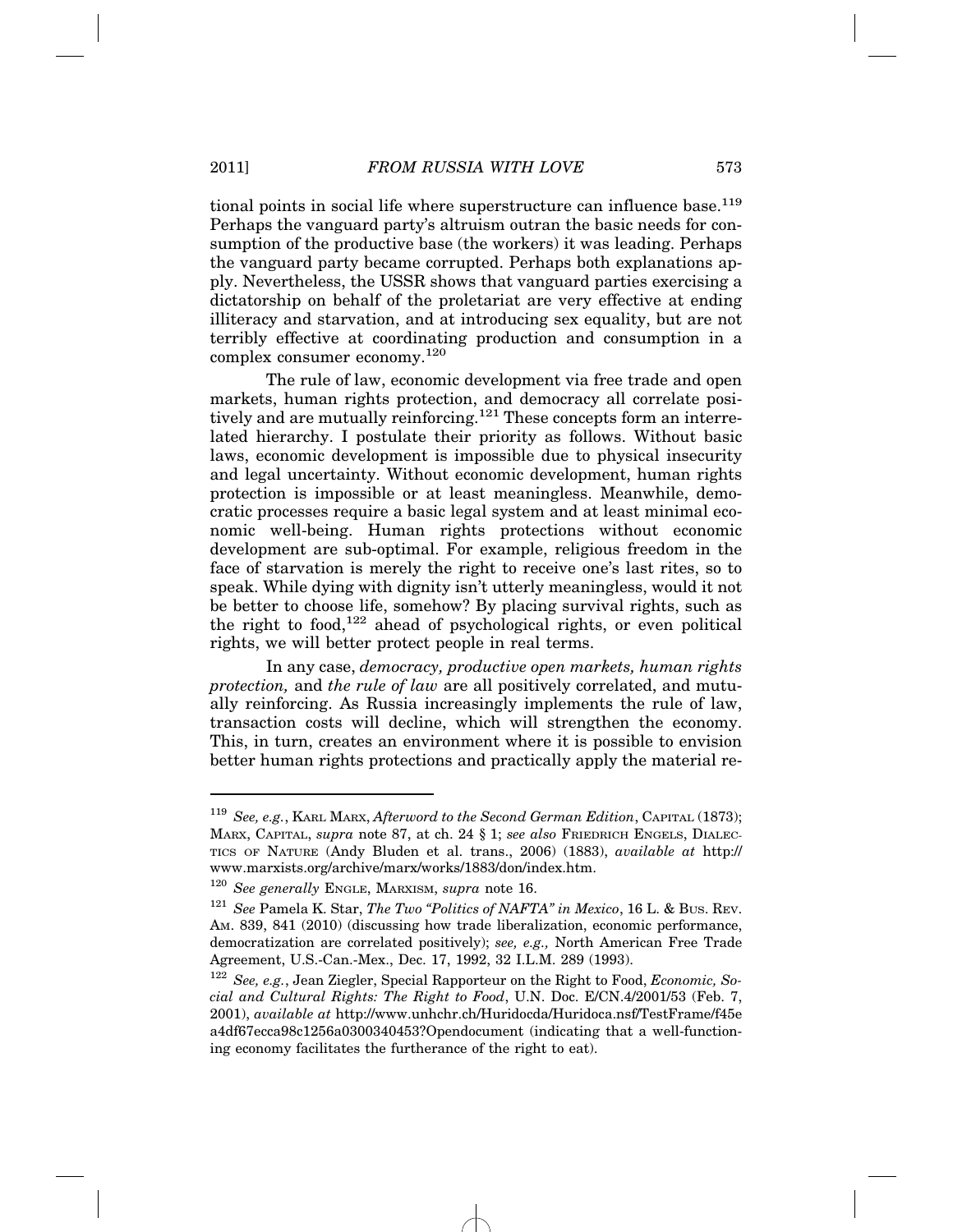tional points in social life where superstructure can influence base.[119] Perhaps the vanguard party's altruism outran the basic needs for consumption of the productive base (the workers) it was leading. Perhaps the vanguard party became corrupted. Perhaps both explanations apply. Nevertheless, the USSR shows that vanguard parties exercising a dictatorship on behalf of the proletariat are very effective at ending illiteracy and starvation, and at introducing sex equality, but are not terribly effective at coordinating production and consumption in a complex consumer economy.[120]

The rule of law, economic development via free trade and open markets, human rights protection, and democracy all correlate positively and are mutually reinforcing.[121] These concepts form an interrelated hierarchy. I postulate their priority as follows. Without basic laws, economic development is impossible due to physical insecurity and legal uncertainty. Without economic development, human rights protection is impossible or at least meaningless. Meanwhile, democratic processes require a basic legal system and at least minimal economic well-being. Human rights protections without economic development are sub-optimal. For example, religious freedom in the face of starvation is merely the right to receive one's last rites, so to speak. While dying with dignity isn't utterly meaningless, would it not be better to choose life, somehow? By placing survival rights, such as the right to food,[122] ahead of psychological rights, or even political rights, we will better protect people in real terms.

In any case, *democracy, productive open markets, human rights protection,* and *the rule of law* are all positively correlated, and mutually reinforcing. As Russia increasingly implements the rule of law, transaction costs will decline, which will strengthen the economy. This, in turn, creates an environment where it is possible to envision better human rights protections and practically apply the material re-

---

[119] *See, e.g.*, KARL MARX, *Afterword to the Second German Edition*, CAPITAL (1873); MARX, CAPITAL, *supra* note 87, at ch. 24 § 1; *see also* FRIEDRICH ENGELS, DIALECTICS OF NATURE (Andy Bluden et al. trans., 2006) (1883), *available at* http://www.marxists.org/archive/marx/works/1883/don/index.htm.

[120] *See generally* ENGLE, MARXISM, *supra* note 16.

[121] *See* Pamela K. Star, *The Two "Politics of NAFTA" in Mexico*, 16 L. & BUS. REV. AM. 839, 841 (2010) (discussing how trade liberalization, economic performance, democratization are correlated positively); *see, e.g.,* North American Free Trade Agreement, U.S.-Can.-Mex., Dec. 17, 1992, 32 I.L.M. 289 (1993).

[122] *See, e.g.*, Jean Ziegler, Special Rapporteur on the Right to Food, *Economic, Social and Cultural Rights: The Right to Food*, U.N. Doc. E/CN.4/2001/53 (Feb. 7, 2001), *available at* http://www.unhchr.ch/Huridocda/Huridoca.nsf/TestFrame/f45ea4df67ecca98c1256a0300340453?Opendocument (indicating that a well-functioning economy facilitates the furtherance of the right to eat).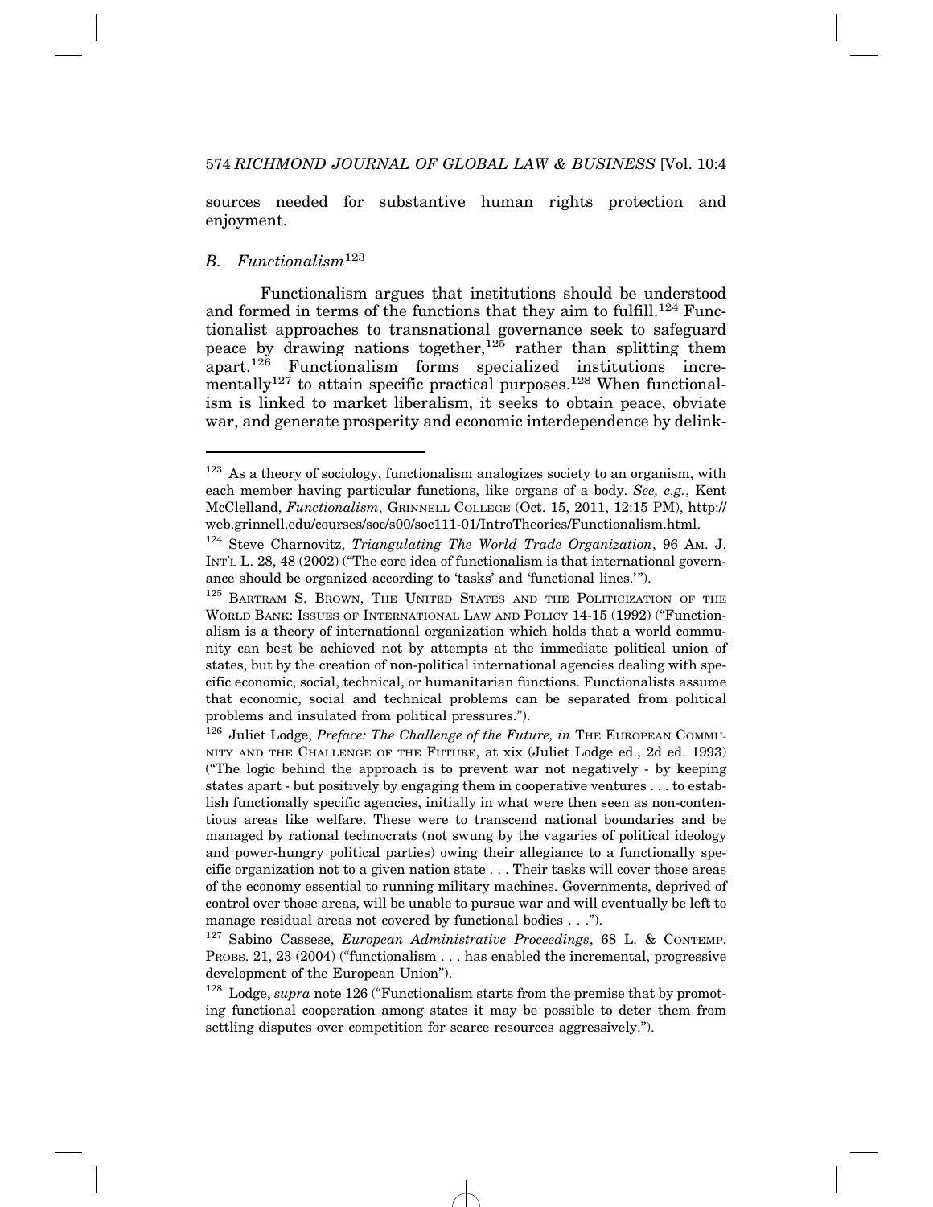sources needed for substantive human rights protection and enjoyment.

### *B. Functionalism*[123]

Functionalism argues that institutions should be understood and formed in terms of the functions that they aim to fulfill.[124] Functionalist approaches to transnational governance seek to safeguard peace by drawing nations together,[125] rather than splitting them apart.[126] Functionalism forms specialized institutions incrementally[127] to attain specific practical purposes.[128] When functionalism is linked to market liberalism, it seeks to obtain peace, obviate war, and generate prosperity and economic interdependence by delink-

---

[123] As a theory of sociology, functionalism analogizes society to an organism, with each member having particular functions, like organs of a body. *See, e.g.*, Kent McClelland, *Functionalism*, GRINNELL COLLEGE (Oct. 15, 2011, 12:15 PM), http://web.grinnell.edu/courses/soc/s00/soc111-01/IntroTheories/Functionalism.html.

[124] Steve Charnovitz, *Triangulating The World Trade Organization*, 96 AM. J. INT'L L. 28, 48 (2002) ("The core idea of functionalism is that international governance should be organized according to 'tasks' and 'functional lines.'").

[125] BARTRAM S. BROWN, THE UNITED STATES AND THE POLITICIZATION OF THE WORLD BANK: ISSUES OF INTERNATIONAL LAW AND POLICY 14-15 (1992) ("Functionalism is a theory of international organization which holds that a world community can best be achieved not by attempts at the immediate political union of states, but by the creation of non-political international agencies dealing with specific economic, social, technical, or humanitarian functions. Functionalists assume that economic, social and technical problems can be separated from political problems and insulated from political pressures.").

[126] Juliet Lodge, *Preface: The Challenge of the Future, in* THE EUROPEAN COMMUNITY AND THE CHALLENGE OF THE FUTURE, at xix (Juliet Lodge ed., 2d ed. 1993) ("The logic behind the approach is to prevent war not negatively - by keeping states apart - but positively by engaging them in cooperative ventures . . . to establish functionally specific agencies, initially in what were then seen as non-contentious areas like welfare. These were to transcend national boundaries and be managed by rational technocrats (not swung by the vagaries of political ideology and power-hungry political parties) owing their allegiance to a functionally specific organization not to a given nation state . . . Their tasks will cover those areas of the economy essential to running military machines. Governments, deprived of control over those areas, will be unable to pursue war and will eventually be left to manage residual areas not covered by functional bodies . . .").

[127] Sabino Cassese, *European Administrative Proceedings*, 68 L. & CONTEMP. PROBS. 21, 23 (2004) ("functionalism . . . has enabled the incremental, progressive development of the European Union").

[128] Lodge, *supra* note 126 ("Functionalism starts from the premise that by promoting functional cooperation among states it may be possible to deter them from settling disputes over competition for scarce resources aggressively.").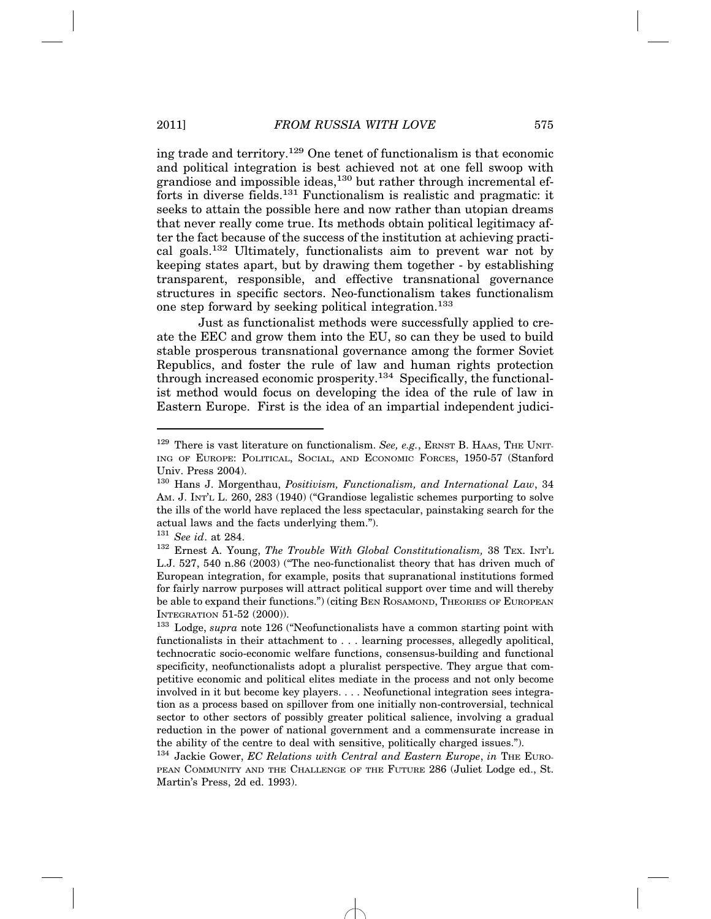ing trade and territory.[129] One tenet of functionalism is that economic and political integration is best achieved not at one fell swoop with grandiose and impossible ideas,[130] but rather through incremental efforts in diverse fields.[131] Functionalism is realistic and pragmatic: it seeks to attain the possible here and now rather than utopian dreams that never really come true. Its methods obtain political legitimacy after the fact because of the success of the institution at achieving practical goals.[132] Ultimately, functionalists aim to prevent war not by keeping states apart, but by drawing them together - by establishing transparent, responsible, and effective transnational governance structures in specific sectors. Neo-functionalism takes functionalism one step forward by seeking political integration.[133]

Just as functionalist methods were successfully applied to create the EEC and grow them into the EU, so can they be used to build stable prosperous transnational governance among the former Soviet Republics, and foster the rule of law and human rights protection through increased economic prosperity.[134] Specifically, the functionalist method would focus on developing the idea of the rule of law in Eastern Europe. First is the idea of an impartial independent judici-

---

[129] There is vast literature on functionalism. *See, e.g.*, ERNST B. HAAS, THE UNITING OF EUROPE: POLITICAL, SOCIAL, AND ECONOMIC FORCES, 1950-57 (Stanford Univ. Press 2004).

[130] Hans J. Morgenthau, *Positivism, Functionalism, and International Law*, 34 AM. J. INT'L L. 260, 283 (1940) ("Grandiose legalistic schemes purporting to solve the ills of the world have replaced the less spectacular, painstaking search for the actual laws and the facts underlying them.").

[131] *See id*. at 284.

[132] Ernest A. Young, *The Trouble With Global Constitutionalism,* 38 TEX. INT'L L.J. 527, 540 n.86 (2003) ("The neo-functionalist theory that has driven much of European integration, for example, posits that supranational institutions formed for fairly narrow purposes will attract political support over time and will thereby be able to expand their functions.") (citing BEN ROSAMOND, THEORIES OF EUROPEAN INTEGRATION 51-52 (2000)).

[133] Lodge, *supra* note 126 ("Neofunctionalists have a common starting point with functionalists in their attachment to . . . learning processes, allegedly apolitical, technocratic socio-economic welfare functions, consensus-building and functional specificity, neofunctionalists adopt a pluralist perspective. They argue that competitive economic and political elites mediate in the process and not only become involved in it but become key players. . . . Neofunctional integration sees integration as a process based on spillover from one initially non-controversial, technical sector to other sectors of possibly greater political salience, involving a gradual reduction in the power of national government and a commensurate increase in the ability of the centre to deal with sensitive, politically charged issues.").

[134] Jackie Gower, *EC Relations with Central and Eastern Europe*, *in* THE EUROPEAN COMMUNITY AND THE CHALLENGE OF THE FUTURE 286 (Juliet Lodge ed., St. Martin's Press, 2d ed. 1993).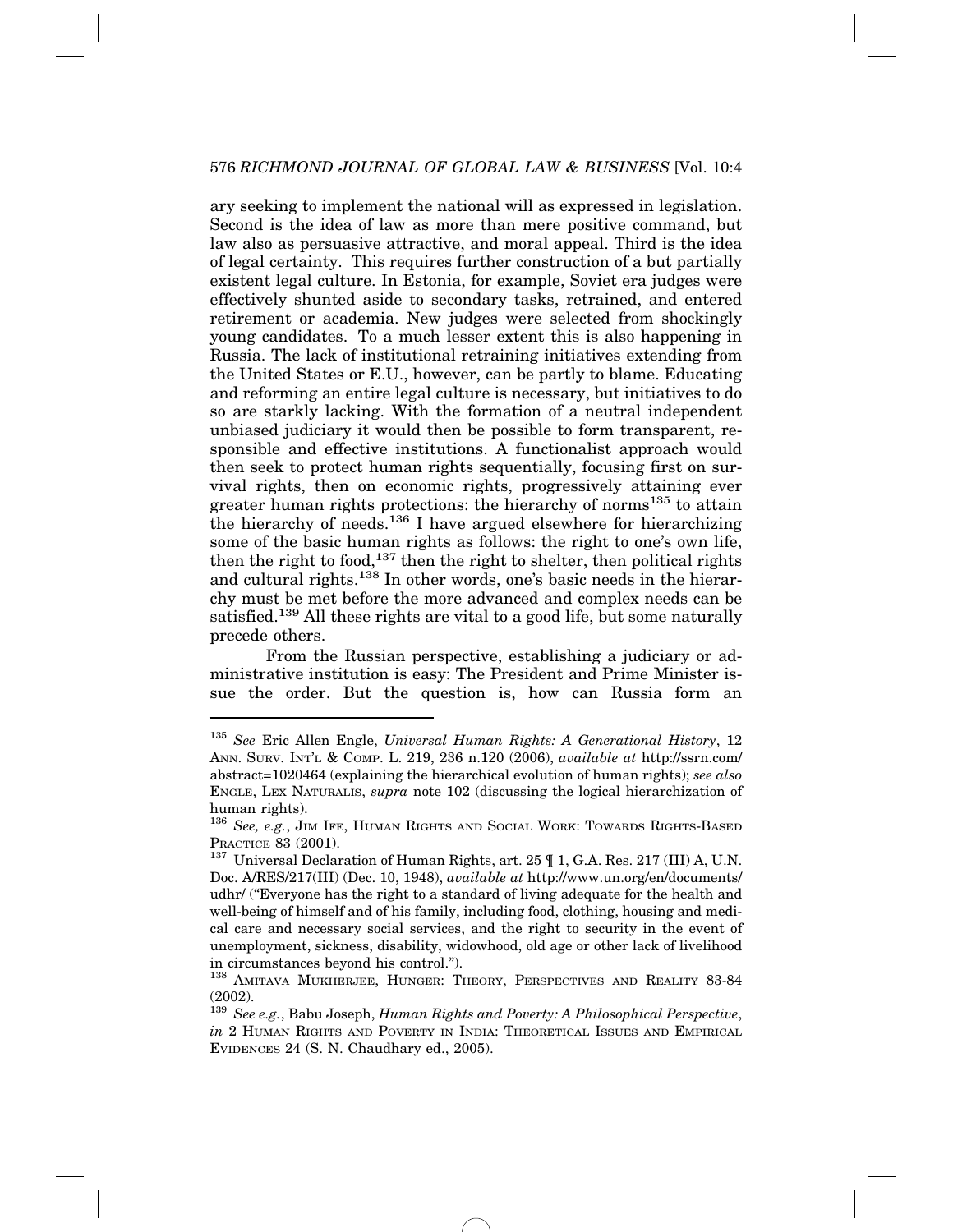ary seeking to implement the national will as expressed in legislation. Second is the idea of law as more than mere positive command, but law also as persuasive attractive, and moral appeal. Third is the idea of legal certainty. This requires further construction of a but partially existent legal culture. In Estonia, for example, Soviet era judges were effectively shunted aside to secondary tasks, retrained, and entered retirement or academia. New judges were selected from shockingly young candidates. To a much lesser extent this is also happening in Russia. The lack of institutional retraining initiatives extending from the United States or E.U., however, can be partly to blame. Educating and reforming an entire legal culture is necessary, but initiatives to do so are starkly lacking. With the formation of a neutral independent unbiased judiciary it would then be possible to form transparent, responsible and effective institutions. A functionalist approach would then seek to protect human rights sequentially, focusing first on survival rights, then on economic rights, progressively attaining ever greater human rights protections: the hierarchy of norms[135] to attain the hierarchy of needs.[136] I have argued elsewhere for hierarchizing some of the basic human rights as follows: the right to one's own life, then the right to food,[137] then the right to shelter, then political rights and cultural rights.[138] In other words, one's basic needs in the hierarchy must be met before the more advanced and complex needs can be satisfied.[139] All these rights are vital to a good life, but some naturally precede others.

From the Russian perspective, establishing a judiciary or administrative institution is easy: The President and Prime Minister issue the order. But the question is, how can Russia form an

---

[135] *See* Eric Allen Engle, *Universal Human Rights: A Generational History*, 12 ANN. SURV. INT'L & COMP. L. 219, 236 n.120 (2006), *available at* http://ssrn.com/abstract=1020464 (explaining the hierarchical evolution of human rights); *see also* ENGLE, LEX NATURALIS, *supra* note 102 (discussing the logical hierarchization of human rights).

[136] *See, e.g.*, JIM IFE, HUMAN RIGHTS AND SOCIAL WORK: TOWARDS RIGHTS-BASED PRACTICE 83 (2001).

[137] Universal Declaration of Human Rights, art. 25 ¶ 1, G.A. Res. 217 (III) A, U.N. Doc. A/RES/217(III) (Dec. 10, 1948), *available at* http://www.un.org/en/documents/udhr/ ("Everyone has the right to a standard of living adequate for the health and well-being of himself and of his family, including food, clothing, housing and medical care and necessary social services, and the right to security in the event of unemployment, sickness, disability, widowhood, old age or other lack of livelihood in circumstances beyond his control.").

[138] AMITAVA MUKHERJEE, HUNGER: THEORY, PERSPECTIVES AND REALITY 83-84 (2002).

[139] *See e.g.*, Babu Joseph, *Human Rights and Poverty: A Philosophical Perspective*, *in* 2 HUMAN RIGHTS AND POVERTY IN INDIA: THEORETICAL ISSUES AND EMPIRICAL EVIDENCES 24 (S. N. Chaudhary ed., 2005).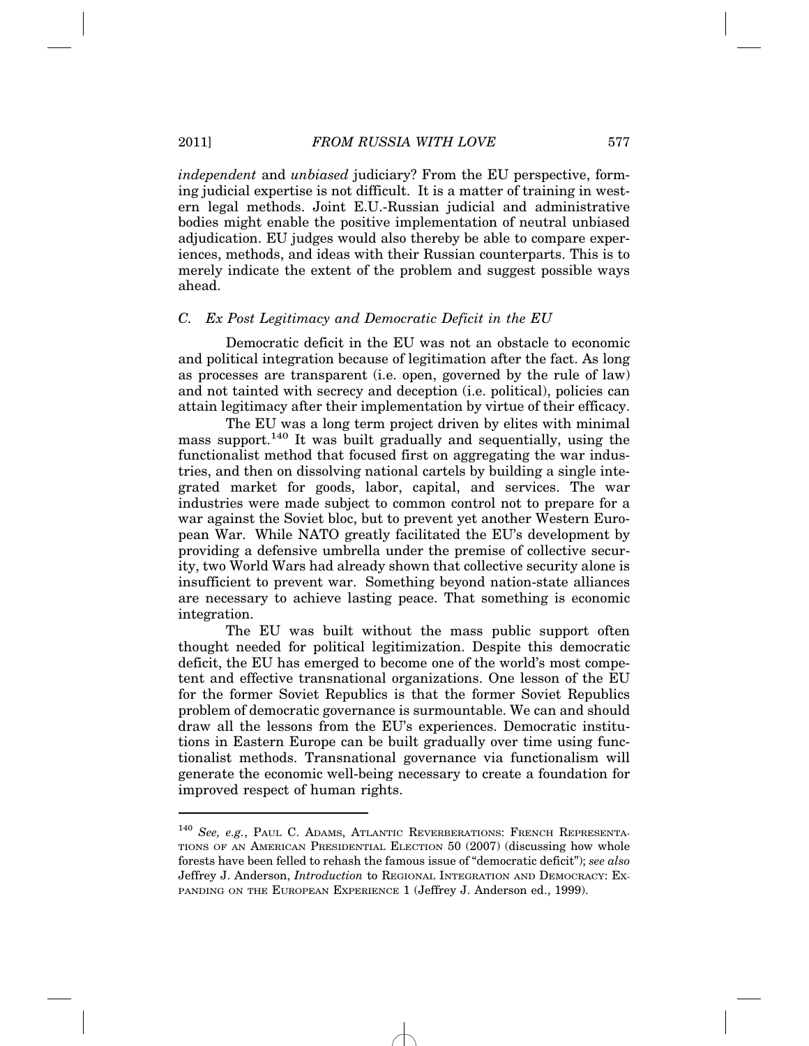*independent* and *unbiased* judiciary? From the EU perspective, forming judicial expertise is not difficult. It is a matter of training in western legal methods. Joint E.U.-Russian judicial and administrative bodies might enable the positive implementation of neutral unbiased adjudication. EU judges would also thereby be able to compare experiences, methods, and ideas with their Russian counterparts. This is to merely indicate the extent of the problem and suggest possible ways ahead.

### *C. Ex Post Legitimacy and Democratic Deficit in the EU*

Democratic deficit in the EU was not an obstacle to economic and political integration because of legitimation after the fact. As long as processes are transparent (i.e. open, governed by the rule of law) and not tainted with secrecy and deception (i.e. political), policies can attain legitimacy after their implementation by virtue of their efficacy.

The EU was a long term project driven by elites with minimal mass support.[140] It was built gradually and sequentially, using the functionalist method that focused first on aggregating the war industries, and then on dissolving national cartels by building a single integrated market for goods, labor, capital, and services. The war industries were made subject to common control not to prepare for a war against the Soviet bloc, but to prevent yet another Western European War. While NATO greatly facilitated the EU's development by providing a defensive umbrella under the premise of collective security, two World Wars had already shown that collective security alone is insufficient to prevent war. Something beyond nation-state alliances are necessary to achieve lasting peace. That something is economic integration.

The EU was built without the mass public support often thought needed for political legitimization. Despite this democratic deficit, the EU has emerged to become one of the world's most competent and effective transnational organizations. One lesson of the EU for the former Soviet Republics is that the former Soviet Republics problem of democratic governance is surmountable. We can and should draw all the lessons from the EU's experiences. Democratic institutions in Eastern Europe can be built gradually over time using functionalist methods. Transnational governance via functionalism will generate the economic well-being necessary to create a foundation for improved respect of human rights.

---

[140] *See, e.g.*, PAUL C. ADAMS, ATLANTIC REVERBERATIONS: FRENCH REPRESENTATIONS OF AN AMERICAN PRESIDENTIAL ELECTION 50 (2007) (discussing how whole forests have been felled to rehash the famous issue of "democratic deficit"); *see also* Jeffrey J. Anderson, *Introduction* to REGIONAL INTEGRATION AND DEMOCRACY: EXPANDING ON THE EUROPEAN EXPERIENCE 1 (Jeffrey J. Anderson ed., 1999).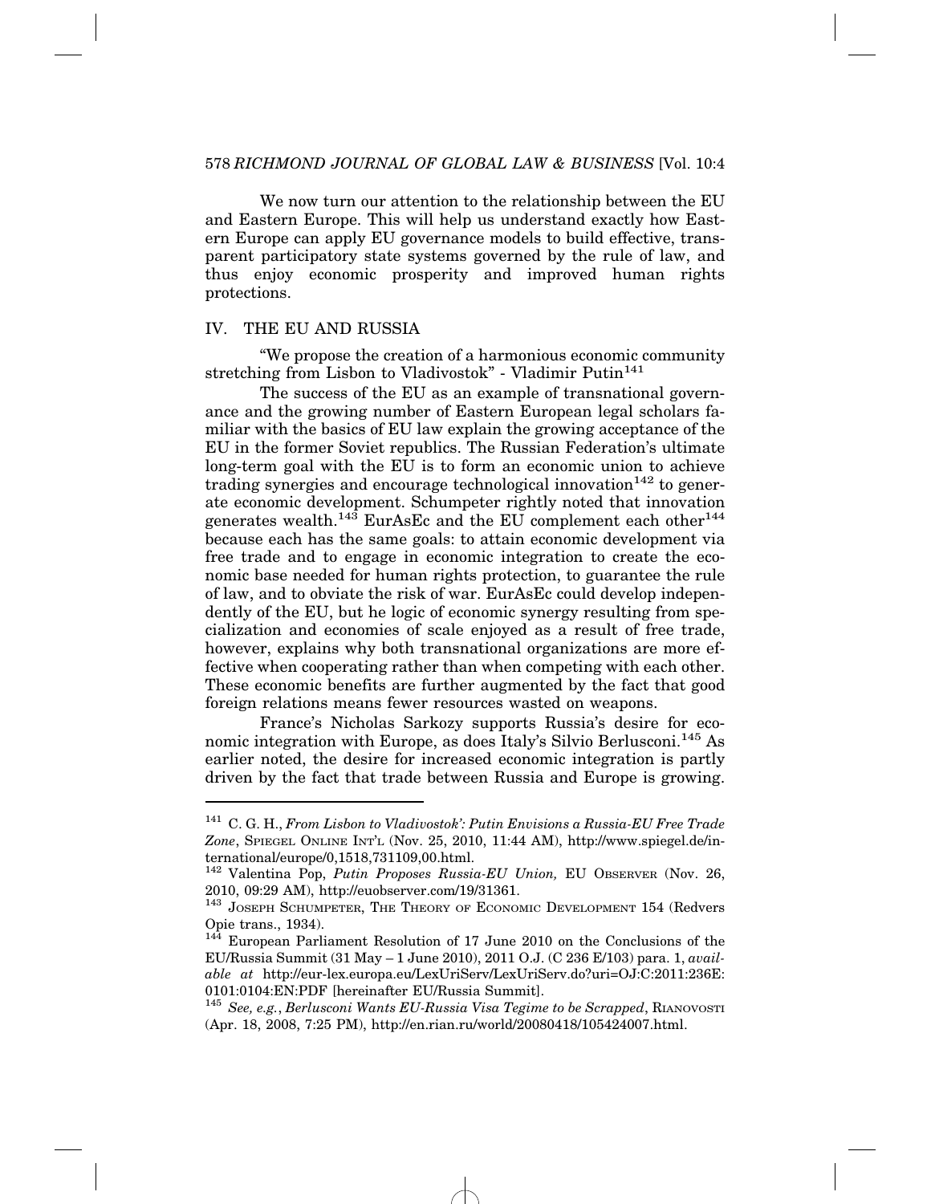We now turn our attention to the relationship between the EU and Eastern Europe. This will help us understand exactly how Eastern Europe can apply EU governance models to build effective, transparent participatory state systems governed by the rule of law, and thus enjoy economic prosperity and improved human rights protections.

## IV. THE EU AND RUSSIA

"We propose the creation of a harmonious economic community stretching from Lisbon to Vladivostok" - Vladimir Putin[141]

The success of the EU as an example of transnational governance and the growing number of Eastern European legal scholars familiar with the basics of EU law explain the growing acceptance of the EU in the former Soviet republics. The Russian Federation's ultimate long-term goal with the EU is to form an economic union to achieve trading synergies and encourage technological innovation[142] to generate economic development. Schumpeter rightly noted that innovation generates wealth.[143] EurAsEc and the EU complement each other[144] because each has the same goals: to attain economic development via free trade and to engage in economic integration to create the economic base needed for human rights protection, to guarantee the rule of law, and to obviate the risk of war. EurAsEc could develop independently of the EU, but he logic of economic synergy resulting from specialization and economies of scale enjoyed as a result of free trade, however, explains why both transnational organizations are more effective when cooperating rather than when competing with each other. These economic benefits are further augmented by the fact that good foreign relations means fewer resources wasted on weapons.

France's Nicholas Sarkozy supports Russia's desire for economic integration with Europe, as does Italy's Silvio Berlusconi.[145] As earlier noted, the desire for increased economic integration is partly driven by the fact that trade between Russia and Europe is growing.

---

[141] C. G. H., *From Lisbon to Vladivostok': Putin Envisions a Russia-EU Free Trade Zone*, SPIEGEL ONLINE INT'L (Nov. 25, 2010, 11:44 AM), http://www.spiegel.de/international/europe/0,1518,731109,00.html.

[142] Valentina Pop, *Putin Proposes Russia-EU Union,* EU OBSERVER (Nov. 26, 2010, 09:29 AM), http://euobserver.com/19/31361.

[143] JOSEPH SCHUMPETER, THE THEORY OF ECONOMIC DEVELOPMENT 154 (Redvers Opie trans., 1934).

[144] European Parliament Resolution of 17 June 2010 on the Conclusions of the EU/Russia Summit (31 May – 1 June 2010), 2011 O.J. (C 236 E/103) para. 1, *available at* http://eur-lex.europa.eu/LexUriServ/LexUriServ.do?uri=OJ:C:2011:236E:0101:0104:EN:PDF [hereinafter EU/Russia Summit].

[145] *See, e.g.*, *Berlusconi Wants EU-Russia Visa Tegime to be Scrapped*, RIANOVOSTI (Apr. 18, 2008, 7:25 PM), http://en.rian.ru/world/20080418/105424007.html.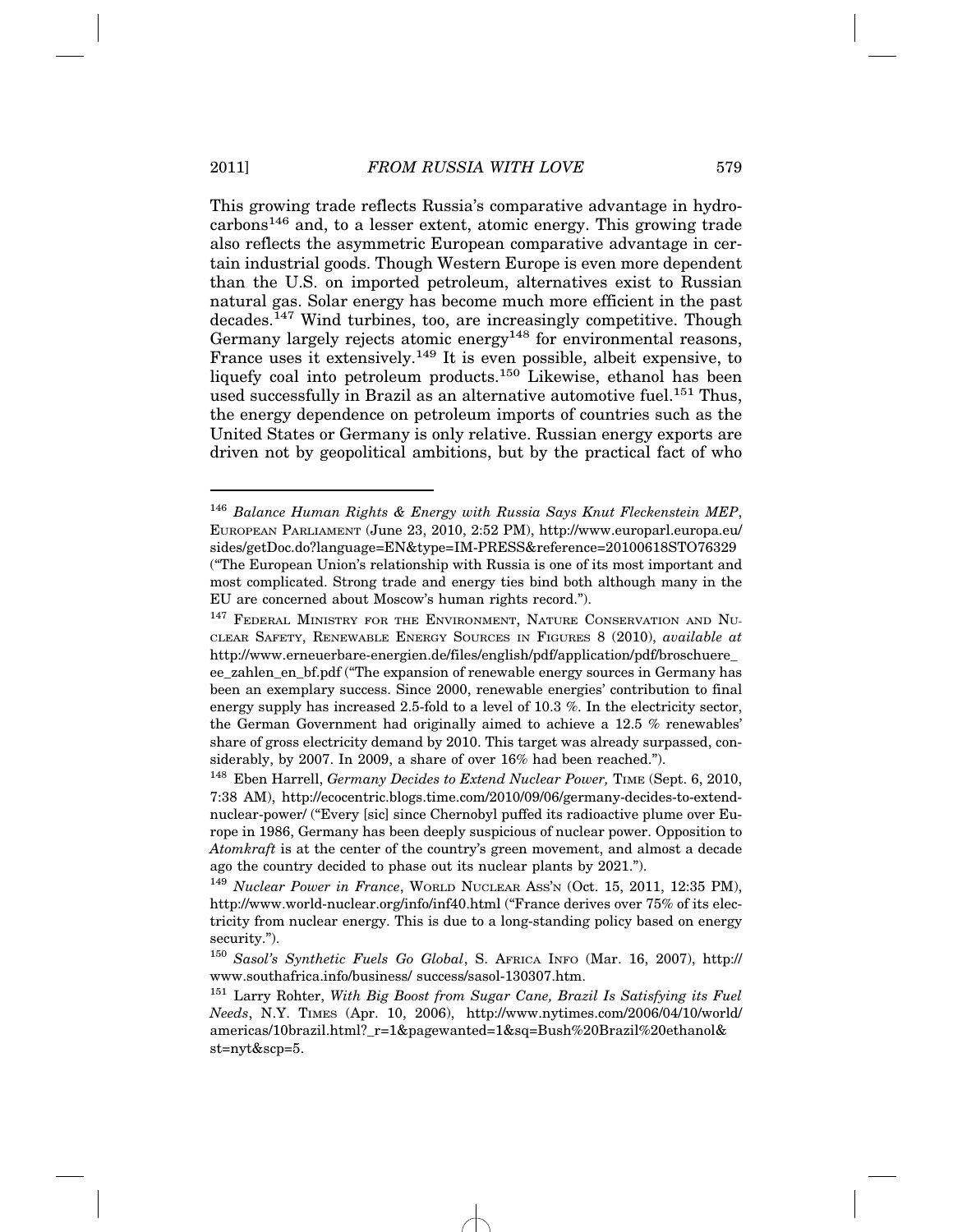This growing trade reflects Russia's comparative advantage in hydrocarbons[146] and, to a lesser extent, atomic energy. This growing trade also reflects the asymmetric European comparative advantage in certain industrial goods. Though Western Europe is even more dependent than the U.S. on imported petroleum, alternatives exist to Russian natural gas. Solar energy has become much more efficient in the past decades.[147] Wind turbines, too, are increasingly competitive. Though Germany largely rejects atomic energy[148] for environmental reasons, France uses it extensively.[149] It is even possible, albeit expensive, to liquefy coal into petroleum products.[150] Likewise, ethanol has been used successfully in Brazil as an alternative automotive fuel.[151] Thus, the energy dependence on petroleum imports of countries such as the United States or Germany is only relative. Russian energy exports are driven not by geopolitical ambitions, but by the practical fact of who

---

[146] *Balance Human Rights & Energy with Russia Says Knut Fleckenstein MEP*, EUROPEAN PARLIAMENT (June 23, 2010, 2:52 PM), http://www.europarl.europa.eu/sides/getDoc.do?language=EN&type=IM-PRESS&reference=20100618STO76329 ("The European Union's relationship with Russia is one of its most important and most complicated. Strong trade and energy ties bind both although many in the EU are concerned about Moscow's human rights record.").

[147] FEDERAL MINISTRY FOR THE ENVIRONMENT, NATURE CONSERVATION AND NUCLEAR SAFETY, RENEWABLE ENERGY SOURCES IN FIGURES 8 (2010), *available at* http://www.erneuerbare-energien.de/files/english/pdf/application/pdf/broschuere_ee_zahlen_en_bf.pdf ("The expansion of renewable energy sources in Germany has been an exemplary success. Since 2000, renewable energies' contribution to final energy supply has increased 2.5-fold to a level of 10.3 %. In the electricity sector, the German Government had originally aimed to achieve a 12.5 % renewables' share of gross electricity demand by 2010. This target was already surpassed, considerably, by 2007. In 2009, a share of over 16% had been reached.").

[148] Eben Harrell, *Germany Decides to Extend Nuclear Power,* TIME (Sept. 6, 2010, 7:38 AM), http://ecocentric.blogs.time.com/2010/09/06/germany-decides-to-extend-nuclear-power/ ("Every [sic] since Chernobyl puffed its radioactive plume over Europe in 1986, Germany has been deeply suspicious of nuclear power. Opposition to *Atomkraft* is at the center of the country's green movement, and almost a decade ago the country decided to phase out its nuclear plants by 2021.").

[149] *Nuclear Power in France*, WORLD NUCLEAR ASS'N (Oct. 15, 2011, 12:35 PM), http://www.world-nuclear.org/info/inf40.html ("France derives over 75% of its electricity from nuclear energy. This is due to a long-standing policy based on energy security.").

[150] *Sasol's Synthetic Fuels Go Global*, S. AFRICA INFO (Mar. 16, 2007), http://www.southafrica.info/business/ success/sasol-130307.htm.

[151] Larry Rohter, *With Big Boost from Sugar Cane, Brazil Is Satisfying its Fuel Needs*, N.Y. TIMES (Apr. 10, 2006), http://www.nytimes.com/2006/04/10/world/americas/10brazil.html?_r=1&pagewanted=1&sq=Bush%20Brazil%20ethanol&st=nyt&scp=5.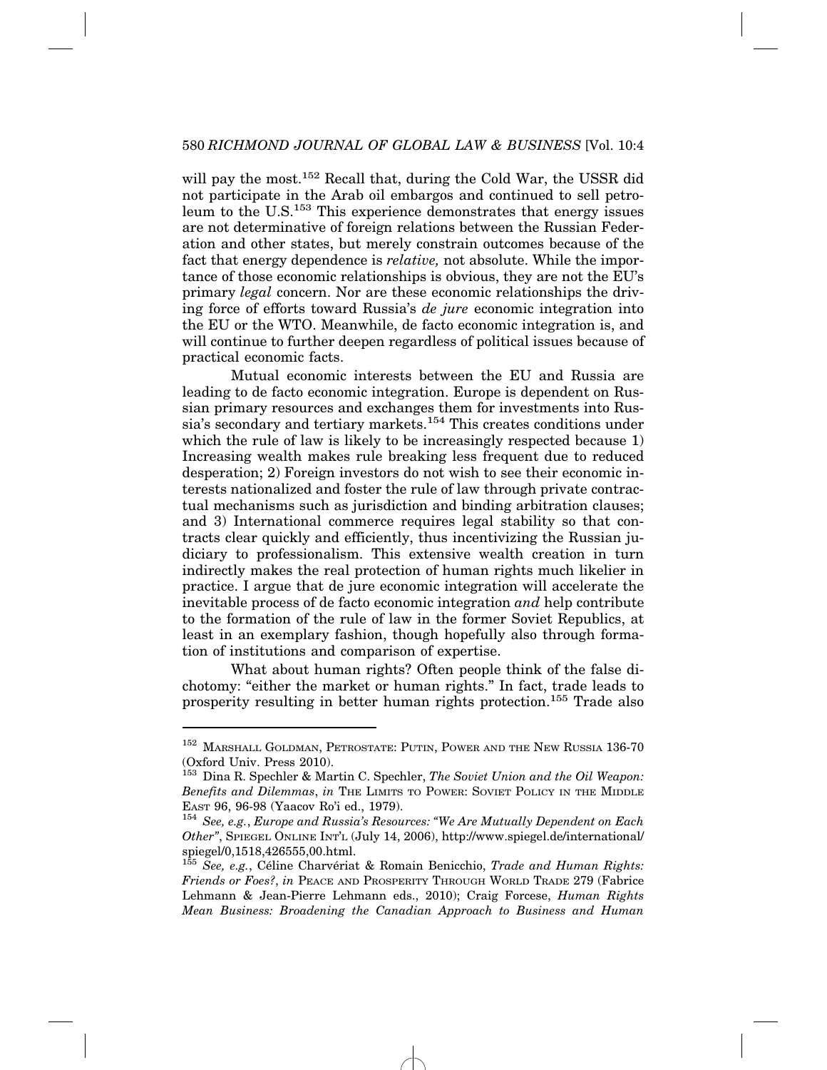will pay the most.[152] Recall that, during the Cold War, the USSR did not participate in the Arab oil embargos and continued to sell petroleum to the U.S.[153] This experience demonstrates that energy issues are not determinative of foreign relations between the Russian Federation and other states, but merely constrain outcomes because of the fact that energy dependence is *relative,* not absolute. While the importance of those economic relationships is obvious, they are not the EU's primary *legal* concern. Nor are these economic relationships the driving force of efforts toward Russia's *de jure* economic integration into the EU or the WTO. Meanwhile, de facto economic integration is, and will continue to further deepen regardless of political issues because of practical economic facts.

Mutual economic interests between the EU and Russia are leading to de facto economic integration. Europe is dependent on Russian primary resources and exchanges them for investments into Russia's secondary and tertiary markets.[154] This creates conditions under which the rule of law is likely to be increasingly respected because 1) Increasing wealth makes rule breaking less frequent due to reduced desperation; 2) Foreign investors do not wish to see their economic interests nationalized and foster the rule of law through private contractual mechanisms such as jurisdiction and binding arbitration clauses; and 3) International commerce requires legal stability so that contracts clear quickly and efficiently, thus incentivizing the Russian judiciary to professionalism. This extensive wealth creation in turn indirectly makes the real protection of human rights much likelier in practice. I argue that de jure economic integration will accelerate the inevitable process of de facto economic integration *and* help contribute to the formation of the rule of law in the former Soviet Republics, at least in an exemplary fashion, though hopefully also through formation of institutions and comparison of expertise.

What about human rights? Often people think of the false dichotomy: "either the market or human rights." In fact, trade leads to prosperity resulting in better human rights protection.[155] Trade also

---

[152] MARSHALL GOLDMAN, PETROSTATE: PUTIN, POWER AND THE NEW RUSSIA 136-70 (Oxford Univ. Press 2010).

[153] Dina R. Spechler & Martin C. Spechler, *The Soviet Union and the Oil Weapon: Benefits and Dilemmas*, *in* THE LIMITS TO POWER: SOVIET POLICY IN THE MIDDLE EAST 96, 96-98 (Yaacov Ro'i ed., 1979).

[154] *See, e.g.*, *Europe and Russia's Resources: "We Are Mutually Dependent on Each Other"*, SPIEGEL ONLINE INT'L (July 14, 2006), http://www.spiegel.de/international/spiegel/0,1518,426555,00.html.

[155] *See, e.g.*, Céline Charvériat & Romain Benicchio, *Trade and Human Rights: Friends or Foes?*, *in* PEACE AND PROSPERITY THROUGH WORLD TRADE 279 (Fabrice Lehmann & Jean-Pierre Lehmann eds., 2010); Craig Forcese, *Human Rights Mean Business: Broadening the Canadian Approach to Business and Human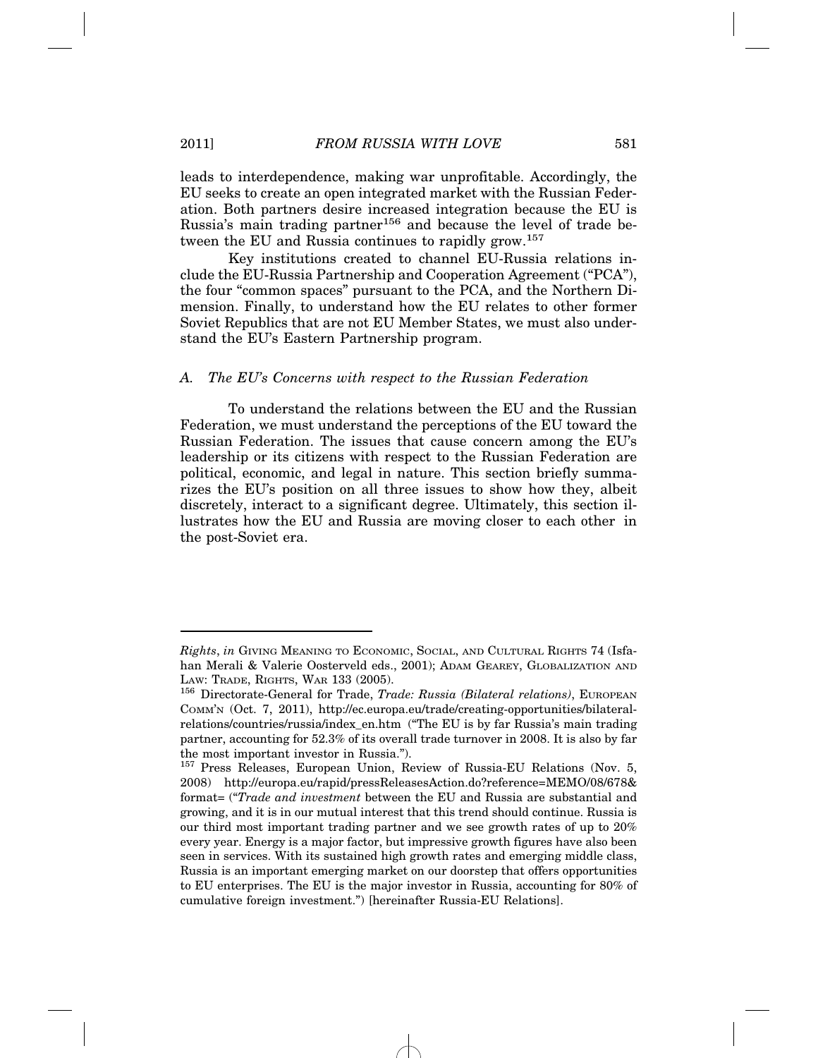leads to interdependence, making war unprofitable. Accordingly, the EU seeks to create an open integrated market with the Russian Federation. Both partners desire increased integration because the EU is Russia's main trading partner[156] and because the level of trade between the EU and Russia continues to rapidly grow.[157]

Key institutions created to channel EU-Russia relations include the EU-Russia Partnership and Cooperation Agreement ("PCA"), the four "common spaces" pursuant to the PCA, and the Northern Dimension. Finally, to understand how the EU relates to other former Soviet Republics that are not EU Member States, we must also understand the EU's Eastern Partnership program.

### *A. The EU's Concerns with respect to the Russian Federation*

To understand the relations between the EU and the Russian Federation, we must understand the perceptions of the EU toward the Russian Federation. The issues that cause concern among the EU's leadership or its citizens with respect to the Russian Federation are political, economic, and legal in nature. This section briefly summarizes the EU's position on all three issues to show how they, albeit discretely, interact to a significant degree. Ultimately, this section illustrates how the EU and Russia are moving closer to each other in the post-Soviet era.

---

*Rights*, *in* GIVING MEANING TO ECONOMIC, SOCIAL, AND CULTURAL RIGHTS 74 (Isfahan Merali & Valerie Oosterveld eds., 2001); ADAM GEAREY, GLOBALIZATION AND LAW: TRADE, RIGHTS, WAR 133 (2005).

[156] Directorate-General for Trade, *Trade: Russia (Bilateral relations)*, EUROPEAN COMM'N (Oct. 7, 2011), http://ec.europa.eu/trade/creating-opportunities/bilateral-relations/countries/russia/index_en.htm ("The EU is by far Russia's main trading partner, accounting for 52.3% of its overall trade turnover in 2008. It is also by far the most important investor in Russia.").

[157] Press Releases, European Union, Review of Russia-EU Relations (Nov. 5, 2008) http://europa.eu/rapid/pressReleasesAction.do?reference=MEMO/08/678&format= ("*Trade and investment* between the EU and Russia are substantial and growing, and it is in our mutual interest that this trend should continue. Russia is our third most important trading partner and we see growth rates of up to 20% every year. Energy is a major factor, but impressive growth figures have also been seen in services. With its sustained high growth rates and emerging middle class, Russia is an important emerging market on our doorstep that offers opportunities to EU enterprises. The EU is the major investor in Russia, accounting for 80% of cumulative foreign investment.") [hereinafter Russia-EU Relations].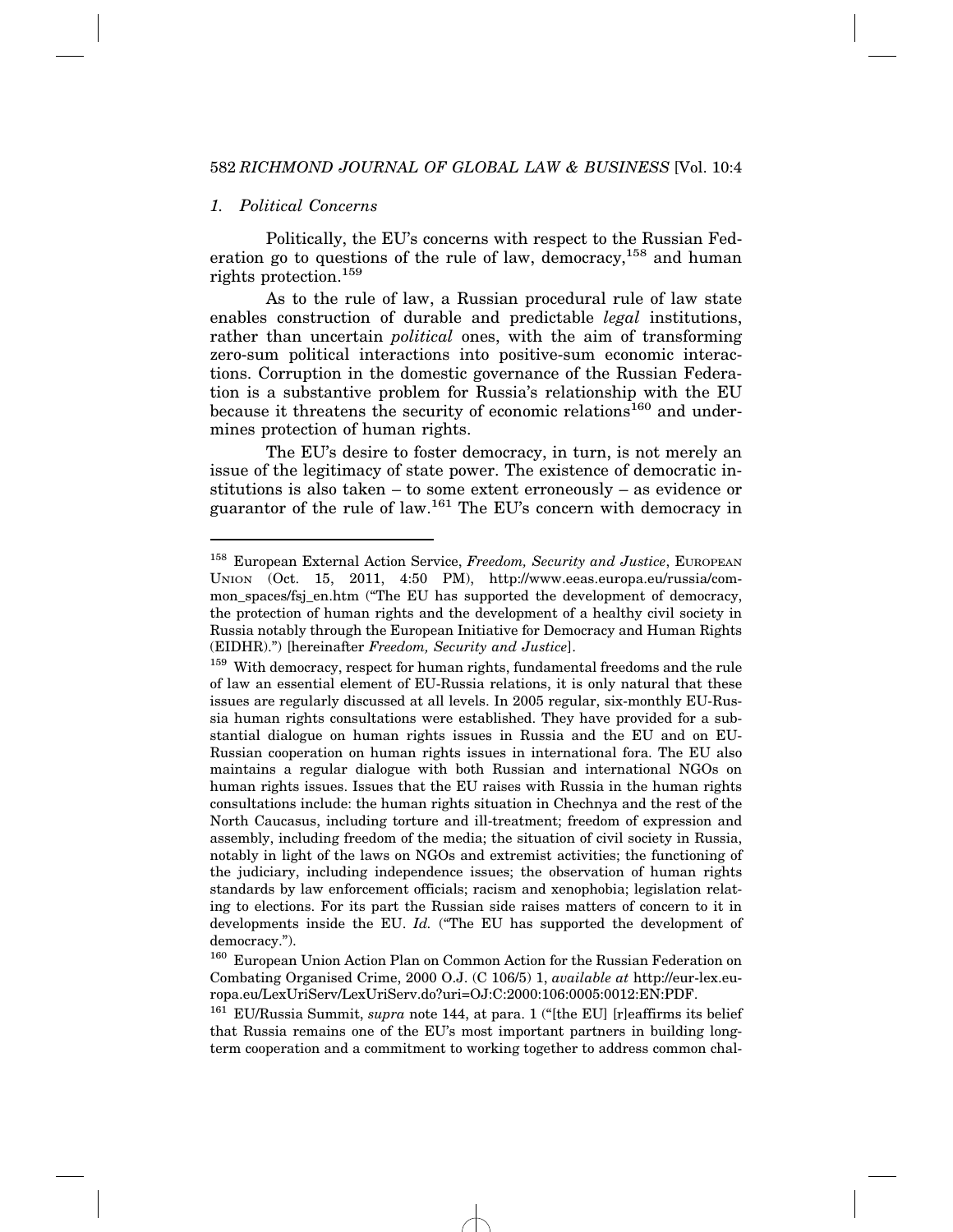### *1. Political Concerns*

Politically, the EU's concerns with respect to the Russian Federation go to questions of the rule of law, democracy,[158] and human rights protection.[159]

As to the rule of law, a Russian procedural rule of law state enables construction of durable and predictable *legal* institutions, rather than uncertain *political* ones, with the aim of transforming zero-sum political interactions into positive-sum economic interactions. Corruption in the domestic governance of the Russian Federation is a substantive problem for Russia's relationship with the EU because it threatens the security of economic relations[160] and undermines protection of human rights.

The EU's desire to foster democracy, in turn, is not merely an issue of the legitimacy of state power. The existence of democratic institutions is also taken – to some extent erroneously – as evidence or guarantor of the rule of law.[161] The EU's concern with democracy in

---

[158] European External Action Service, *Freedom, Security and Justice*, EUROPEAN UNION (Oct. 15, 2011, 4:50 PM), http://www.eeas.europa.eu/russia/common_spaces/fsj_en.htm ("The EU has supported the development of democracy, the protection of human rights and the development of a healthy civil society in Russia notably through the European Initiative for Democracy and Human Rights (EIDHR).") [hereinafter *Freedom, Security and Justice*].

[159] With democracy, respect for human rights, fundamental freedoms and the rule of law an essential element of EU-Russia relations, it is only natural that these issues are regularly discussed at all levels. In 2005 regular, six-monthly EU-Russia human rights consultations were established. They have provided for a substantial dialogue on human rights issues in Russia and the EU and on EU-Russian cooperation on human rights issues in international fora. The EU also maintains a regular dialogue with both Russian and international NGOs on human rights issues. Issues that the EU raises with Russia in the human rights consultations include: the human rights situation in Chechnya and the rest of the North Caucasus, including torture and ill-treatment; freedom of expression and assembly, including freedom of the media; the situation of civil society in Russia, notably in light of the laws on NGOs and extremist activities; the functioning of the judiciary, including independence issues; the observation of human rights standards by law enforcement officials; racism and xenophobia; legislation relating to elections. For its part the Russian side raises matters of concern to it in developments inside the EU. *Id.* ("The EU has supported the development of democracy.").

[160] European Union Action Plan on Common Action for the Russian Federation on Combating Organised Crime, 2000 O.J. (C 106/5) 1, *available at* http://eur-lex.europa.eu/LexUriServ/LexUriServ.do?uri=OJ:C:2000:106:0005:0012:EN:PDF.

[161] EU/Russia Summit, *supra* note 144, at para. 1 ("[the EU] [r]eaffirms its belief that Russia remains one of the EU's most important partners in building long-term cooperation and a commitment to working together to address common chal-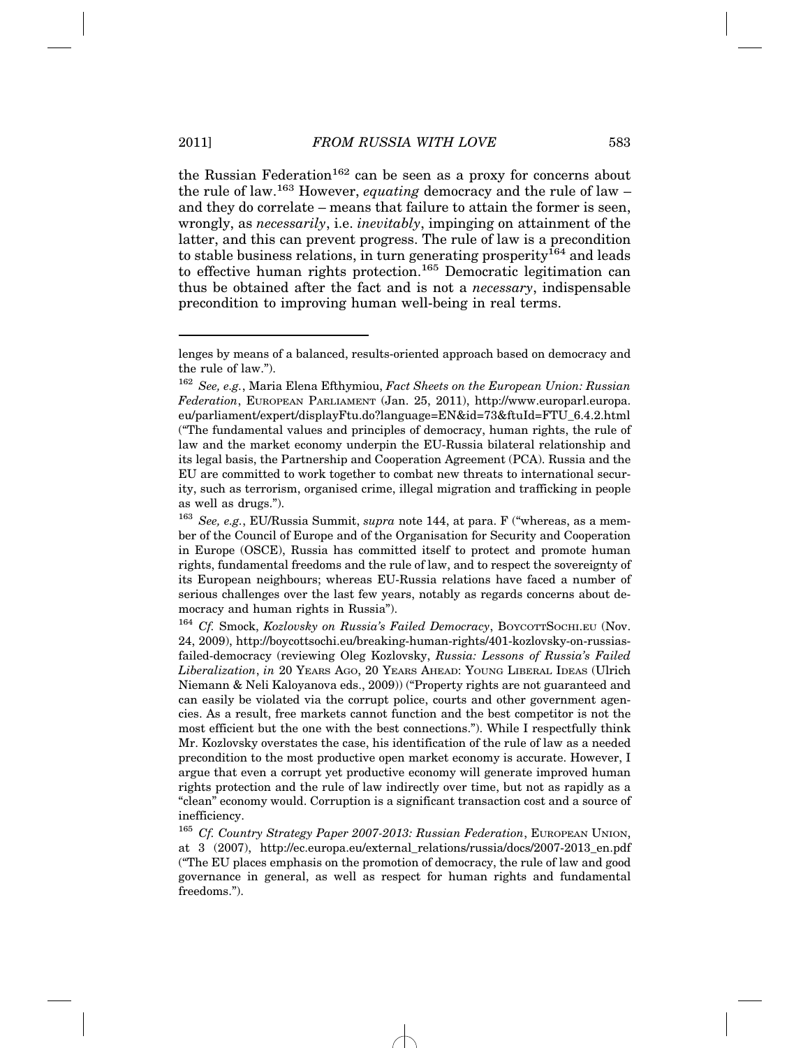the Russian Federation[162] can be seen as a proxy for concerns about the rule of law.[163] However, *equating* democracy and the rule of law – and they do correlate – means that failure to attain the former is seen, wrongly, as *necessarily*, i.e. *inevitably*, impinging on attainment of the latter, and this can prevent progress. The rule of law is a precondition to stable business relations, in turn generating prosperity[164] and leads to effective human rights protection.[165] Democratic legitimation can thus be obtained after the fact and is not a *necessary*, indispensable precondition to improving human well-being in real terms.

---

lenges by means of a balanced, results-oriented approach based on democracy and the rule of law.").

[162] *See, e.g.*, Maria Elena Efthymiou, *Fact Sheets on the European Union: Russian Federation*, EUROPEAN PARLIAMENT (Jan. 25, 2011), http://www.europarl.europa.eu/parliament/expert/displayFtu.do?language=EN&id=73&ftuId=FTU_6.4.2.html ("The fundamental values and principles of democracy, human rights, the rule of law and the market economy underpin the EU-Russia bilateral relationship and its legal basis, the Partnership and Cooperation Agreement (PCA). Russia and the EU are committed to work together to combat new threats to international security, such as terrorism, organised crime, illegal migration and trafficking in people as well as drugs.").

[163] *See, e.g.*, EU/Russia Summit, *supra* note 144, at para. F ("whereas, as a member of the Council of Europe and of the Organisation for Security and Cooperation in Europe (OSCE), Russia has committed itself to protect and promote human rights, fundamental freedoms and the rule of law, and to respect the sovereignty of its European neighbours; whereas EU-Russia relations have faced a number of serious challenges over the last few years, notably as regards concerns about democracy and human rights in Russia").

[164] *Cf.* Smock, *Kozlovsky on Russia's Failed Democracy*, BOYCOTTSOCHI.EU (Nov. 24, 2009), http://boycottsochi.eu/breaking-human-rights/401-kozlovsky-on-russias-failed-democracy (reviewing Oleg Kozlovsky, *Russia: Lessons of Russia's Failed Liberalization*, *in* 20 YEARS AGO, 20 YEARS AHEAD: YOUNG LIBERAL IDEAS (Ulrich Niemann & Neli Kaloyanova eds., 2009)) ("Property rights are not guaranteed and can easily be violated via the corrupt police, courts and other government agencies. As a result, free markets cannot function and the best competitor is not the most efficient but the one with the best connections."). While I respectfully think Mr. Kozlovsky overstates the case, his identification of the rule of law as a needed precondition to the most productive open market economy is accurate. However, I argue that even a corrupt yet productive economy will generate improved human rights protection and the rule of law indirectly over time, but not as rapidly as a "clean" economy would. Corruption is a significant transaction cost and a source of inefficiency.

[165] *Cf. Country Strategy Paper 2007-2013: Russian Federation*, EUROPEAN UNION, at 3 (2007), http://ec.europa.eu/external_relations/russia/docs/2007-2013_en.pdf ("The EU places emphasis on the promotion of democracy, the rule of law and good governance in general, as well as respect for human rights and fundamental freedoms.").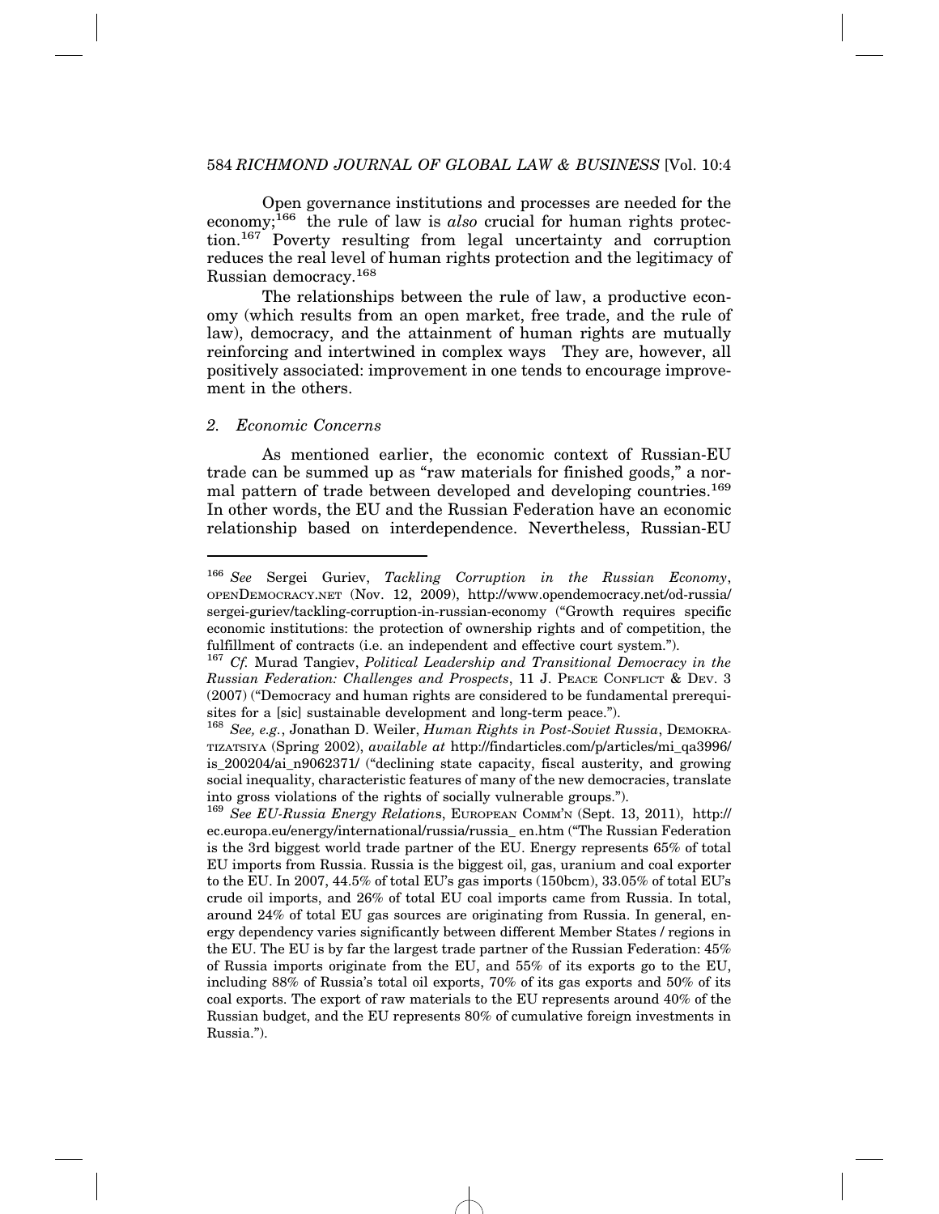Open governance institutions and processes are needed for the economy;[166] the rule of law is *also* crucial for human rights protection.[167] Poverty resulting from legal uncertainty and corruption reduces the real level of human rights protection and the legitimacy of Russian democracy.[168]

The relationships between the rule of law, a productive economy (which results from an open market, free trade, and the rule of law), democracy, and the attainment of human rights are mutually reinforcing and intertwined in complex ways They are, however, all positively associated: improvement in one tends to encourage improvement in the others.

### *2. Economic Concerns*

As mentioned earlier, the economic context of Russian-EU trade can be summed up as "raw materials for finished goods," a normal pattern of trade between developed and developing countries.[169] In other words, the EU and the Russian Federation have an economic relationship based on interdependence. Nevertheless, Russian-EU

---

[166] *See* Sergei Guriev, *Tackling Corruption in the Russian Economy*, OPENDEMOCRACY.NET (Nov. 12, 2009), http://www.opendemocracy.net/od-russia/sergei-guriev/tackling-corruption-in-russian-economy ("Growth requires specific economic institutions: the protection of ownership rights and of competition, the fulfillment of contracts (i.e. an independent and effective court system.").

[167] *Cf.* Murad Tangiev, *Political Leadership and Transitional Democracy in the Russian Federation: Challenges and Prospects*, 11 J. PEACE CONFLICT & DEV. 3 (2007) ("Democracy and human rights are considered to be fundamental prerequisites for a [sic] sustainable development and long-term peace.").

[168] *See, e.g.*, Jonathan D. Weiler, *Human Rights in Post-Soviet Russia*, DEMOKRATIZATSIYA (Spring 2002), *available at* http://findarticles.com/p/articles/mi_qa3996/is_200204/ai_n9062371/ ("declining state capacity, fiscal austerity, and growing social inequality, characteristic features of many of the new democracies, translate into gross violations of the rights of socially vulnerable groups.").

[169] *See EU-Russia Energy Relations*, EUROPEAN COMM'N (Sept. 13, 2011), http://ec.europa.eu/energy/international/russia/russia_ en.htm ("The Russian Federation is the 3rd biggest world trade partner of the EU. Energy represents 65% of total EU imports from Russia. Russia is the biggest oil, gas, uranium and coal exporter to the EU. In 2007, 44.5% of total EU's gas imports (150bcm), 33.05% of total EU's crude oil imports, and 26% of total EU coal imports came from Russia. In total, around 24% of total EU gas sources are originating from Russia. In general, energy dependency varies significantly between different Member States / regions in the EU. The EU is by far the largest trade partner of the Russian Federation: 45% of Russia imports originate from the EU, and 55% of its exports go to the EU, including 88% of Russia's total oil exports, 70% of its gas exports and 50% of its coal exports. The export of raw materials to the EU represents around 40% of the Russian budget, and the EU represents 80% of cumulative foreign investments in Russia.").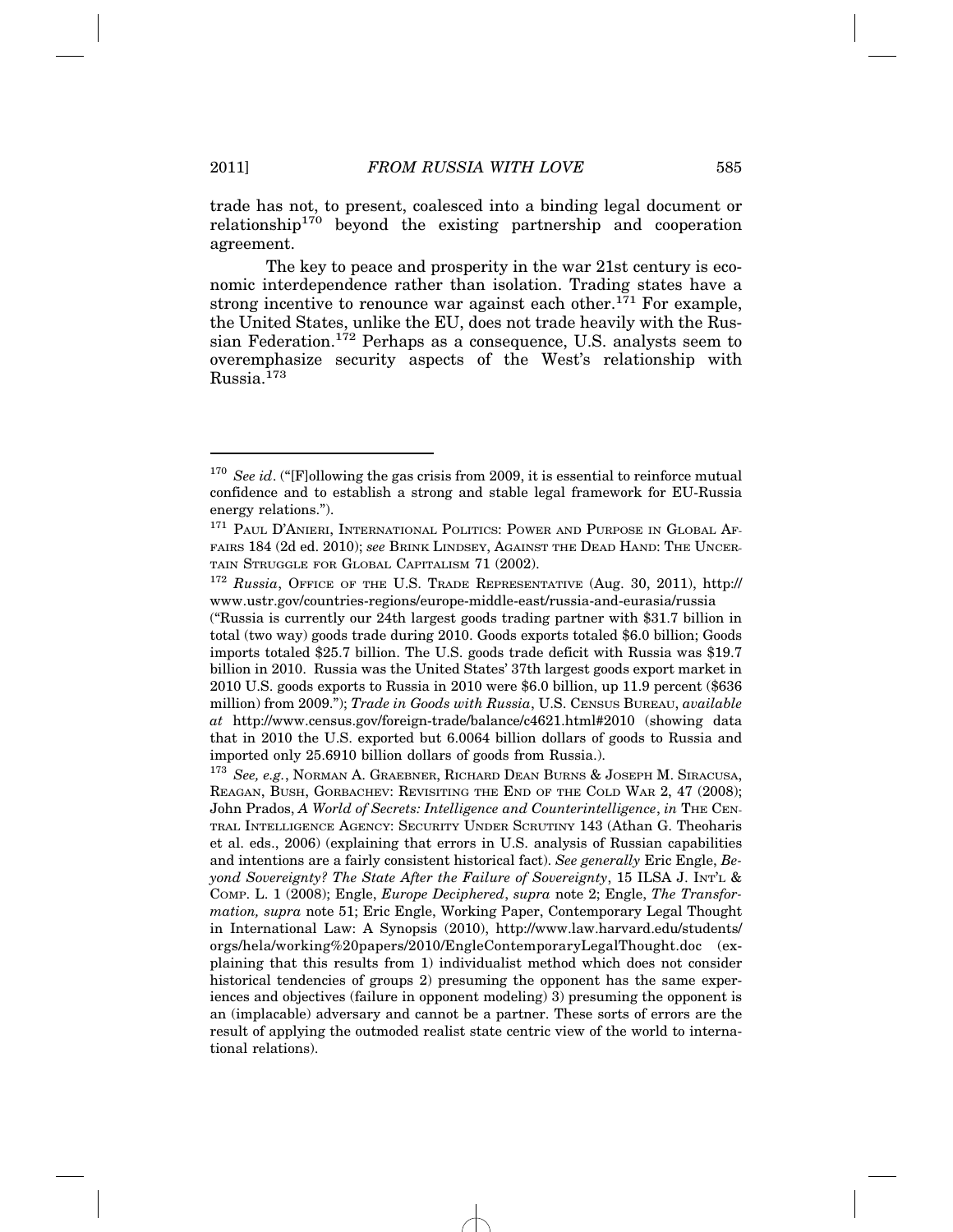trade has not, to present, coalesced into a binding legal document or relationship[170] beyond the existing partnership and cooperation agreement.

The key to peace and prosperity in the war 21st century is economic interdependence rather than isolation. Trading states have a strong incentive to renounce war against each other.[171] For example, the United States, unlike the EU, does not trade heavily with the Russian Federation.[172] Perhaps as a consequence, U.S. analysts seem to overemphasize security aspects of the West's relationship with Russia.[173]

---

[170] *See id*. ("[F]ollowing the gas crisis from 2009, it is essential to reinforce mutual confidence and to establish a strong and stable legal framework for EU-Russia energy relations.").

[171] PAUL D'ANIERI, INTERNATIONAL POLITICS: POWER AND PURPOSE IN GLOBAL AFFAIRS 184 (2d ed. 2010); *see* BRINK LINDSEY, AGAINST THE DEAD HAND: THE UNCERTAIN STRUGGLE FOR GLOBAL CAPITALISM 71 (2002).

[172] *Russia*, OFFICE OF THE U.S. TRADE REPRESENTATIVE (Aug. 30, 2011), http://www.ustr.gov/countries-regions/europe-middle-east/russia-and-eurasia/russia ("Russia is currently our 24th largest goods trading partner with $31.7 billion in total (two way) goods trade during 2010. Goods exports totaled $6.0 billion; Goods imports totaled $25.7 billion. The U.S. goods trade deficit with Russia was $19.7 billion in 2010. Russia was the United States' 37th largest goods export market in 2010 U.S. goods exports to Russia in 2010 were $6.0 billion, up 11.9 percent ($636 million) from 2009."); *Trade in Goods with Russia*, U.S. CENSUS BUREAU, *available at* http://www.census.gov/foreign-trade/balance/c4621.html#2010 (showing data that in 2010 the U.S. exported but 6.0064 billion dollars of goods to Russia and imported only 25.6910 billion dollars of goods from Russia.).

[173] *See, e.g.*, NORMAN A. GRAEBNER, RICHARD DEAN BURNS & JOSEPH M. SIRACUSA, REAGAN, BUSH, GORBACHEV: REVISITING THE END OF THE COLD WAR 2, 47 (2008); John Prados, *A World of Secrets: Intelligence and Counterintelligence*, *in* THE CENTRAL INTELLIGENCE AGENCY: SECURITY UNDER SCRUTINY 143 (Athan G. Theoharis et al. eds., 2006) (explaining that errors in U.S. analysis of Russian capabilities and intentions are a fairly consistent historical fact). *See generally* Eric Engle, *Beyond Sovereignty? The State After the Failure of Sovereignty*, 15 ILSA J. INT'L & COMP. L. 1 (2008); Engle, *Europe Deciphered*, *supra* note 2; Engle, *The Transformation, supra* note 51; Eric Engle, Working Paper, Contemporary Legal Thought in International Law: A Synopsis (2010), http://www.law.harvard.edu/students/orgs/hela/working%20papers/2010/EngleContemporaryLegalThought.doc (explaining that this results from 1) individualist method which does not consider historical tendencies of groups 2) presuming the opponent has the same experiences and objectives (failure in opponent modeling) 3) presuming the opponent is an (implacable) adversary and cannot be a partner. These sorts of errors are the result of applying the outmoded realist state centric view of the world to international relations).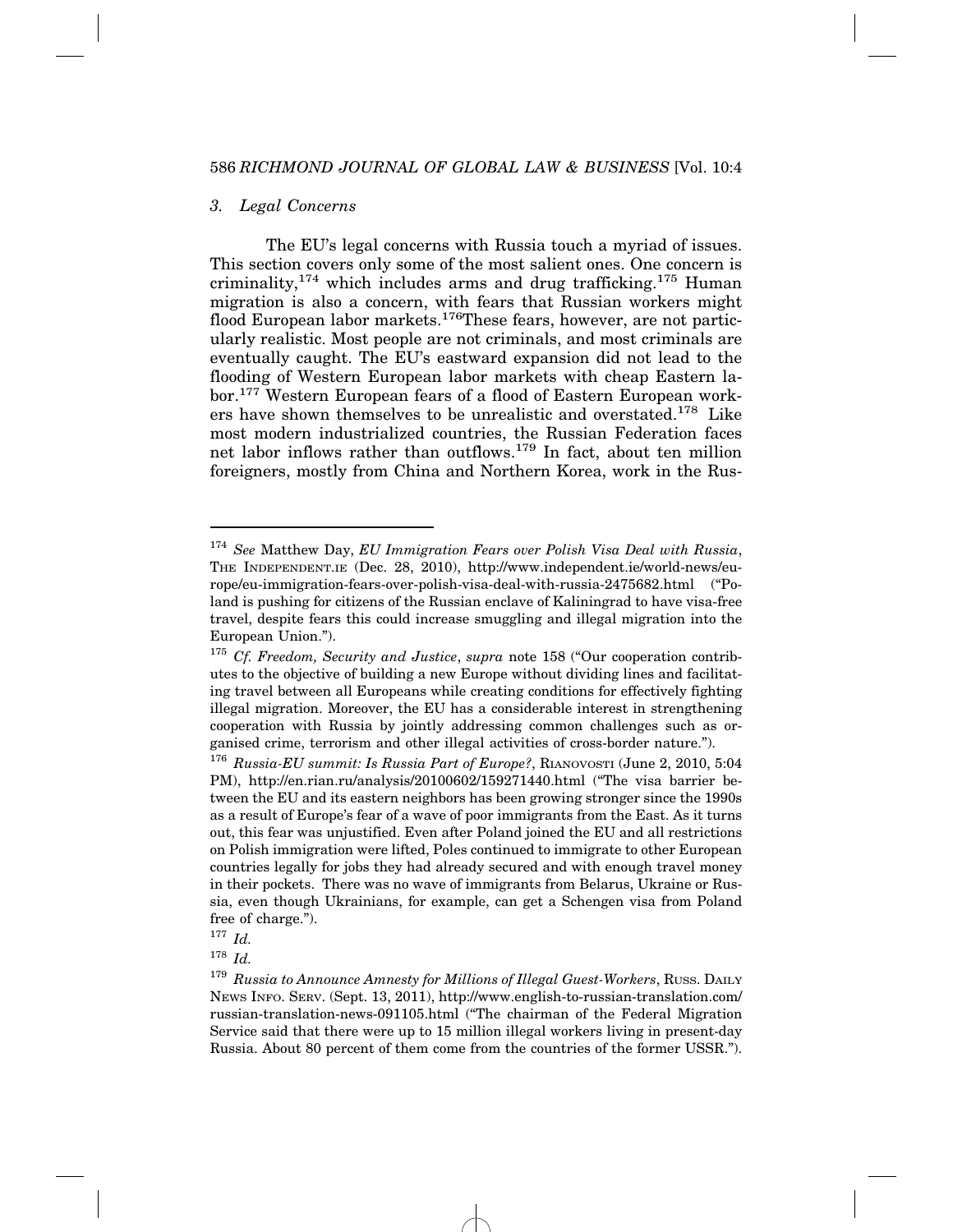### *3. Legal Concerns*

The EU's legal concerns with Russia touch a myriad of issues. This section covers only some of the most salient ones. One concern is criminality,[174] which includes arms and drug trafficking.[175] Human migration is also a concern, with fears that Russian workers might flood European labor markets.[176]These fears, however, are not particularly realistic. Most people are not criminals, and most criminals are eventually caught. The EU's eastward expansion did not lead to the flooding of Western European labor markets with cheap Eastern labor.[177] Western European fears of a flood of Eastern European workers have shown themselves to be unrealistic and overstated.[178] Like most modern industrialized countries, the Russian Federation faces net labor inflows rather than outflows.[179] In fact, about ten million foreigners, mostly from China and Northern Korea, work in the Rus-

---

[174] *See* Matthew Day, *EU Immigration Fears over Polish Visa Deal with Russia*, THE INDEPENDENT.IE (Dec. 28, 2010), http://www.independent.ie/world-news/europe/eu-immigration-fears-over-polish-visa-deal-with-russia-2475682.html ("Poland is pushing for citizens of the Russian enclave of Kaliningrad to have visa-free travel, despite fears this could increase smuggling and illegal migration into the European Union.").

[175] *Cf. Freedom, Security and Justice*, *supra* note 158 ("Our cooperation contributes to the objective of building a new Europe without dividing lines and facilitating travel between all Europeans while creating conditions for effectively fighting illegal migration. Moreover, the EU has a considerable interest in strengthening cooperation with Russia by jointly addressing common challenges such as organised crime, terrorism and other illegal activities of cross-border nature.").

[176] *Russia-EU summit: Is Russia Part of Europe?*, RIANOVOSTI (June 2, 2010, 5:04 PM), http://en.rian.ru/analysis/20100602/159271440.html ("The visa barrier between the EU and its eastern neighbors has been growing stronger since the 1990s as a result of Europe's fear of a wave of poor immigrants from the East. As it turns out, this fear was unjustified. Even after Poland joined the EU and all restrictions on Polish immigration were lifted, Poles continued to immigrate to other European countries legally for jobs they had already secured and with enough travel money in their pockets. There was no wave of immigrants from Belarus, Ukraine or Russia, even though Ukrainians, for example, can get a Schengen visa from Poland free of charge.").

[177] *Id.*

[178] *Id.*

[179] *Russia to Announce Amnesty for Millions of Illegal Guest-Workers*, RUSS. DAILY NEWS INFO. SERV. (Sept. 13, 2011), http://www.english-to-russian-translation.com/russian-translation-news-091105.html ("The chairman of the Federal Migration Service said that there were up to 15 million illegal workers living in present-day Russia. About 80 percent of them come from the countries of the former USSR.").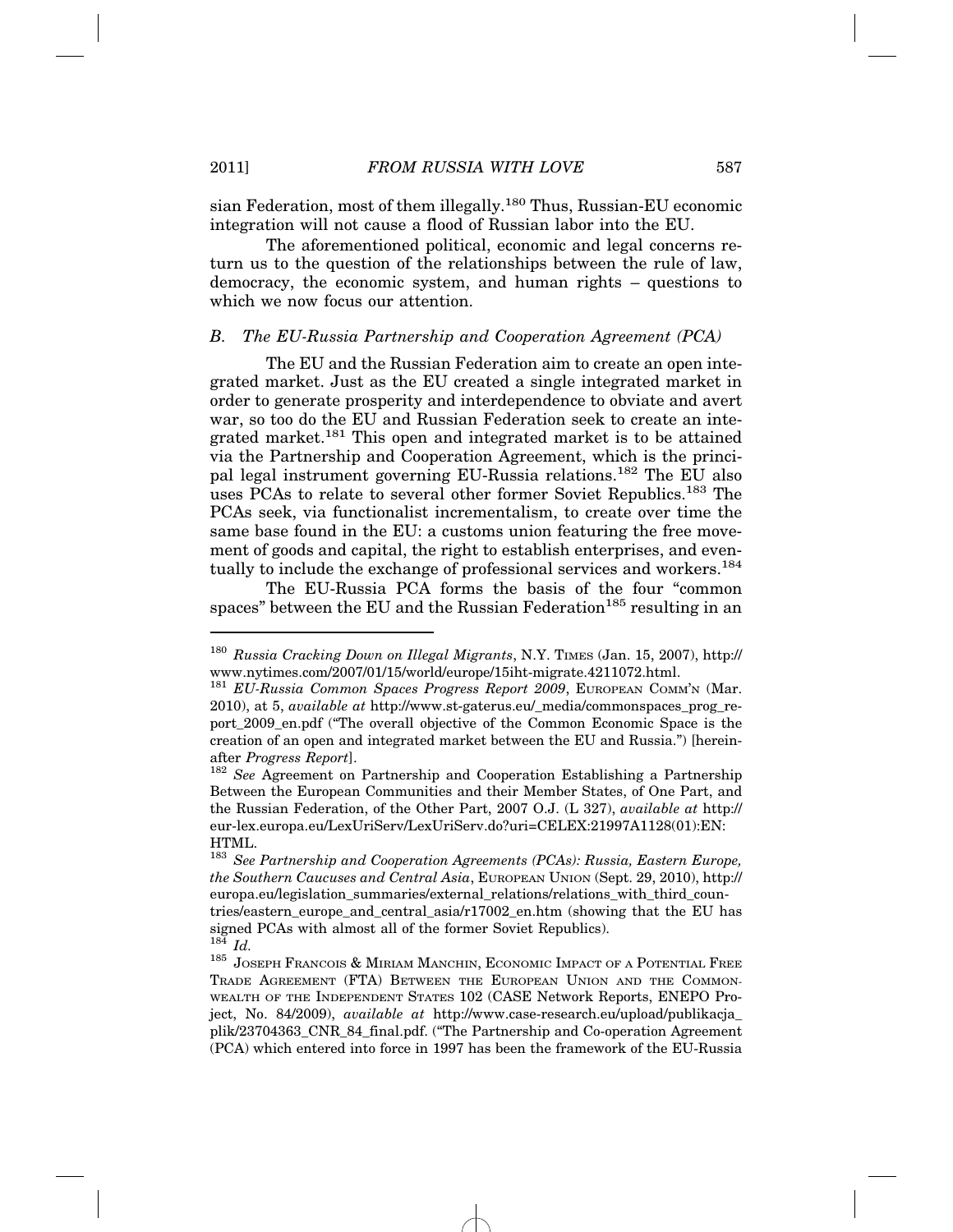sian Federation, most of them illegally.[180] Thus, Russian-EU economic integration will not cause a flood of Russian labor into the EU.

The aforementioned political, economic and legal concerns return us to the question of the relationships between the rule of law, democracy, the economic system, and human rights – questions to which we now focus our attention.

### *B. The EU-Russia Partnership and Cooperation Agreement (PCA)*

The EU and the Russian Federation aim to create an open integrated market. Just as the EU created a single integrated market in order to generate prosperity and interdependence to obviate and avert war, so too do the EU and Russian Federation seek to create an integrated market.[181] This open and integrated market is to be attained via the Partnership and Cooperation Agreement, which is the principal legal instrument governing EU-Russia relations.[182] The EU also uses PCAs to relate to several other former Soviet Republics.[183] The PCAs seek, via functionalist incrementalism, to create over time the same base found in the EU: a customs union featuring the free movement of goods and capital, the right to establish enterprises, and eventually to include the exchange of professional services and workers.[184]

The EU-Russia PCA forms the basis of the four "common spaces" between the EU and the Russian Federation[185] resulting in an

---

[180] *Russia Cracking Down on Illegal Migrants*, N.Y. TIMES (Jan. 15, 2007), http://www.nytimes.com/2007/01/15/world/europe/15iht-migrate.4211072.html.

[181] *EU-Russia Common Spaces Progress Report 2009*, EUROPEAN COMM'N (Mar. 2010), at 5, *available at* http://www.st-gaterus.eu/_media/commonspaces_prog_report_2009_en.pdf ("The overall objective of the Common Economic Space is the creation of an open and integrated market between the EU and Russia.") [hereinafter *Progress Report*].

[182] *See* Agreement on Partnership and Cooperation Establishing a Partnership Between the European Communities and their Member States, of One Part, and the Russian Federation, of the Other Part, 2007 O.J. (L 327), *available at* http://eur-lex.europa.eu/LexUriServ/LexUriServ.do?uri=CELEX:21997A1128(01):EN:HTML.

[183] *See Partnership and Cooperation Agreements (PCAs): Russia, Eastern Europe, the Southern Caucuses and Central Asia*, EUROPEAN UNION (Sept. 29, 2010), http://europa.eu/legislation_summaries/external_relations/relations_with_third_countries/eastern_europe_and_central_asia/r17002_en.htm (showing that the EU has signed PCAs with almost all of the former Soviet Republics).

[184] *Id.*

[185] JOSEPH FRANCOIS & MIRIAM MANCHIN, ECONOMIC IMPACT OF A POTENTIAL FREE TRADE AGREEMENT (FTA) BETWEEN THE EUROPEAN UNION AND THE COMMONWEALTH OF THE INDEPENDENT STATES 102 (CASE Network Reports, ENEPO Project, No. 84/2009), *available at* http://www.case-research.eu/upload/publikacja_plik/23704363_CNR_84_final.pdf. ("The Partnership and Co-operation Agreement (PCA) which entered into force in 1997 has been the framework of the EU-Russia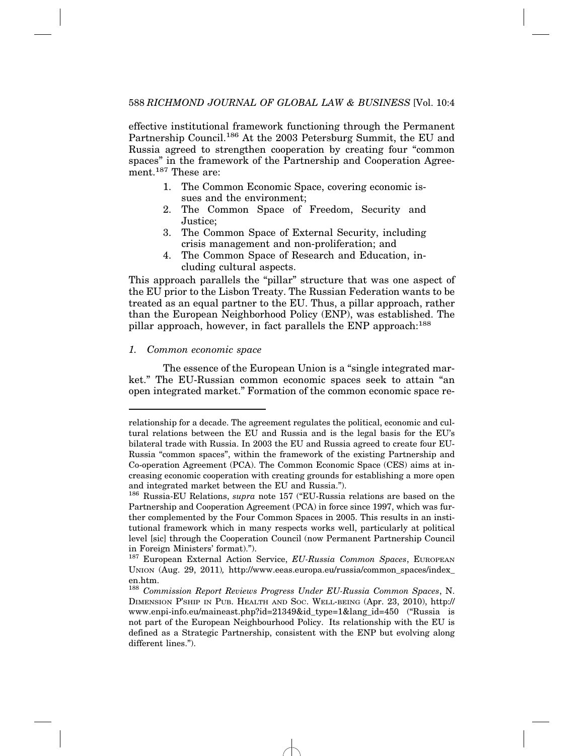effective institutional framework functioning through the Permanent Partnership Council.[186] At the 2003 Petersburg Summit, the EU and Russia agreed to strengthen cooperation by creating four "common spaces" in the framework of the Partnership and Cooperation Agreement.[187] These are:

1. The Common Economic Space, covering economic issues and the environment;
2. The Common Space of Freedom, Security and Justice;
3. The Common Space of External Security, including crisis management and non-proliferation; and
4. The Common Space of Research and Education, including cultural aspects.

This approach parallels the "pillar" structure that was one aspect of the EU prior to the Lisbon Treaty. The Russian Federation wants to be treated as an equal partner to the EU. Thus, a pillar approach, rather than the European Neighborhood Policy (ENP), was established. The pillar approach, however, in fact parallels the ENP approach:[188]

### *1. Common economic space*

The essence of the European Union is a "single integrated market." The EU-Russian common economic spaces seek to attain "an open integrated market." Formation of the common economic space re-

---

relationship for a decade. The agreement regulates the political, economic and cultural relations between the EU and Russia and is the legal basis for the EU's bilateral trade with Russia. In 2003 the EU and Russia agreed to create four EU-Russia "common spaces", within the framework of the existing Partnership and Co-operation Agreement (PCA). The Common Economic Space (CES) aims at increasing economic cooperation with creating grounds for establishing a more open and integrated market between the EU and Russia.").

[186] Russia-EU Relations, *supra* note 157 ("EU-Russia relations are based on the Partnership and Cooperation Agreement (PCA) in force since 1997, which was further complemented by the Four Common Spaces in 2005. This results in an institutional framework which in many respects works well, particularly at political level [sic] through the Cooperation Council (now Permanent Partnership Council in Foreign Ministers' format).").

[187] European External Action Service, *EU-Russia Common Spaces*, European Union (Aug. 29, 2011), http://www.eeas.europa.eu/russia/common_spaces/index_en.htm.

[188] *Commission Report Reviews Progress Under EU-Russia Common Spaces*, N. Dimension P'ship in Pub. Health and Soc. Well-being (Apr. 23, 2010), http://www.enpi-info.eu/maineast.php?id=21349&id_type=1&lang_id=450 ("Russia is not part of the European Neighbourhood Policy. Its relationship with the EU is defined as a Strategic Partnership, consistent with the ENP but evolving along different lines.").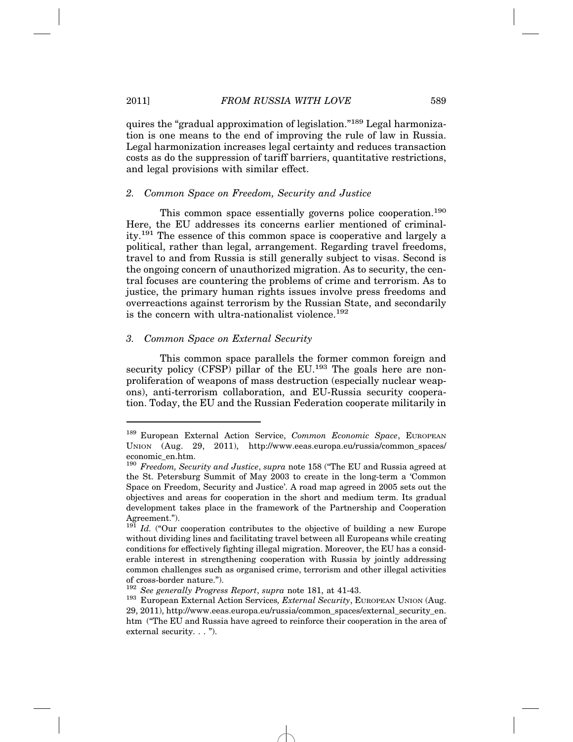quires the "gradual approximation of legislation."[189] Legal harmonization is one means to the end of improving the rule of law in Russia. Legal harmonization increases legal certainty and reduces transaction costs as do the suppression of tariff barriers, quantitative restrictions, and legal provisions with similar effect.

### *2. Common Space on Freedom, Security and Justice*

This common space essentially governs police cooperation.[190] Here, the EU addresses its concerns earlier mentioned of criminality.[191] The essence of this common space is cooperative and largely a political, rather than legal, arrangement. Regarding travel freedoms, travel to and from Russia is still generally subject to visas. Second is the ongoing concern of unauthorized migration. As to security, the central focuses are countering the problems of crime and terrorism. As to justice, the primary human rights issues involve press freedoms and overreactions against terrorism by the Russian State, and secondarily is the concern with ultra-nationalist violence.[192]

### *3. Common Space on External Security*

This common space parallels the former common foreign and security policy (CFSP) pillar of the EU.[193] The goals here are non-proliferation of weapons of mass destruction (especially nuclear weapons), anti-terrorism collaboration, and EU-Russia security cooperation. Today, the EU and the Russian Federation cooperate militarily in

---

[189] European External Action Service, *Common Economic Space*, EUROPEAN UNION (Aug. 29, 2011), http://www.eeas.europa.eu/russia/common_spaces/economic_en.htm.

[190] *Freedom, Security and Justice*, *supra* note 158 ("The EU and Russia agreed at the St. Petersburg Summit of May 2003 to create in the long-term a 'Common Space on Freedom, Security and Justice'. A road map agreed in 2005 sets out the objectives and areas for cooperation in the short and medium term. Its gradual development takes place in the framework of the Partnership and Cooperation Agreement.").

[191] *Id.* ("Our cooperation contributes to the objective of building a new Europe without dividing lines and facilitating travel between all Europeans while creating conditions for effectively fighting illegal migration. Moreover, the EU has a considerable interest in strengthening cooperation with Russia by jointly addressing common challenges such as organised crime, terrorism and other illegal activities of cross-border nature.").

[192] *See generally Progress Report*, *supra* note 181, at 41-43.

[193] European External Action Services*, External Security*, EUROPEAN UNION (Aug. 29, 2011), http://www.eeas.europa.eu/russia/common_spaces/external_security_en.htm ("The EU and Russia have agreed to reinforce their cooperation in the area of external security. . . ").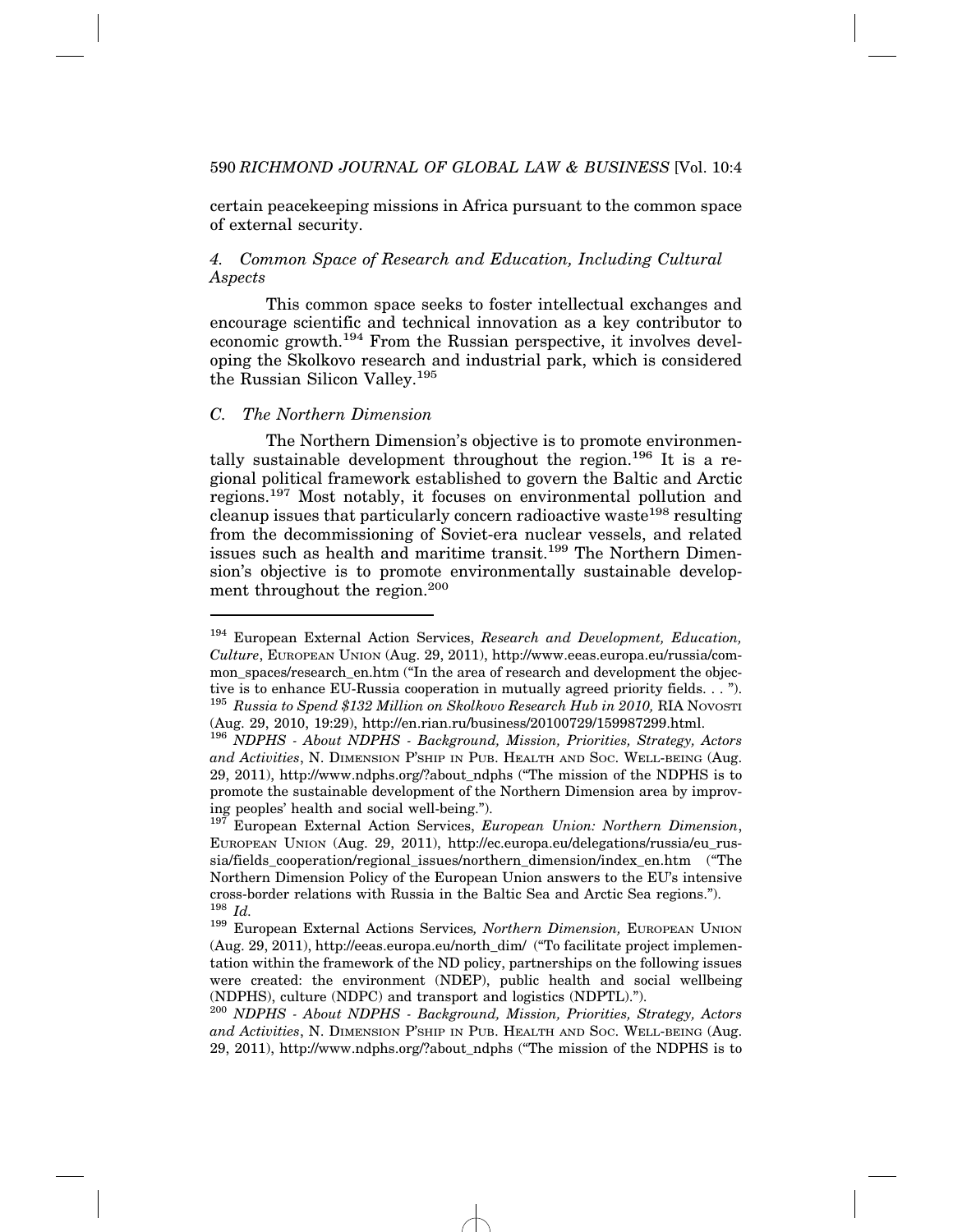certain peacekeeping missions in Africa pursuant to the common space of external security.

### *4. Common Space of Research and Education, Including Cultural Aspects*

This common space seeks to foster intellectual exchanges and encourage scientific and technical innovation as a key contributor to economic growth.[194] From the Russian perspective, it involves developing the Skolkovo research and industrial park, which is considered the Russian Silicon Valley.[195]

## *C. The Northern Dimension*

The Northern Dimension's objective is to promote environmentally sustainable development throughout the region.[196] It is a regional political framework established to govern the Baltic and Arctic regions.[197] Most notably, it focuses on environmental pollution and cleanup issues that particularly concern radioactive waste[198] resulting from the decommissioning of Soviet-era nuclear vessels, and related issues such as health and maritime transit.[199] The Northern Dimension's objective is to promote environmentally sustainable development throughout the region.[200]

---

[194] European External Action Services, *Research and Development, Education, Culture*, EUROPEAN UNION (Aug. 29, 2011), http://www.eeas.europa.eu/russia/common_spaces/research_en.htm ("In the area of research and development the objective is to enhance EU-Russia cooperation in mutually agreed priority fields. . . ").

[195] *Russia to Spend $132 Million on Skolkovo Research Hub in 2010,* RIA NOVOSTI (Aug. 29, 2010, 19:29), http://en.rian.ru/business/20100729/159987299.html.

[196] *NDPHS - About NDPHS - Background, Mission, Priorities, Strategy, Actors and Activities*, N. DIMENSION P'SHIP IN PUB. HEALTH AND SOC. WELL-BEING (Aug. 29, 2011), http://www.ndphs.org/?about_ndphs ("The mission of the NDPHS is to promote the sustainable development of the Northern Dimension area by improving peoples' health and social well-being.").

[197] European External Action Services, *European Union: Northern Dimension*, EUROPEAN UNION (Aug. 29, 2011), http://ec.europa.eu/delegations/russia/eu_russia/fields_cooperation/regional_issues/northern_dimension/index_en.htm ("The Northern Dimension Policy of the European Union answers to the EU's intensive cross-border relations with Russia in the Baltic Sea and Arctic Sea regions.").

[198] *Id.*

[199] European External Actions Services*, Northern Dimension,* EUROPEAN UNION (Aug. 29, 2011), http://eeas.europa.eu/north_dim/ ("To facilitate project implementation within the framework of the ND policy, partnerships on the following issues were created: the environment (NDEP), public health and social wellbeing (NDPHS), culture (NDPC) and transport and logistics (NDPTL).").

[200] *NDPHS - About NDPHS - Background, Mission, Priorities, Strategy, Actors and Activities*, N. DIMENSION P'SHIP IN PUB. HEALTH AND SOC. WELL-BEING (Aug. 29, 2011), http://www.ndphs.org/?about_ndphs ("The mission of the NDPHS is to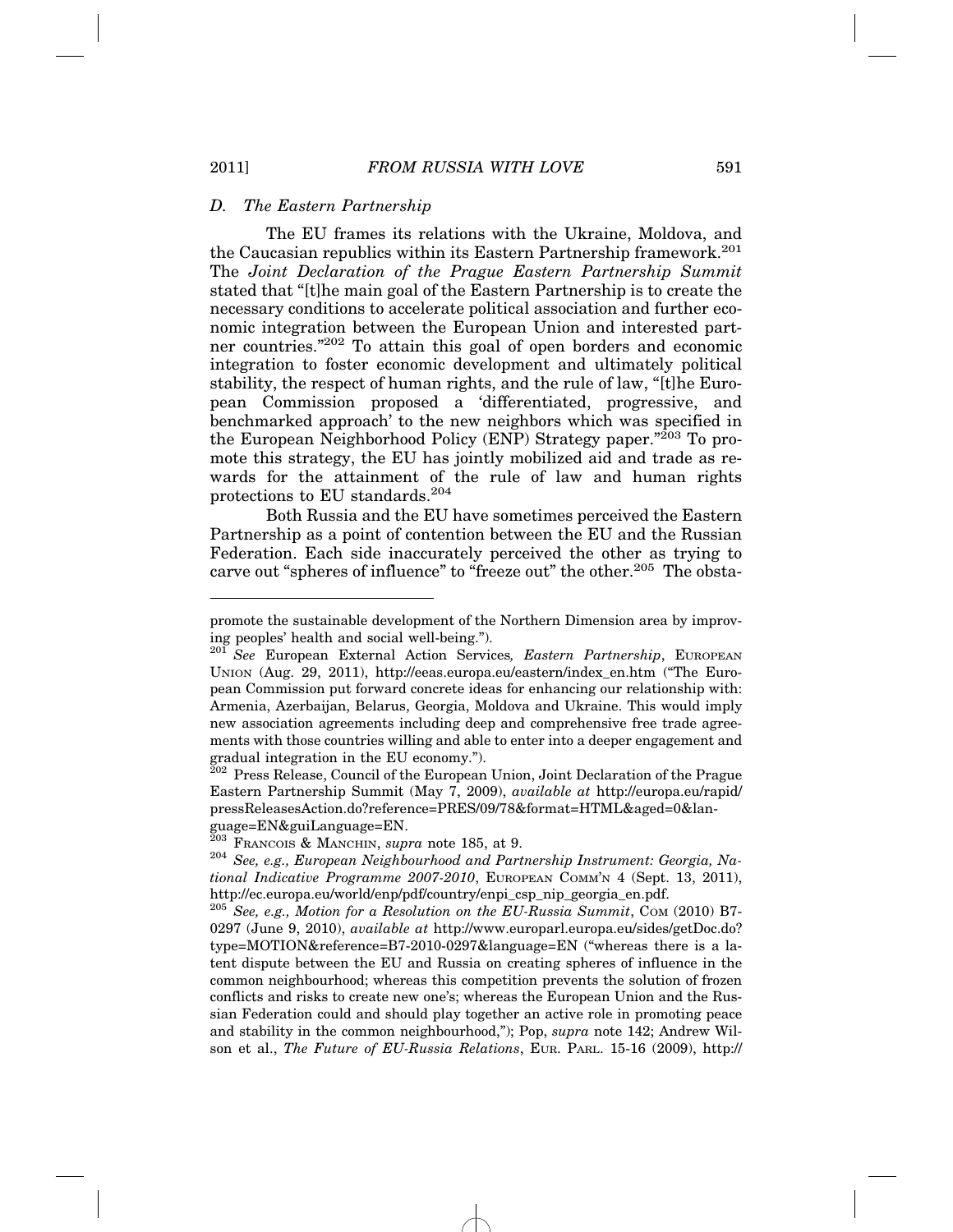### *D. The Eastern Partnership*

The EU frames its relations with the Ukraine, Moldova, and the Caucasian republics within its Eastern Partnership framework.[201] The *Joint Declaration of the Prague Eastern Partnership Summit* stated that "[t]he main goal of the Eastern Partnership is to create the necessary conditions to accelerate political association and further economic integration between the European Union and interested partner countries."[202] To attain this goal of open borders and economic integration to foster economic development and ultimately political stability, the respect of human rights, and the rule of law, "[t]he European Commission proposed a 'differentiated, progressive, and benchmarked approach' to the new neighbors which was specified in the European Neighborhood Policy (ENP) Strategy paper."[203] To promote this strategy, the EU has jointly mobilized aid and trade as rewards for the attainment of the rule of law and human rights protections to EU standards.[204]

Both Russia and the EU have sometimes perceived the Eastern Partnership as a point of contention between the EU and the Russian Federation. Each side inaccurately perceived the other as trying to carve out "spheres of influence" to "freeze out" the other.[205] The obsta-

---

promote the sustainable development of the Northern Dimension area by improving peoples' health and social well-being.").

[201] *See* European External Action Services*, Eastern Partnership*, EUROPEAN UNION (Aug. 29, 2011), http://eeas.europa.eu/eastern/index_en.htm ("The European Commission put forward concrete ideas for enhancing our relationship with: Armenia, Azerbaijan, Belarus, Georgia, Moldova and Ukraine. This would imply new association agreements including deep and comprehensive free trade agreements with those countries willing and able to enter into a deeper engagement and gradual integration in the EU economy.").

[202] Press Release, Council of the European Union, Joint Declaration of the Prague Eastern Partnership Summit (May 7, 2009), *available at* http://europa.eu/rapid/pressReleasesAction.do?reference=PRES/09/78&format=HTML&aged=0&language=EN&guiLanguage=EN.

[203] FRANCOIS & MANCHIN, *supra* note 185, at 9.

[204] *See, e.g., European Neighbourhood and Partnership Instrument: Georgia, National Indicative Programme 2007-2010*, EUROPEAN COMM'N 4 (Sept. 13, 2011), http://ec.europa.eu/world/enp/pdf/country/enpi_csp_nip_georgia_en.pdf.

[205] *See, e.g., Motion for a Resolution on the EU-Russia Summit*, COM (2010) B7-0297 (June 9, 2010), *available at* http://www.europarl.europa.eu/sides/getDoc.do?type=MOTION&reference=B7-2010-0297&language=EN ("whereas there is a latent dispute between the EU and Russia on creating spheres of influence in the common neighbourhood; whereas this competition prevents the solution of frozen conflicts and risks to create new one's; whereas the European Union and the Russian Federation could and should play together an active role in promoting peace and stability in the common neighbourhood,"); Pop, *supra* note 142; Andrew Wilson et al., *The Future of EU-Russia Relations*, EUR. PARL. 15-16 (2009), http://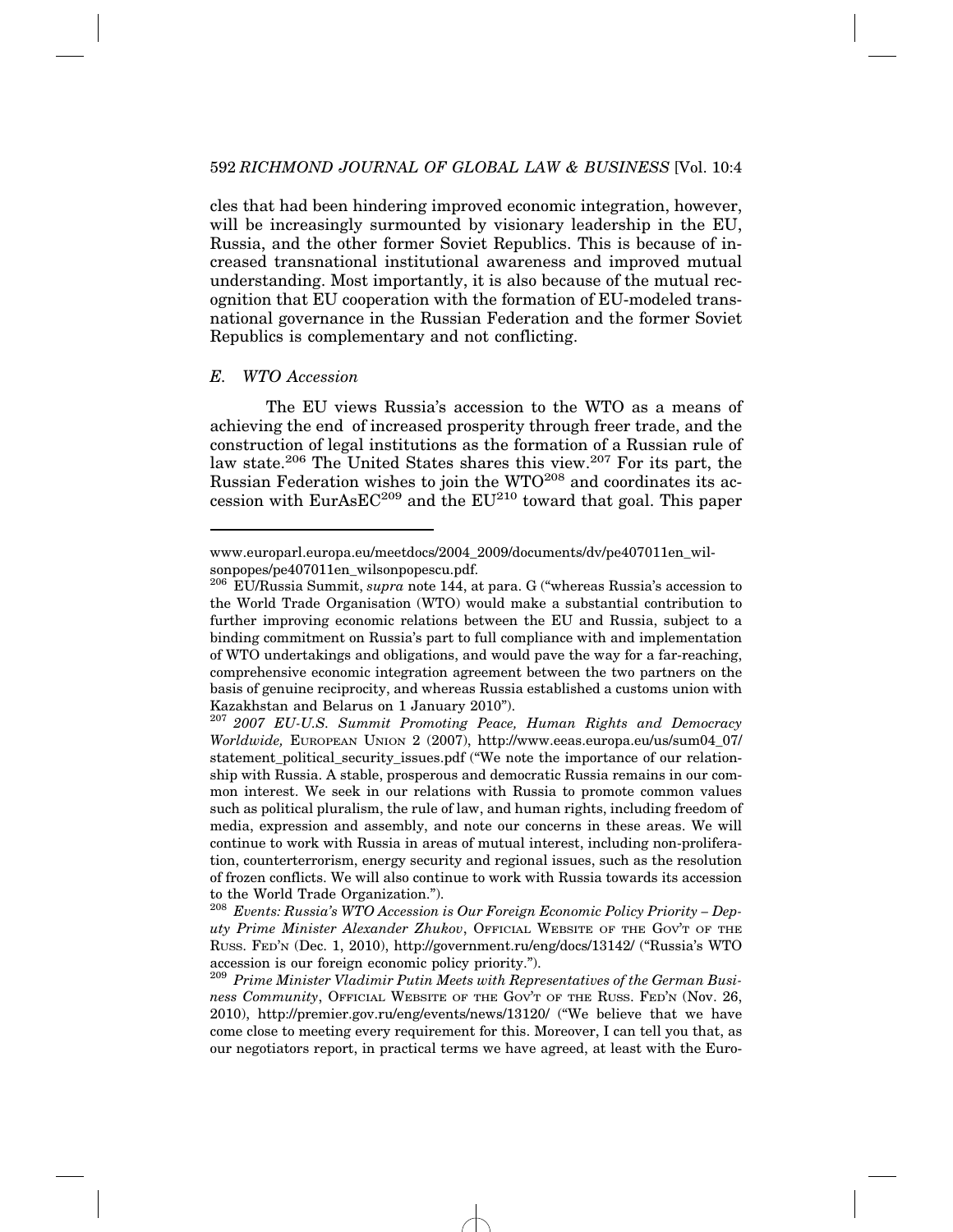cles that had been hindering improved economic integration, however, will be increasingly surmounted by visionary leadership in the EU, Russia, and the other former Soviet Republics. This is because of increased transnational institutional awareness and improved mutual understanding. Most importantly, it is also because of the mutual recognition that EU cooperation with the formation of EU-modeled transnational governance in the Russian Federation and the former Soviet Republics is complementary and not conflicting.

### *E. WTO Accession*

The EU views Russia's accession to the WTO as a means of achieving the end of increased prosperity through freer trade, and the construction of legal institutions as the formation of a Russian rule of law state.[206] The United States shares this view.[207] For its part, the Russian Federation wishes to join the WTO[208] and coordinates its accession with EurAsEC[209] and the EU[210] toward that goal. This paper

---

www.europarl.europa.eu/meetdocs/2004_2009/documents/dv/pe407011en_wilsonpopes/pe407011en_wilsonpopescu.pdf.

[206] EU/Russia Summit, *supra* note 144, at para. G ("whereas Russia's accession to the World Trade Organisation (WTO) would make a substantial contribution to further improving economic relations between the EU and Russia, subject to a binding commitment on Russia's part to full compliance with and implementation of WTO undertakings and obligations, and would pave the way for a far-reaching, comprehensive economic integration agreement between the two partners on the basis of genuine reciprocity, and whereas Russia established a customs union with Kazakhstan and Belarus on 1 January 2010").

[207] *2007 EU-U.S. Summit Promoting Peace, Human Rights and Democracy Worldwide,* EUROPEAN UNION 2 (2007), http://www.eeas.europa.eu/us/sum04_07/statement_political_security_issues.pdf ("We note the importance of our relationship with Russia. A stable, prosperous and democratic Russia remains in our common interest. We seek in our relations with Russia to promote common values such as political pluralism, the rule of law, and human rights, including freedom of media, expression and assembly, and note our concerns in these areas. We will continue to work with Russia in areas of mutual interest, including non-proliferation, counterterrorism, energy security and regional issues, such as the resolution of frozen conflicts. We will also continue to work with Russia towards its accession to the World Trade Organization.").

[208] *Events: Russia's WTO Accession is Our Foreign Economic Policy Priority – Deputy Prime Minister Alexander Zhukov*, OFFICIAL WEBSITE OF THE GOV'T OF THE RUSS. FED'N (Dec. 1, 2010), http://government.ru/eng/docs/13142/ ("Russia's WTO accession is our foreign economic policy priority.").

[209] *Prime Minister Vladimir Putin Meets with Representatives of the German Business Community*, OFFICIAL WEBSITE OF THE GOV'T OF THE RUSS. FED'N (Nov. 26, 2010), http://premier.gov.ru/eng/events/news/13120/ ("We believe that we have come close to meeting every requirement for this. Moreover, I can tell you that, as our negotiators report, in practical terms we have agreed, at least with the Euro-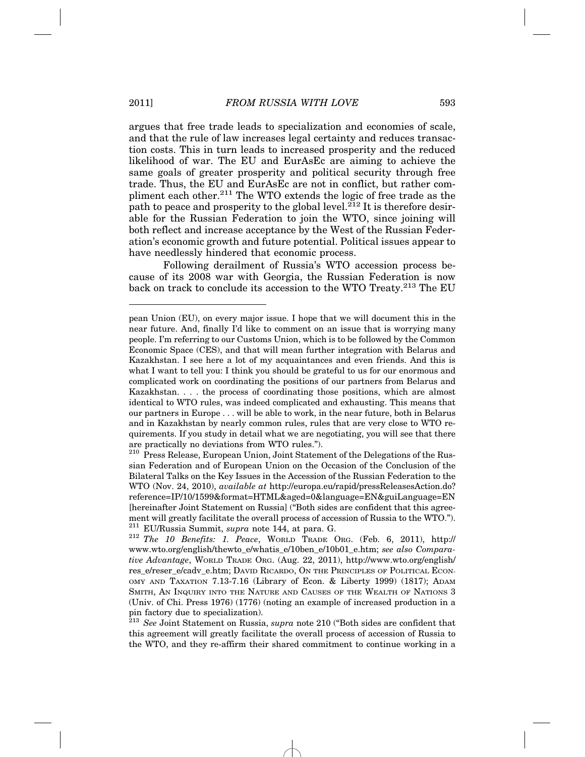argues that free trade leads to specialization and economies of scale, and that the rule of law increases legal certainty and reduces transaction costs. This in turn leads to increased prosperity and the reduced likelihood of war. The EU and EurAsEc are aiming to achieve the same goals of greater prosperity and political security through free trade. Thus, the EU and EurAsEc are not in conflict, but rather compliment each other.[211] The WTO extends the logic of free trade as the path to peace and prosperity to the global level.[212] It is therefore desirable for the Russian Federation to join the WTO, since joining will both reflect and increase acceptance by the West of the Russian Federation's economic growth and future potential. Political issues appear to have needlessly hindered that economic process.

Following derailment of Russia's WTO accession process because of its 2008 war with Georgia, the Russian Federation is now back on track to conclude its accession to the WTO Treaty.[213] The EU

---

pean Union (EU), on every major issue. I hope that we will document this in the near future. And, finally I'd like to comment on an issue that is worrying many people. I'm referring to our Customs Union, which is to be followed by the Common Economic Space (CES), and that will mean further integration with Belarus and Kazakhstan. I see here a lot of my acquaintances and even friends. And this is what I want to tell you: I think you should be grateful to us for our enormous and complicated work on coordinating the positions of our partners from Belarus and Kazakhstan. . . . the process of coordinating those positions, which are almost identical to WTO rules, was indeed complicated and exhausting. This means that our partners in Europe . . . will be able to work, in the near future, both in Belarus and in Kazakhstan by nearly common rules, rules that are very close to WTO requirements. If you study in detail what we are negotiating, you will see that there are practically no deviations from WTO rules.").

[210] Press Release, European Union, Joint Statement of the Delegations of the Russian Federation and of European Union on the Occasion of the Conclusion of the Bilateral Talks on the Key Issues in the Accession of the Russian Federation to the WTO (Nov. 24, 2010), *available at* http://europa.eu/rapid/pressReleasesAction.do?reference=IP/10/1599&format=HTML&aged=0&language=EN&guiLanguage=EN [hereinafter Joint Statement on Russia] ("Both sides are confident that this agreement will greatly facilitate the overall process of accession of Russia to the WTO.").

[211] EU/Russia Summit, *supra* note 144, at para. G.

[212] *The 10 Benefits: 1. Peace*, WORLD TRADE ORG. (Feb. 6, 2011), http://www.wto.org/english/thewto_e/whatis_e/10ben_e/10b01_e.htm; *see also Comparative Advantage*, WORLD TRADE ORG. (Aug. 22, 2011), http://www.wto.org/english/res_e/reser_e/cadv_e.htm; DAVID RICARDO, ON THE PRINCIPLES OF POLITICAL ECONOMY AND TAXATION 7.13-7.16 (Library of Econ. & Liberty 1999) (1817); ADAM SMITH, AN INQUIRY INTO THE NATURE AND CAUSES OF THE WEALTH OF NATIONS 3 (Univ. of Chi. Press 1976) (1776) (noting an example of increased production in a pin factory due to specialization).

[213] *See* Joint Statement on Russia, *supra* note 210 ("Both sides are confident that this agreement will greatly facilitate the overall process of accession of Russia to the WTO, and they re-affirm their shared commitment to continue working in a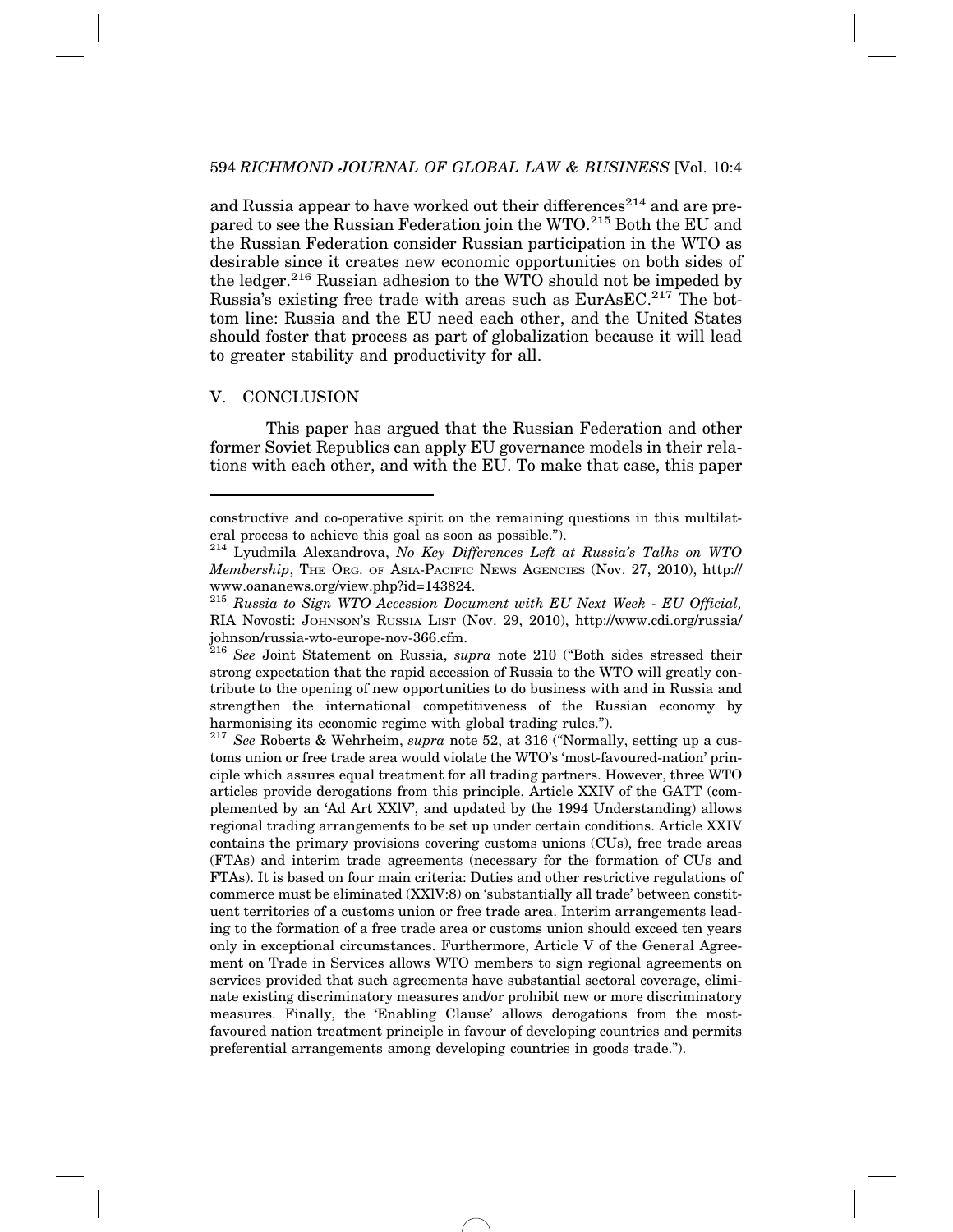and Russia appear to have worked out their differences[214] and are prepared to see the Russian Federation join the WTO.[215] Both the EU and the Russian Federation consider Russian participation in the WTO as desirable since it creates new economic opportunities on both sides of the ledger.[216] Russian adhesion to the WTO should not be impeded by Russia's existing free trade with areas such as EurAsEC.[217] The bottom line: Russia and the EU need each other, and the United States should foster that process as part of globalization because it will lead to greater stability and productivity for all.

## V. CONCLUSION

This paper has argued that the Russian Federation and other former Soviet Republics can apply EU governance models in their relations with each other, and with the EU. To make that case, this paper

---

constructive and co-operative spirit on the remaining questions in this multilateral process to achieve this goal as soon as possible.").

[214] Lyudmila Alexandrova, *No Key Differences Left at Russia's Talks on WTO Membership*, THE ORG. OF ASIA-PACIFIC NEWS AGENCIES (Nov. 27, 2010), http://www.oananews.org/view.php?id=143824.

[215] *Russia to Sign WTO Accession Document with EU Next Week - EU Official,* RIA Novosti: JOHNSON'S RUSSIA LIST (Nov. 29, 2010), http://www.cdi.org/russia/johnson/russia-wto-europe-nov-366.cfm.

[216] *See* Joint Statement on Russia, *supra* note 210 ("Both sides stressed their strong expectation that the rapid accession of Russia to the WTO will greatly contribute to the opening of new opportunities to do business with and in Russia and strengthen the international competitiveness of the Russian economy by harmonising its economic regime with global trading rules.").

[217] *See* Roberts & Wehrheim, *supra* note 52, at 316 ("Normally, setting up a customs union or free trade area would violate the WTO's 'most-favoured-nation' principle which assures equal treatment for all trading partners. However, three WTO articles provide derogations from this principle. Article XXIV of the GATT (complemented by an 'Ad Art XXlV', and updated by the 1994 Understanding) allows regional trading arrangements to be set up under certain conditions. Article XXIV contains the primary provisions covering customs unions (CUs), free trade areas (FTAs) and interim trade agreements (necessary for the formation of CUs and FTAs). It is based on four main criteria: Duties and other restrictive regulations of commerce must be eliminated (XXlV:8) on 'substantially all trade' between constituent territories of a customs union or free trade area. Interim arrangements leading to the formation of a free trade area or customs union should exceed ten years only in exceptional circumstances. Furthermore, Article V of the General Agreement on Trade in Services allows WTO members to sign regional agreements on services provided that such agreements have substantial sectoral coverage, eliminate existing discriminatory measures and/or prohibit new or more discriminatory measures. Finally, the 'Enabling Clause' allows derogations from the most-favoured nation treatment principle in favour of developing countries and permits preferential arrangements among developing countries in goods trade.").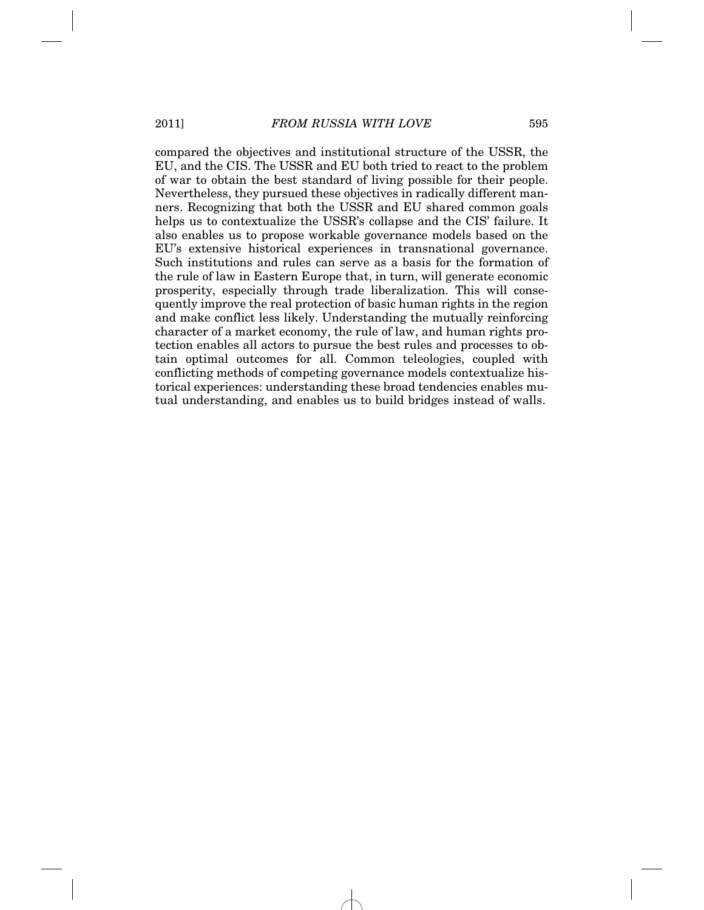compared the objectives and institutional structure of the USSR, the EU, and the CIS. The USSR and EU both tried to react to the problem of war to obtain the best standard of living possible for their people. Nevertheless, they pursued these objectives in radically different manners. Recognizing that both the USSR and EU shared common goals helps us to contextualize the USSR's collapse and the CIS' failure. It also enables us to propose workable governance models based on the EU's extensive historical experiences in transnational governance. Such institutions and rules can serve as a basis for the formation of the rule of law in Eastern Europe that, in turn, will generate economic prosperity, especially through trade liberalization. This will consequently improve the real protection of basic human rights in the region and make conflict less likely. Understanding the mutually reinforcing character of a market economy, the rule of law, and human rights protection enables all actors to pursue the best rules and processes to obtain optimal outcomes for all. Common teleologies, coupled with conflicting methods of competing governance models contextualize historical experiences: understanding these broad tendencies enables mutual understanding, and enables us to build bridges instead of walls.